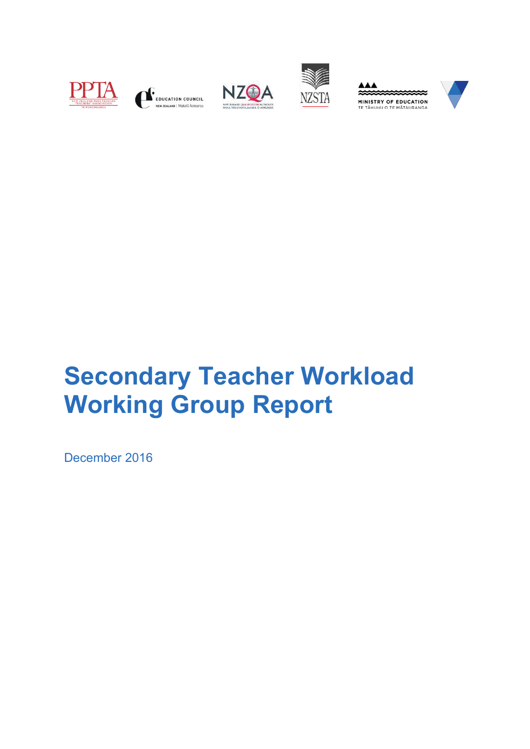# Secondary Teacher Workload Working Group Report

December 2016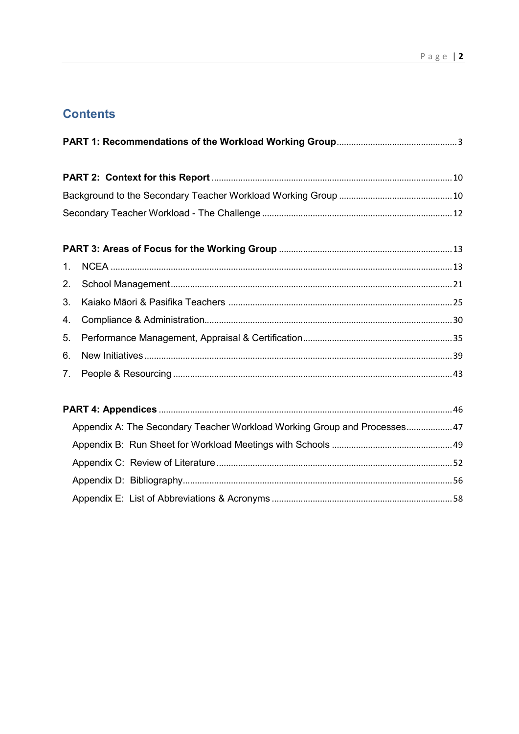## Contents

**PART 1: Recommendations of the Workload Working Group** ........ 3

**PART 2: Context for this Report** ........ 10

Background to the Secondary Teacher Workload Working Group ........ 10

Secondary Teacher Workload - The Challenge ........ 12

**PART 3: Areas of Focus for the Working Group** ........ 13

1. NCEA ........ 13
2. School Management ........ 21
3. Kaiako Māori & Pasifika Teachers ........ 25
4. Compliance & Administration ........ 30
5. Performance Management, Appraisal & Certification ........ 35
6. New Initiatives ........ 39
7. People & Resourcing ........ 43

**PART 4: Appendices** ........ 46

Appendix A: The Secondary Teacher Workload Working Group and Processes ........ 47

Appendix B: Run Sheet for Workload Meetings with Schools ........ 49

Appendix C: Review of Literature ........ 52

Appendix D: Bibliography ........ 56

Appendix E: List of Abbreviations & Acronyms ........ 58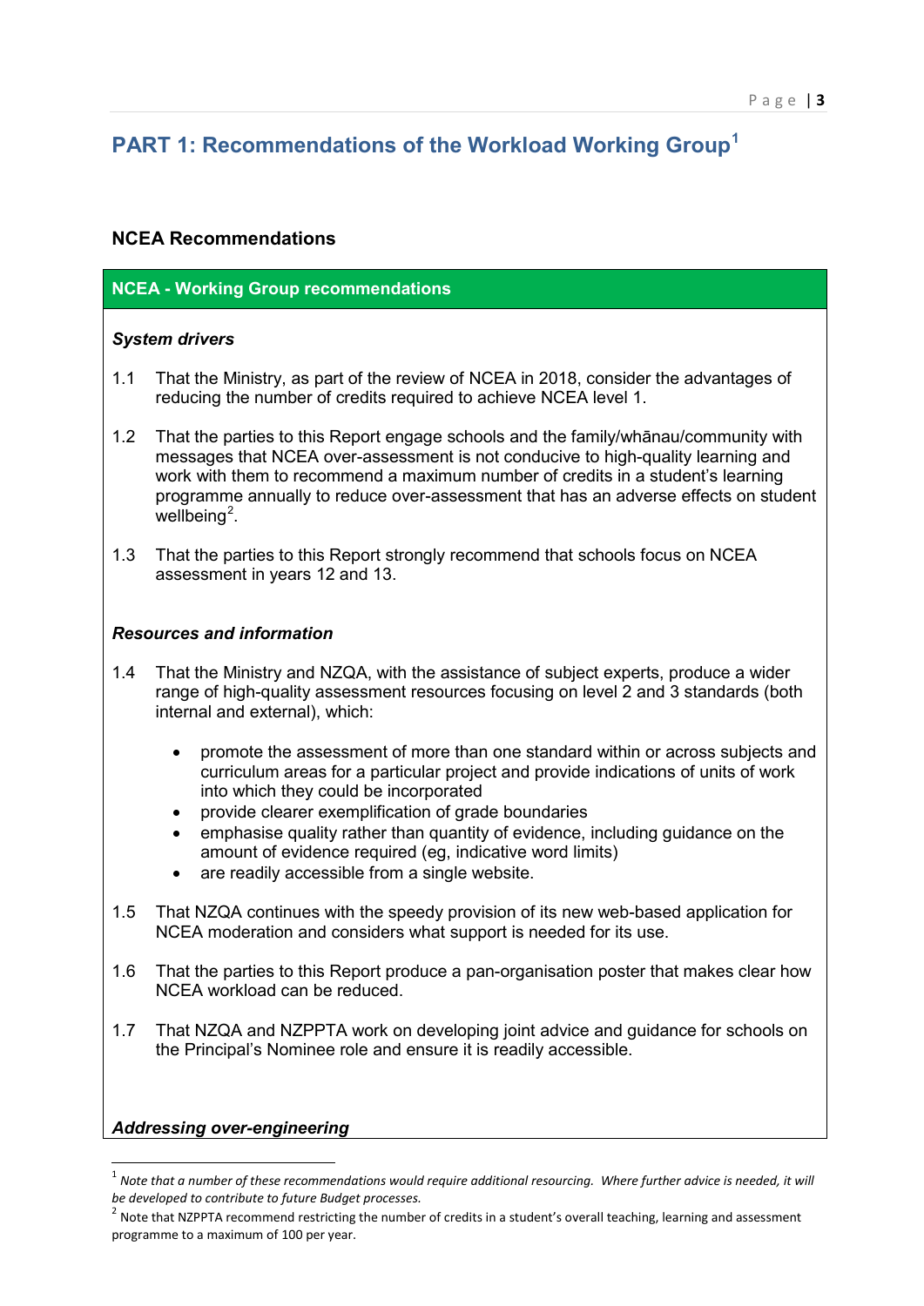# PART 1: Recommendations of the Workload Working Group[1]

## NCEA Recommendations

### NCEA - Working Group recommendations

***System drivers***

1.1 That the Ministry, as part of the review of NCEA in 2018, consider the advantages of reducing the number of credits required to achieve NCEA level 1.

1.2 That the parties to this Report engage schools and the family/whānau/community with messages that NCEA over-assessment is not conducive to high-quality learning and work with them to recommend a maximum number of credits in a student's learning programme annually to reduce over-assessment that has an adverse effects on student wellbeing[2].

1.3 That the parties to this Report strongly recommend that schools focus on NCEA assessment in years 12 and 13.

***Resources and information***

1.4 That the Ministry and NZQA, with the assistance of subject experts, produce a wider range of high-quality assessment resources focusing on level 2 and 3 standards (both internal and external), which:

- promote the assessment of more than one standard within or across subjects and curriculum areas for a particular project and provide indications of units of work into which they could be incorporated
- provide clearer exemplification of grade boundaries
- emphasise quality rather than quantity of evidence, including guidance on the amount of evidence required (eg, indicative word limits)
- are readily accessible from a single website.

1.5 That NZQA continues with the speedy provision of its new web-based application for NCEA moderation and considers what support is needed for its use.

1.6 That the parties to this Report produce a pan-organisation poster that makes clear how NCEA workload can be reduced.

1.7 That NZQA and NZPPTA work on developing joint advice and guidance for schools on the Principal's Nominee role and ensure it is readily accessible.

***Addressing over-engineering***

---

[1] *Note that a number of these recommendations would require additional resourcing. Where further advice is needed, it will be developed to contribute to future Budget processes.*

[2] Note that NZPPTA recommend restricting the number of credits in a student's overall teaching, learning and assessment programme to a maximum of 100 per year.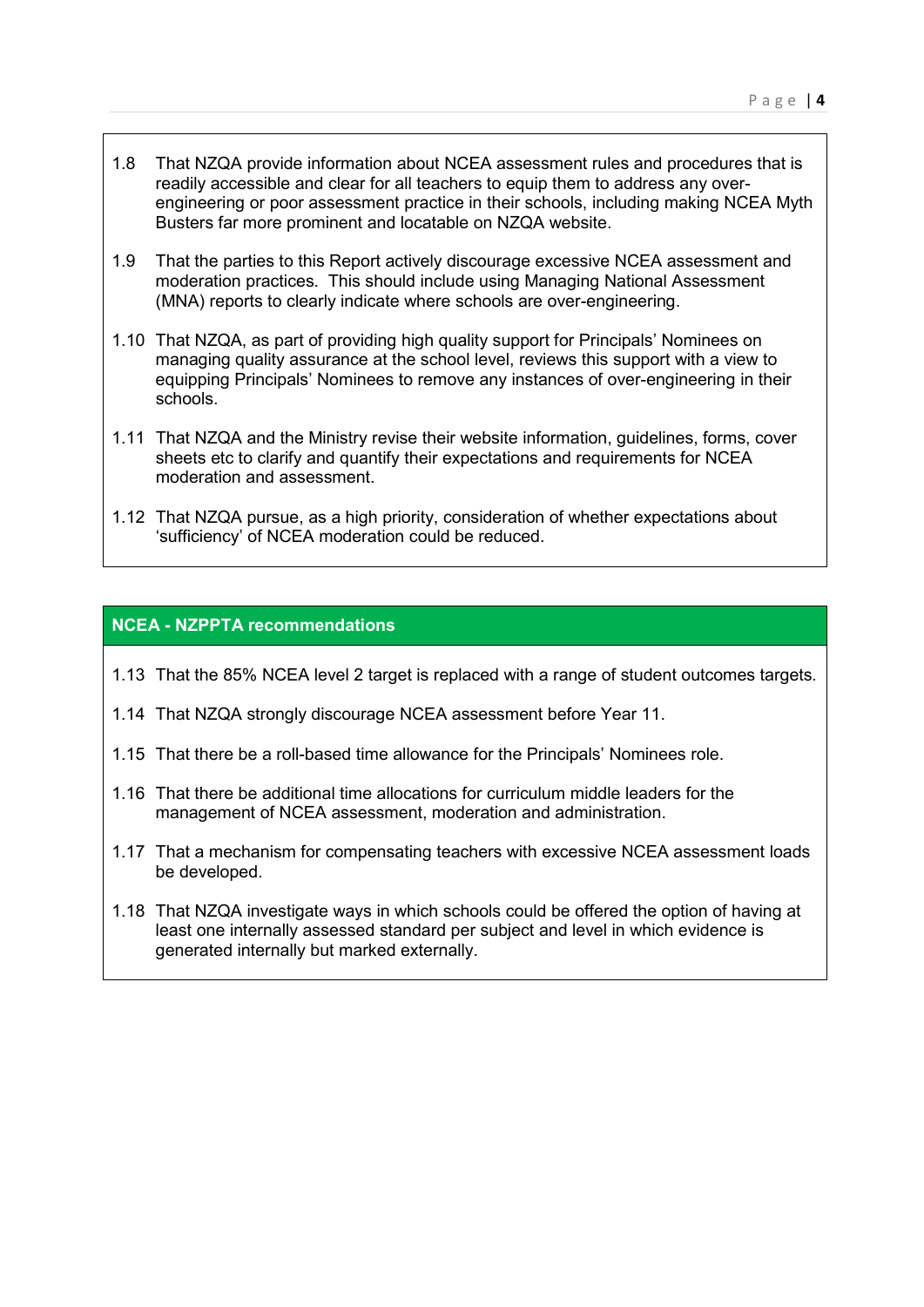1.8 That NZQA provide information about NCEA assessment rules and procedures that is readily accessible and clear for all teachers to equip them to address any over-engineering or poor assessment practice in their schools, including making NCEA Myth Busters far more prominent and locatable on NZQA website.

1.9 That the parties to this Report actively discourage excessive NCEA assessment and moderation practices. This should include using Managing National Assessment (MNA) reports to clearly indicate where schools are over-engineering.

1.10 That NZQA, as part of providing high quality support for Principals' Nominees on managing quality assurance at the school level, reviews this support with a view to equipping Principals' Nominees to remove any instances of over-engineering in their schools.

1.11 That NZQA and the Ministry revise their website information, guidelines, forms, cover sheets etc to clarify and quantify their expectations and requirements for NCEA moderation and assessment.

1.12 That NZQA pursue, as a high priority, consideration of whether expectations about 'sufficiency' of NCEA moderation could be reduced.

## NCEA - NZPPTA recommendations

1.13 That the 85% NCEA level 2 target is replaced with a range of student outcomes targets.

1.14 That NZQA strongly discourage NCEA assessment before Year 11.

1.15 That there be a roll-based time allowance for the Principals' Nominees role.

1.16 That there be additional time allocations for curriculum middle leaders for the management of NCEA assessment, moderation and administration.

1.17 That a mechanism for compensating teachers with excessive NCEA assessment loads be developed.

1.18 That NZQA investigate ways in which schools could be offered the option of having at least one internally assessed standard per subject and level in which evidence is generated internally but marked externally.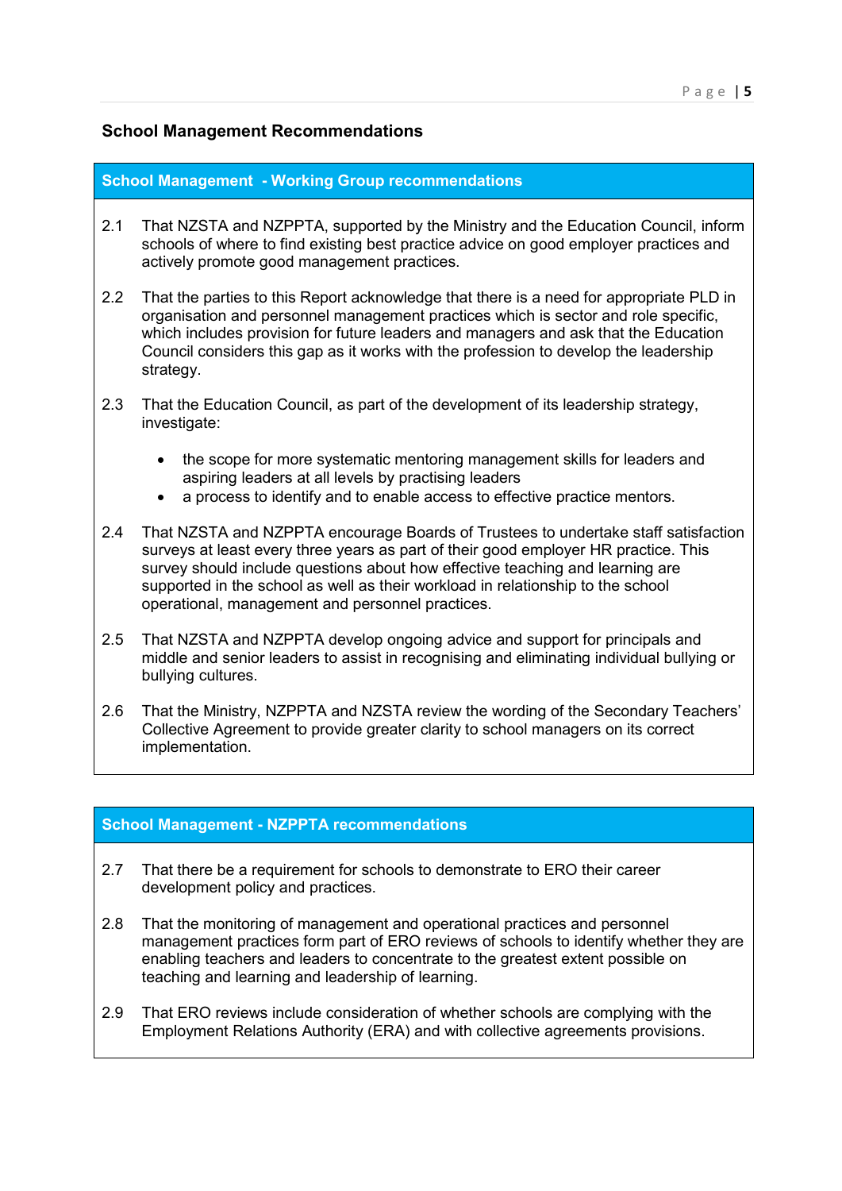## School Management Recommendations

### School Management - Working Group recommendations

2.1 That NZSTA and NZPPTA, supported by the Ministry and the Education Council, inform schools of where to find existing best practice advice on good employer practices and actively promote good management practices.

2.2 That the parties to this Report acknowledge that there is a need for appropriate PLD in organisation and personnel management practices which is sector and role specific, which includes provision for future leaders and managers and ask that the Education Council considers this gap as it works with the profession to develop the leadership strategy.

2.3 That the Education Council, as part of the development of its leadership strategy, investigate:

- the scope for more systematic mentoring management skills for leaders and aspiring leaders at all levels by practising leaders
- a process to identify and to enable access to effective practice mentors.

2.4 That NZSTA and NZPPTA encourage Boards of Trustees to undertake staff satisfaction surveys at least every three years as part of their good employer HR practice. This survey should include questions about how effective teaching and learning are supported in the school as well as their workload in relationship to the school operational, management and personnel practices.

2.5 That NZSTA and NZPPTA develop ongoing advice and support for principals and middle and senior leaders to assist in recognising and eliminating individual bullying or bullying cultures.

2.6 That the Ministry, NZPPTA and NZSTA review the wording of the Secondary Teachers' Collective Agreement to provide greater clarity to school managers on its correct implementation.

### School Management - NZPPTA recommendations

2.7 That there be a requirement for schools to demonstrate to ERO their career development policy and practices.

2.8 That the monitoring of management and operational practices and personnel management practices form part of ERO reviews of schools to identify whether they are enabling teachers and leaders to concentrate to the greatest extent possible on teaching and learning and leadership of learning.

2.9 That ERO reviews include consideration of whether schools are complying with the Employment Relations Authority (ERA) and with collective agreements provisions.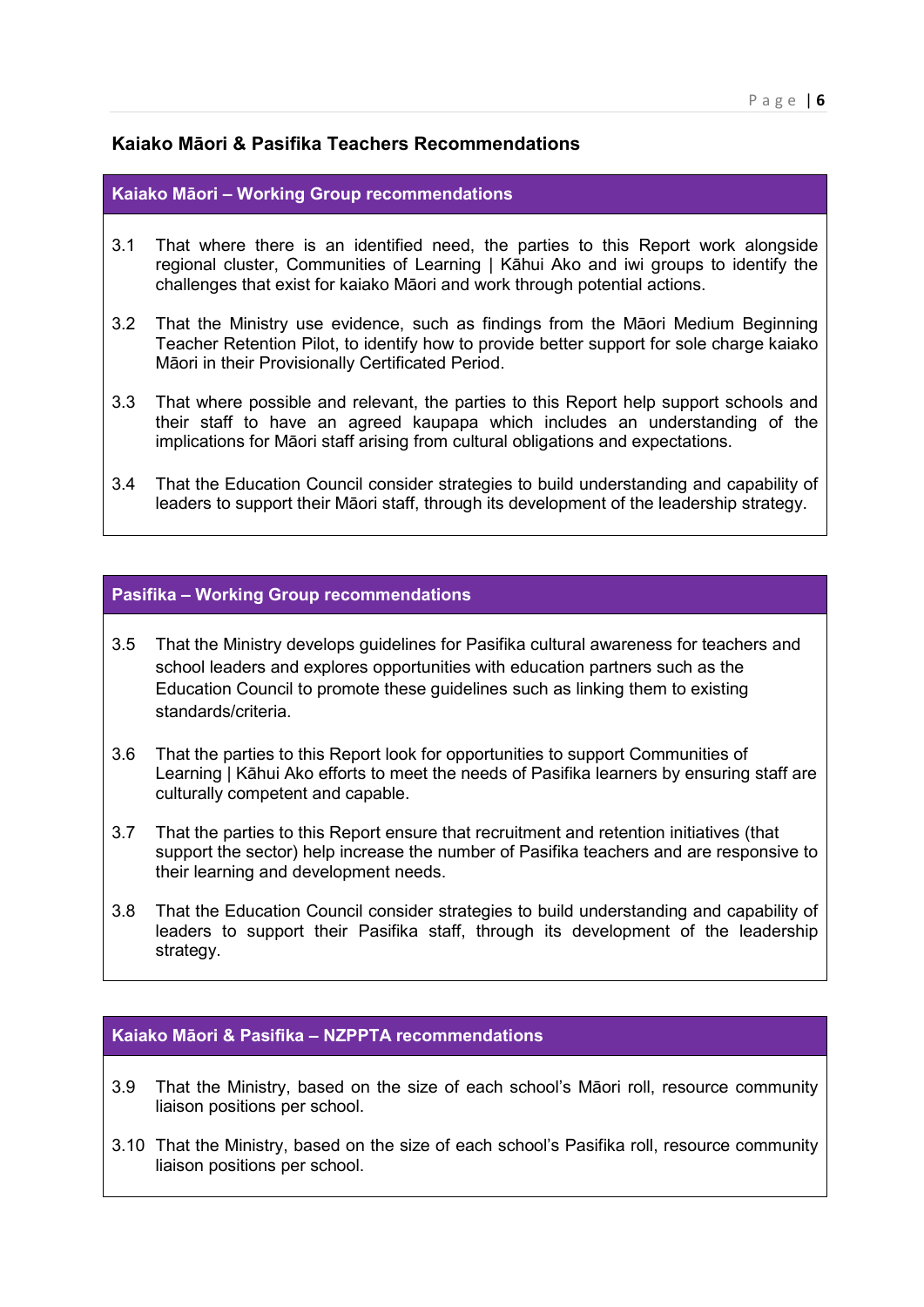## Kaiako Māori & Pasifika Teachers Recommendations

### Kaiako Māori – Working Group recommendations

3.1 That where there is an identified need, the parties to this Report work alongside regional cluster, Communities of Learning | Kāhui Ako and iwi groups to identify the challenges that exist for kaiako Māori and work through potential actions.

3.2 That the Ministry use evidence, such as findings from the Māori Medium Beginning Teacher Retention Pilot, to identify how to provide better support for sole charge kaiako Māori in their Provisionally Certificated Period.

3.3 That where possible and relevant, the parties to this Report help support schools and their staff to have an agreed kaupapa which includes an understanding of the implications for Māori staff arising from cultural obligations and expectations.

3.4 That the Education Council consider strategies to build understanding and capability of leaders to support their Māori staff, through its development of the leadership strategy.

### Pasifika – Working Group recommendations

3.5 That the Ministry develops guidelines for Pasifika cultural awareness for teachers and school leaders and explores opportunities with education partners such as the Education Council to promote these guidelines such as linking them to existing standards/criteria.

3.6 That the parties to this Report look for opportunities to support Communities of Learning | Kāhui Ako efforts to meet the needs of Pasifika learners by ensuring staff are culturally competent and capable.

3.7 That the parties to this Report ensure that recruitment and retention initiatives (that support the sector) help increase the number of Pasifika teachers and are responsive to their learning and development needs.

3.8 That the Education Council consider strategies to build understanding and capability of leaders to support their Pasifika staff, through its development of the leadership strategy.

### Kaiako Māori & Pasifika – NZPPTA recommendations

3.9 That the Ministry, based on the size of each school's Māori roll, resource community liaison positions per school.

3.10 That the Ministry, based on the size of each school's Pasifika roll, resource community liaison positions per school.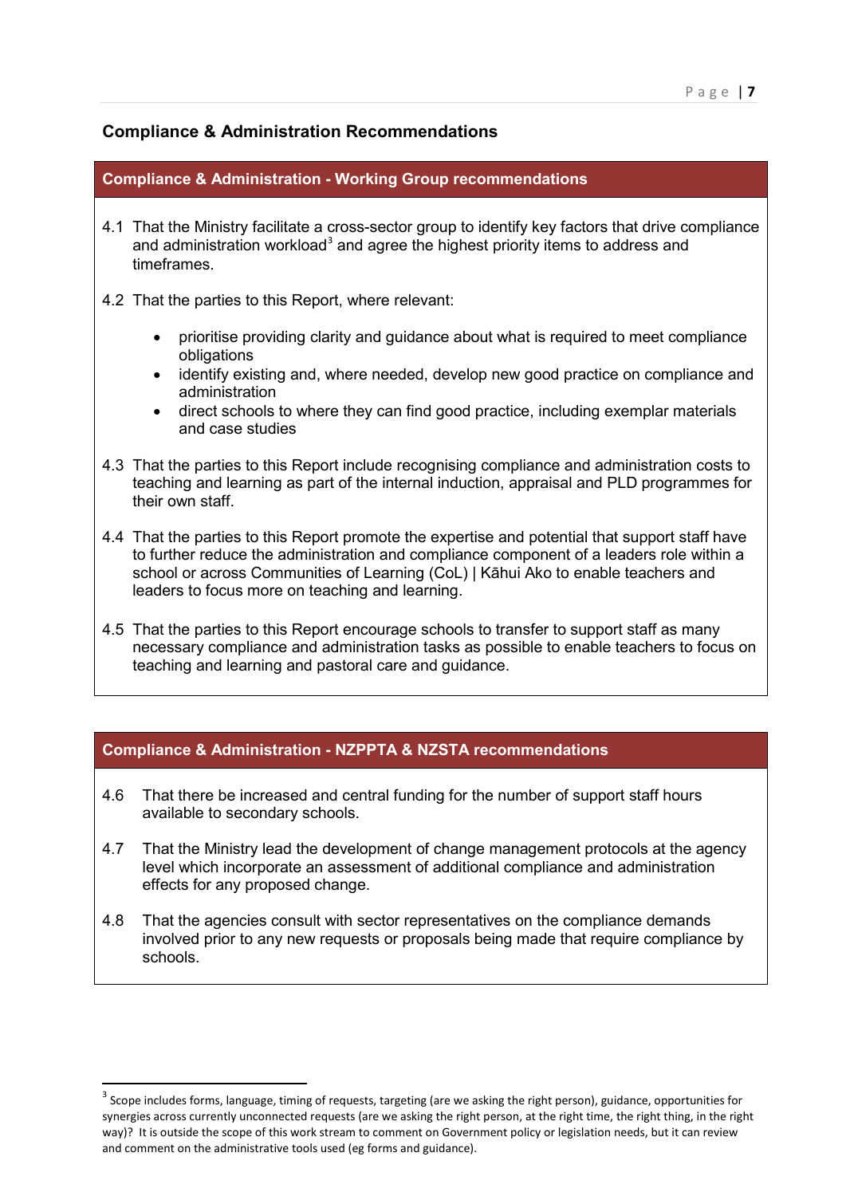## Compliance & Administration Recommendations

### Compliance & Administration - Working Group recommendations

4.1 That the Ministry facilitate a cross-sector group to identify key factors that drive compliance and administration workload[3] and agree the highest priority items to address and timeframes.

4.2 That the parties to this Report, where relevant:

- prioritise providing clarity and guidance about what is required to meet compliance obligations
- identify existing and, where needed, develop new good practice on compliance and administration
- direct schools to where they can find good practice, including exemplar materials and case studies

4.3 That the parties to this Report include recognising compliance and administration costs to teaching and learning as part of the internal induction, appraisal and PLD programmes for their own staff.

4.4 That the parties to this Report promote the expertise and potential that support staff have to further reduce the administration and compliance component of a leaders role within a school or across Communities of Learning (CoL) | Kāhui Ako to enable teachers and leaders to focus more on teaching and learning.

4.5 That the parties to this Report encourage schools to transfer to support staff as many necessary compliance and administration tasks as possible to enable teachers to focus on teaching and learning and pastoral care and guidance.

### Compliance & Administration - NZPPTA & NZSTA recommendations

4.6 That there be increased and central funding for the number of support staff hours available to secondary schools.

4.7 That the Ministry lead the development of change management protocols at the agency level which incorporate an assessment of additional compliance and administration effects for any proposed change.

4.8 That the agencies consult with sector representatives on the compliance demands involved prior to any new requests or proposals being made that require compliance by schools.

---

[3] Scope includes forms, language, timing of requests, targeting (are we asking the right person), guidance, opportunities for synergies across currently unconnected requests (are we asking the right person, at the right time, the right thing, in the right way)? It is outside the scope of this work stream to comment on Government policy or legislation needs, but it can review and comment on the administrative tools used (eg forms and guidance).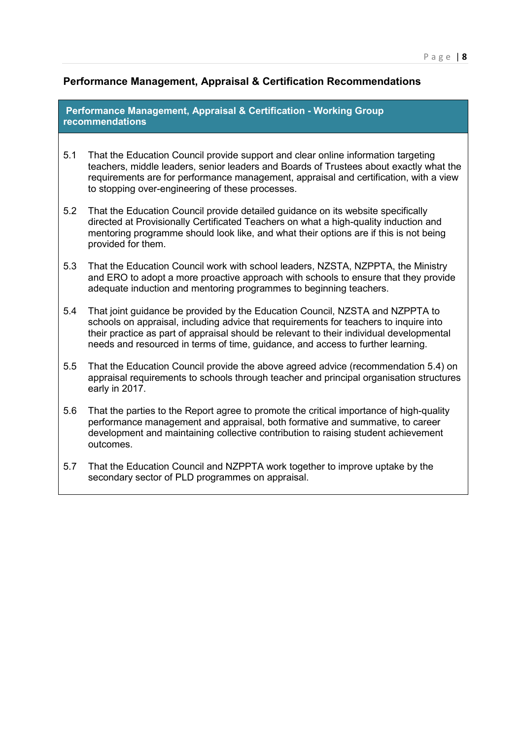## Performance Management, Appraisal & Certification Recommendations

### Performance Management, Appraisal & Certification - Working Group recommendations

5.1 That the Education Council provide support and clear online information targeting teachers, middle leaders, senior leaders and Boards of Trustees about exactly what the requirements are for performance management, appraisal and certification, with a view to stopping over-engineering of these processes.

5.2 That the Education Council provide detailed guidance on its website specifically directed at Provisionally Certificated Teachers on what a high-quality induction and mentoring programme should look like, and what their options are if this is not being provided for them.

5.3 That the Education Council work with school leaders, NZSTA, NZPPTA, the Ministry and ERO to adopt a more proactive approach with schools to ensure that they provide adequate induction and mentoring programmes to beginning teachers.

5.4 That joint guidance be provided by the Education Council, NZSTA and NZPPTA to schools on appraisal, including advice that requirements for teachers to inquire into their practice as part of appraisal should be relevant to their individual developmental needs and resourced in terms of time, guidance, and access to further learning.

5.5 That the Education Council provide the above agreed advice (recommendation 5.4) on appraisal requirements to schools through teacher and principal organisation structures early in 2017.

5.6 That the parties to the Report agree to promote the critical importance of high-quality performance management and appraisal, both formative and summative, to career development and maintaining collective contribution to raising student achievement outcomes.

5.7 That the Education Council and NZPPTA work together to improve uptake by the secondary sector of PLD programmes on appraisal.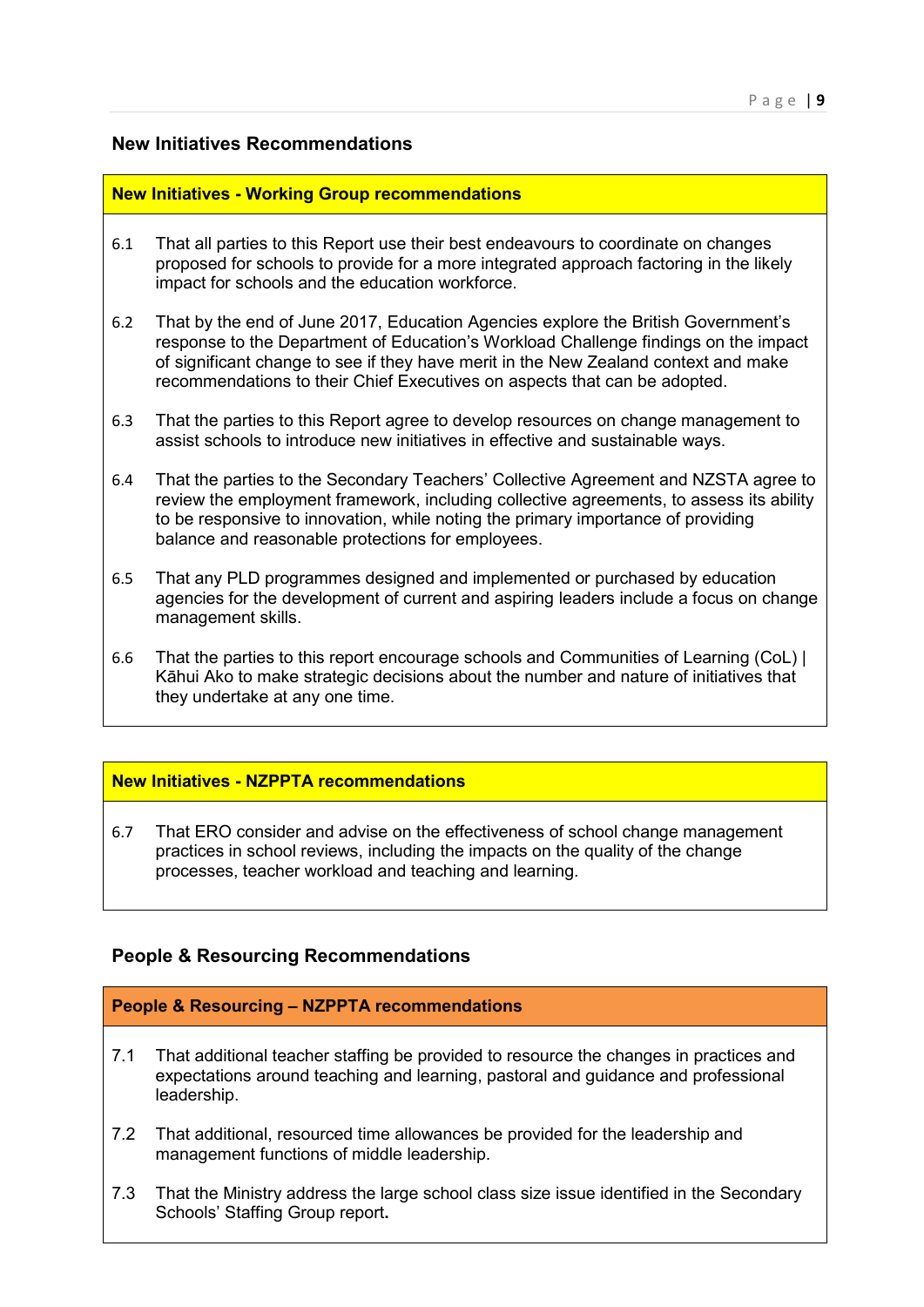## New Initiatives Recommendations

### New Initiatives - Working Group recommendations

6.1 That all parties to this Report use their best endeavours to coordinate on changes proposed for schools to provide for a more integrated approach factoring in the likely impact for schools and the education workforce.

6.2 That by the end of June 2017, Education Agencies explore the British Government's response to the Department of Education's Workload Challenge findings on the impact of significant change to see if they have merit in the New Zealand context and make recommendations to their Chief Executives on aspects that can be adopted.

6.3 That the parties to this Report agree to develop resources on change management to assist schools to introduce new initiatives in effective and sustainable ways.

6.4 That the parties to the Secondary Teachers' Collective Agreement and NZSTA agree to review the employment framework, including collective agreements, to assess its ability to be responsive to innovation, while noting the primary importance of providing balance and reasonable protections for employees.

6.5 That any PLD programmes designed and implemented or purchased by education agencies for the development of current and aspiring leaders include a focus on change management skills.

6.6 That the parties to this report encourage schools and Communities of Learning (CoL) | Kāhui Ako to make strategic decisions about the number and nature of initiatives that they undertake at any one time.

### New Initiatives - NZPPTA recommendations

6.7 That ERO consider and advise on the effectiveness of school change management practices in school reviews, including the impacts on the quality of the change processes, teacher workload and teaching and learning.

## People & Resourcing Recommendations

### People & Resourcing – NZPPTA recommendations

7.1 That additional teacher staffing be provided to resource the changes in practices and expectations around teaching and learning, pastoral and guidance and professional leadership.

7.2 That additional, resourced time allowances be provided for the leadership and management functions of middle leadership.

7.3 That the Ministry address the large school class size issue identified in the Secondary Schools' Staffing Group report.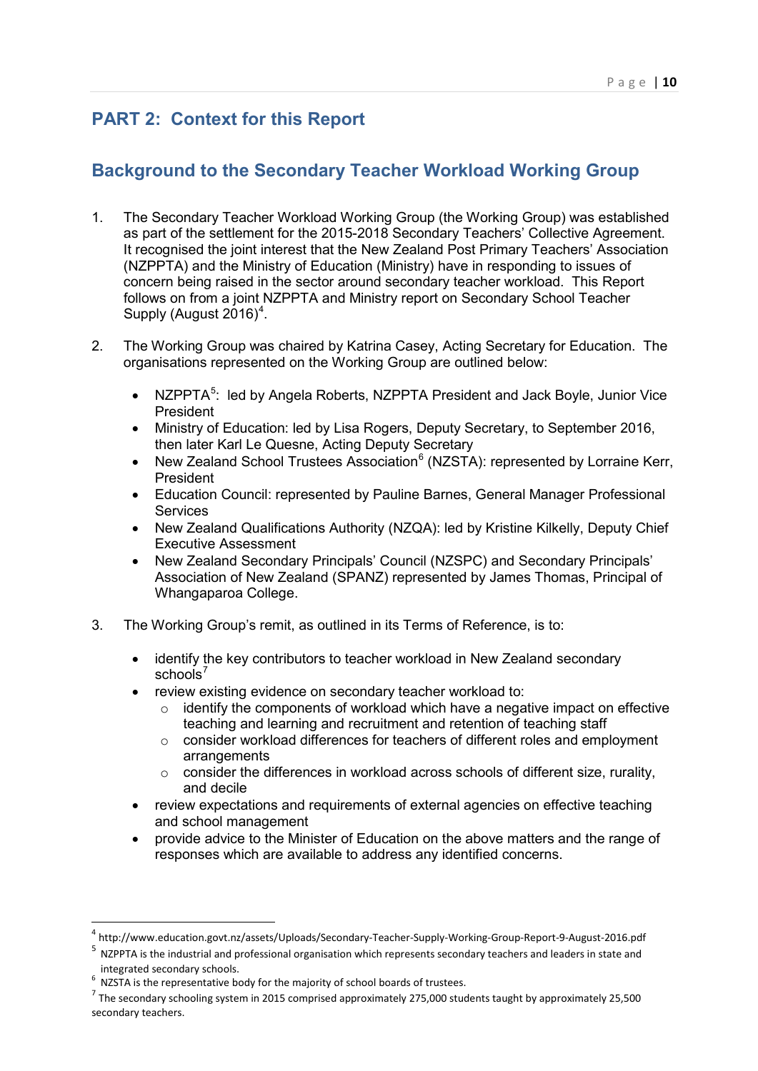# PART 2: Context for this Report

## Background to the Secondary Teacher Workload Working Group

1. The Secondary Teacher Workload Working Group (the Working Group) was established as part of the settlement for the 2015-2018 Secondary Teachers' Collective Agreement. It recognised the joint interest that the New Zealand Post Primary Teachers' Association (NZPPTA) and the Ministry of Education (Ministry) have in responding to issues of concern being raised in the sector around secondary teacher workload. This Report follows on from a joint NZPPTA and Ministry report on Secondary School Teacher Supply (August 2016)[4].

2. The Working Group was chaired by Katrina Casey, Acting Secretary for Education. The organisations represented on the Working Group are outlined below:

   - NZPPTA[5]: led by Angela Roberts, NZPPTA President and Jack Boyle, Junior Vice President
   - Ministry of Education: led by Lisa Rogers, Deputy Secretary, to September 2016, then later Karl Le Quesne, Acting Deputy Secretary
   - New Zealand School Trustees Association[6] (NZSTA): represented by Lorraine Kerr, President
   - Education Council: represented by Pauline Barnes, General Manager Professional Services
   - New Zealand Qualifications Authority (NZQA): led by Kristine Kilkelly, Deputy Chief Executive Assessment
   - New Zealand Secondary Principals' Council (NZSPC) and Secondary Principals' Association of New Zealand (SPANZ) represented by James Thomas, Principal of Whangaparoa College.

3. The Working Group's remit, as outlined in its Terms of Reference, is to:

   - identify the key contributors to teacher workload in New Zealand secondary schools[7]
   - review existing evidence on secondary teacher workload to:
     - identify the components of workload which have a negative impact on effective teaching and learning and recruitment and retention of teaching staff
     - consider workload differences for teachers of different roles and employment arrangements
     - consider the differences in workload across schools of different size, rurality, and decile
   - review expectations and requirements of external agencies on effective teaching and school management
   - provide advice to the Minister of Education on the above matters and the range of responses which are available to address any identified concerns.

---

[4] http://www.education.govt.nz/assets/Uploads/Secondary-Teacher-Supply-Working-Group-Report-9-August-2016.pdf

[5] NZPPTA is the industrial and professional organisation which represents secondary teachers and leaders in state and integrated secondary schools.

[6] NZSTA is the representative body for the majority of school boards of trustees.

[7] The secondary schooling system in 2015 comprised approximately 275,000 students taught by approximately 25,500 secondary teachers.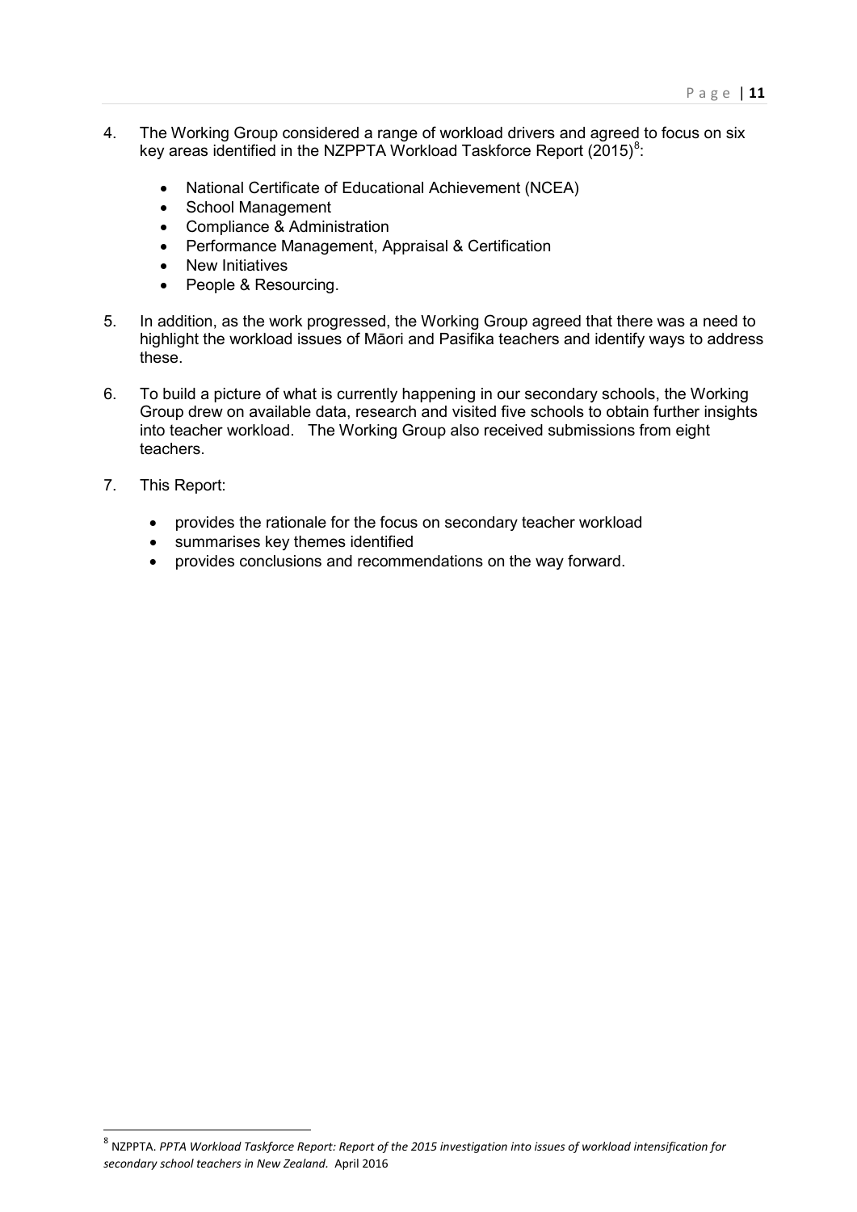4. The Working Group considered a range of workload drivers and agreed to focus on six key areas identified in the NZPPTA Workload Taskforce Report (2015)[8]:

   - National Certificate of Educational Achievement (NCEA)
   - School Management
   - Compliance & Administration
   - Performance Management, Appraisal & Certification
   - New Initiatives
   - People & Resourcing.

5. In addition, as the work progressed, the Working Group agreed that there was a need to highlight the workload issues of Māori and Pasifika teachers and identify ways to address these.

6. To build a picture of what is currently happening in our secondary schools, the Working Group drew on available data, research and visited five schools to obtain further insights into teacher workload. The Working Group also received submissions from eight teachers.

7. This Report:

   - provides the rationale for the focus on secondary teacher workload
   - summarises key themes identified
   - provides conclusions and recommendations on the way forward.

---

[8] NZPPTA. *PPTA Workload Taskforce Report: Report of the 2015 investigation into issues of workload intensification for secondary school teachers in New Zealand.* April 2016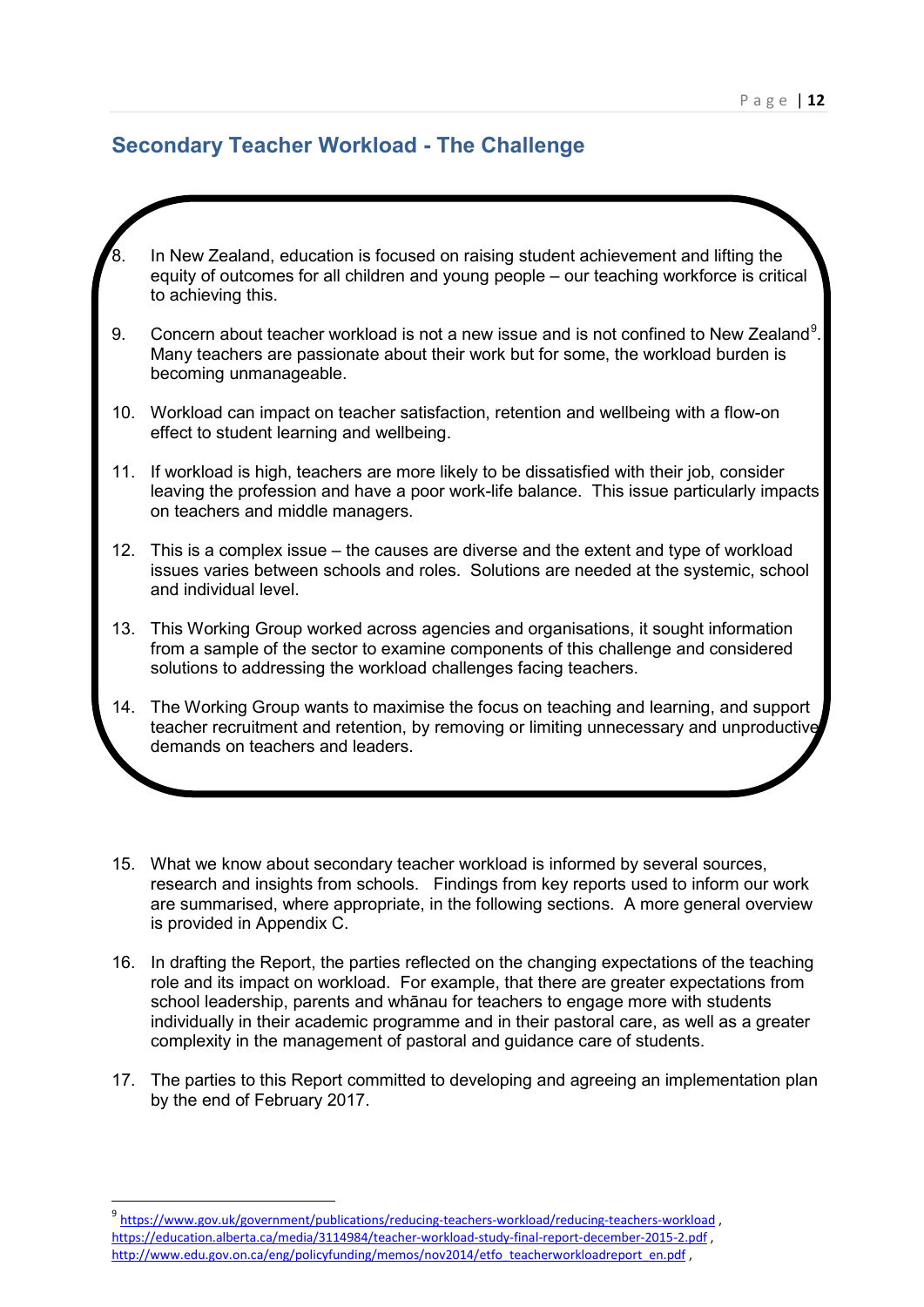## Secondary Teacher Workload - The Challenge

8. In New Zealand, education is focused on raising student achievement and lifting the equity of outcomes for all children and young people – our teaching workforce is critical to achieving this.

9. Concern about teacher workload is not a new issue and is not confined to New Zealand[9]. Many teachers are passionate about their work but for some, the workload burden is becoming unmanageable.

10. Workload can impact on teacher satisfaction, retention and wellbeing with a flow-on effect to student learning and wellbeing.

11. If workload is high, teachers are more likely to be dissatisfied with their job, consider leaving the profession and have a poor work-life balance. This issue particularly impacts on teachers and middle managers.

12. This is a complex issue – the causes are diverse and the extent and type of workload issues varies between schools and roles. Solutions are needed at the systemic, school and individual level.

13. This Working Group worked across agencies and organisations, it sought information from a sample of the sector to examine components of this challenge and considered solutions to addressing the workload challenges facing teachers.

14. The Working Group wants to maximise the focus on teaching and learning, and support teacher recruitment and retention, by removing or limiting unnecessary and unproductive demands on teachers and leaders.

15. What we know about secondary teacher workload is informed by several sources, research and insights from schools. Findings from key reports used to inform our work are summarised, where appropriate, in the following sections. A more general overview is provided in Appendix C.

16. In drafting the Report, the parties reflected on the changing expectations of the teaching role and its impact on workload. For example, that there are greater expectations from school leadership, parents and whānau for teachers to engage more with students individually in their academic programme and in their pastoral care, as well as a greater complexity in the management of pastoral and guidance care of students.

17. The parties to this Report committed to developing and agreeing an implementation plan by the end of February 2017.

---

[9] https://www.gov.uk/government/publications/reducing-teachers-workload/reducing-teachers-workload , https://education.alberta.ca/media/3114984/teacher-workload-study-final-report-december-2015-2.pdf , http://www.edu.gov.on.ca/eng/policyfunding/memos/nov2014/etfo_teacherworkloadreport_en.pdf ,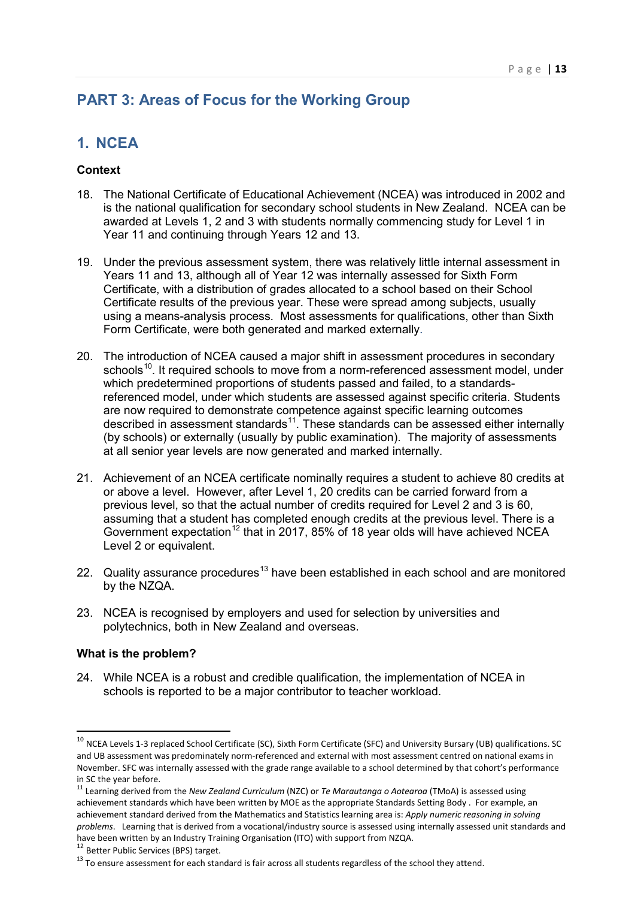## PART 3: Areas of Focus for the Working Group

## 1. NCEA

### Context

18. The National Certificate of Educational Achievement (NCEA) was introduced in 2002 and is the national qualification for secondary school students in New Zealand. NCEA can be awarded at Levels 1, 2 and 3 with students normally commencing study for Level 1 in Year 11 and continuing through Years 12 and 13.

19. Under the previous assessment system, there was relatively little internal assessment in Years 11 and 13, although all of Year 12 was internally assessed for Sixth Form Certificate, with a distribution of grades allocated to a school based on their School Certificate results of the previous year. These were spread among subjects, usually using a means-analysis process. Most assessments for qualifications, other than Sixth Form Certificate, were both generated and marked externally.

20. The introduction of NCEA caused a major shift in assessment procedures in secondary schools[10]. It required schools to move from a norm-referenced assessment model, under which predetermined proportions of students passed and failed, to a standards-referenced model, under which students are assessed against specific criteria. Students are now required to demonstrate competence against specific learning outcomes described in assessment standards[11]. These standards can be assessed either internally (by schools) or externally (usually by public examination). The majority of assessments at all senior year levels are now generated and marked internally.

21. Achievement of an NCEA certificate nominally requires a student to achieve 80 credits at or above a level. However, after Level 1, 20 credits can be carried forward from a previous level, so that the actual number of credits required for Level 2 and 3 is 60, assuming that a student has completed enough credits at the previous level. There is a Government expectation[12] that in 2017, 85% of 18 year olds will have achieved NCEA Level 2 or equivalent.

22. Quality assurance procedures[13] have been established in each school and are monitored by the NZQA.

23. NCEA is recognised by employers and used for selection by universities and polytechnics, both in New Zealand and overseas.

### What is the problem?

24. While NCEA is a robust and credible qualification, the implementation of NCEA in schools is reported to be a major contributor to teacher workload.

---

[10] NCEA Levels 1-3 replaced School Certificate (SC), Sixth Form Certificate (SFC) and University Bursary (UB) qualifications. SC and UB assessment was predominately norm-referenced and external with most assessment centred on national exams in November. SFC was internally assessed with the grade range available to a school determined by that cohort's performance in SC the year before.

[11] Learning derived from the *New Zealand Curriculum* (NZC) or *Te Marautanga o Aotearoa* (TMoA) is assessed using achievement standards which have been written by MOE as the appropriate Standards Setting Body . For example, an achievement standard derived from the Mathematics and Statistics learning area is: *Apply numeric reasoning in solving problems*. Learning that is derived from a vocational/industry source is assessed using internally assessed unit standards and have been written by an Industry Training Organisation (ITO) with support from NZQA.

[12] Better Public Services (BPS) target.

[13] To ensure assessment for each standard is fair across all students regardless of the school they attend.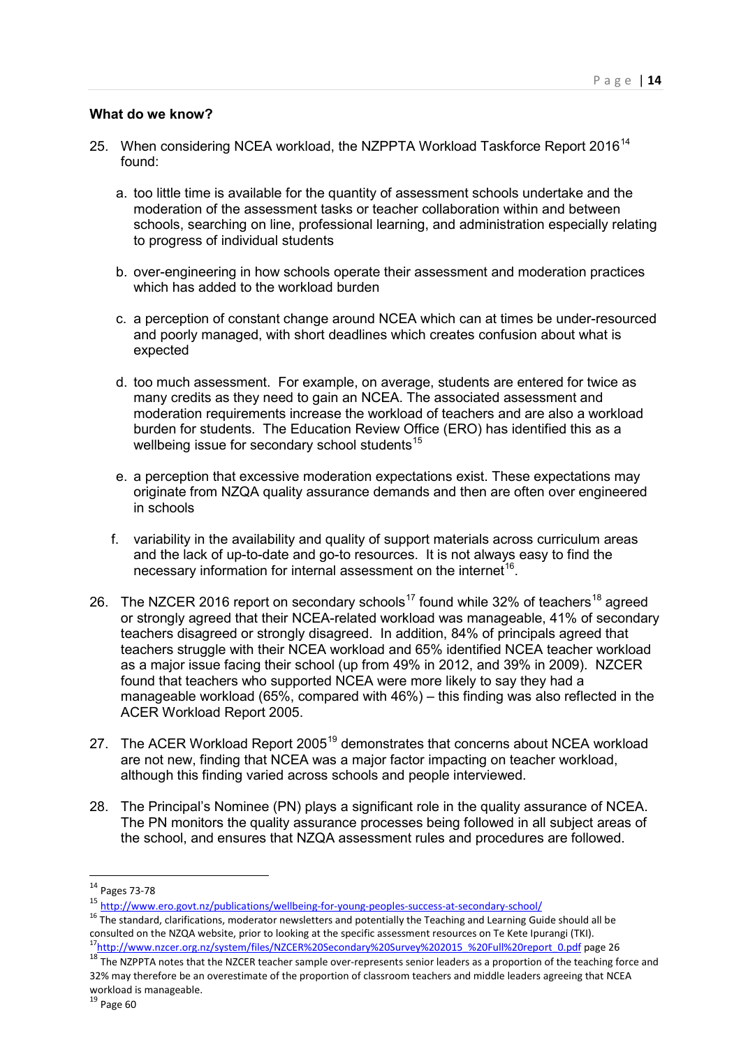**What do we know?**

25. When considering NCEA workload, the NZPPTA Workload Taskforce Report 2016[14] found:

    a. too little time is available for the quantity of assessment schools undertake and the moderation of the assessment tasks or teacher collaboration within and between schools, searching on line, professional learning, and administration especially relating to progress of individual students

    b. over-engineering in how schools operate their assessment and moderation practices which has added to the workload burden

    c. a perception of constant change around NCEA which can at times be under-resourced and poorly managed, with short deadlines which creates confusion about what is expected

    d. too much assessment. For example, on average, students are entered for twice as many credits as they need to gain an NCEA. The associated assessment and moderation requirements increase the workload of teachers and are also a workload burden for students. The Education Review Office (ERO) has identified this as a wellbeing issue for secondary school students[15]

    e. a perception that excessive moderation expectations exist. These expectations may originate from NZQA quality assurance demands and then are often over engineered in schools

    f. variability in the availability and quality of support materials across curriculum areas and the lack of up-to-date and go-to resources. It is not always easy to find the necessary information for internal assessment on the internet[16].

26. The NZCER 2016 report on secondary schools[17] found while 32% of teachers[18] agreed or strongly agreed that their NCEA-related workload was manageable, 41% of secondary teachers disagreed or strongly disagreed. In addition, 84% of principals agreed that teachers struggle with their NCEA workload and 65% identified NCEA teacher workload as a major issue facing their school (up from 49% in 2012, and 39% in 2009). NZCER found that teachers who supported NCEA were more likely to say they had a manageable workload (65%, compared with 46%) – this finding was also reflected in the ACER Workload Report 2005.

27. The ACER Workload Report 2005[19] demonstrates that concerns about NCEA workload are not new, finding that NCEA was a major factor impacting on teacher workload, although this finding varied across schools and people interviewed.

28. The Principal's Nominee (PN) plays a significant role in the quality assurance of NCEA. The PN monitors the quality assurance processes being followed in all subject areas of the school, and ensures that NZQA assessment rules and procedures are followed.

---

[14] Pages 73-78

[15] http://www.ero.govt.nz/publications/wellbeing-for-young-peoples-success-at-secondary-school/

[16] The standard, clarifications, moderator newsletters and potentially the Teaching and Learning Guide should all be consulted on the NZQA website, prior to looking at the specific assessment resources on Te Kete Ipurangi (TKI).

[17] http://www.nzcer.org.nz/system/files/NZCER%20Secondary%20Survey%202015_%20Full%20report_0.pdf page 26

[18] The NZPPTA notes that the NZCER teacher sample over-represents senior leaders as a proportion of the teaching force and 32% may therefore be an overestimate of the proportion of classroom teachers and middle leaders agreeing that NCEA workload is manageable.

[19] Page 60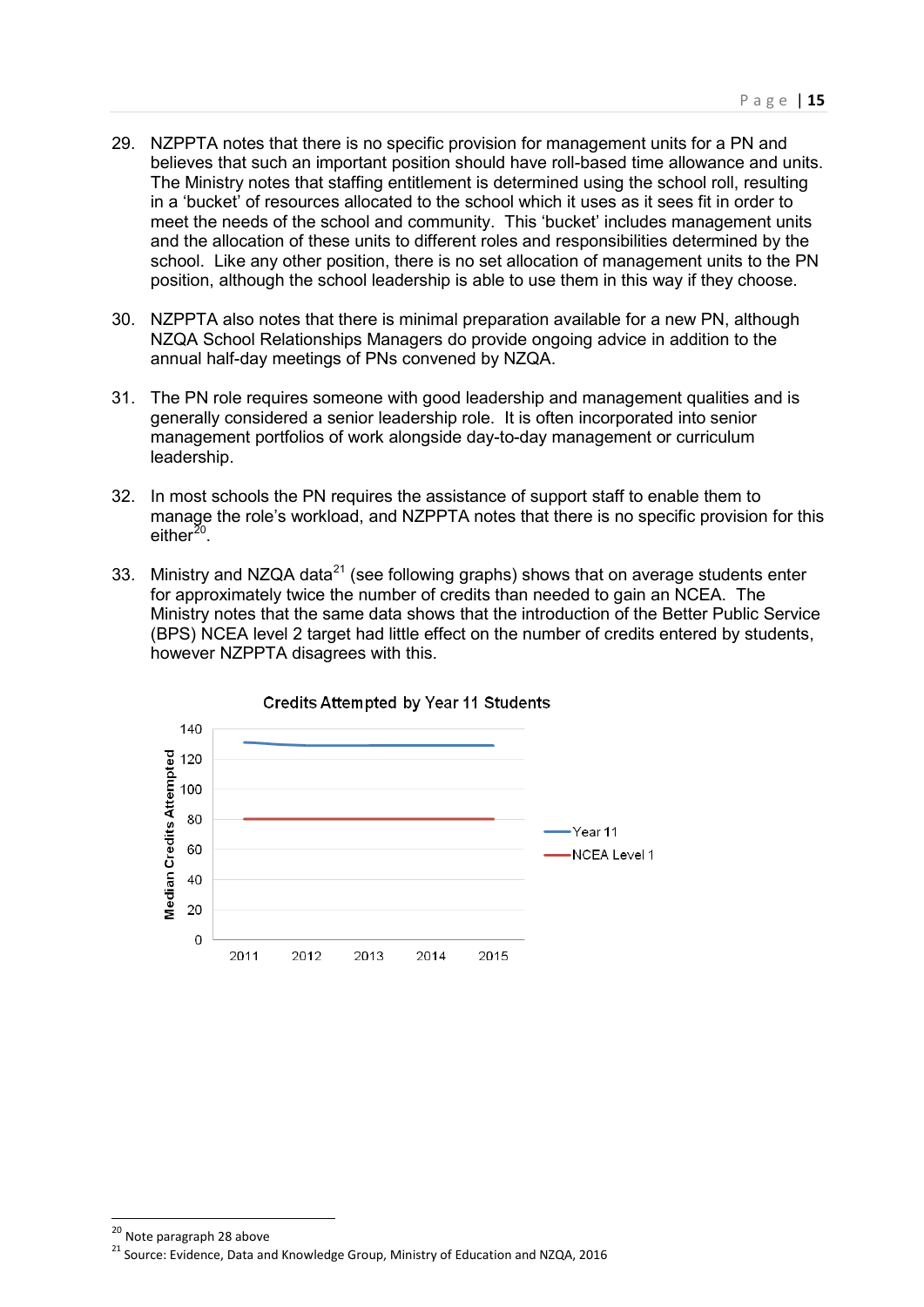29. NZPPTA notes that there is no specific provision for management units for a PN and believes that such an important position should have roll-based time allowance and units. The Ministry notes that staffing entitlement is determined using the school roll, resulting in a 'bucket' of resources allocated to the school which it uses as it sees fit in order to meet the needs of the school and community. This 'bucket' includes management units and the allocation of these units to different roles and responsibilities determined by the school. Like any other position, there is no set allocation of management units to the PN position, although the school leadership is able to use them in this way if they choose.

30. NZPPTA also notes that there is minimal preparation available for a new PN, although NZQA School Relationships Managers do provide ongoing advice in addition to the annual half-day meetings of PNs convened by NZQA.

31. The PN role requires someone with good leadership and management qualities and is generally considered a senior leadership role. It is often incorporated into senior management portfolios of work alongside day-to-day management or curriculum leadership.

32. In most schools the PN requires the assistance of support staff to enable them to manage the role's workload, and NZPPTA notes that there is no specific provision for this either[20].

33. Ministry and NZQA data[21] (see following graphs) shows that on average students enter for approximately twice the number of credits than needed to gain an NCEA. The Ministry notes that the same data shows that the introduction of the Better Public Service (BPS) NCEA level 2 target had little effect on the number of credits entered by students, however NZPPTA disagrees with this.

**Credits Attempted by Year 11 Students**

---

[20] Note paragraph 28 above

[21] Source: Evidence, Data and Knowledge Group, Ministry of Education and NZQA, 2016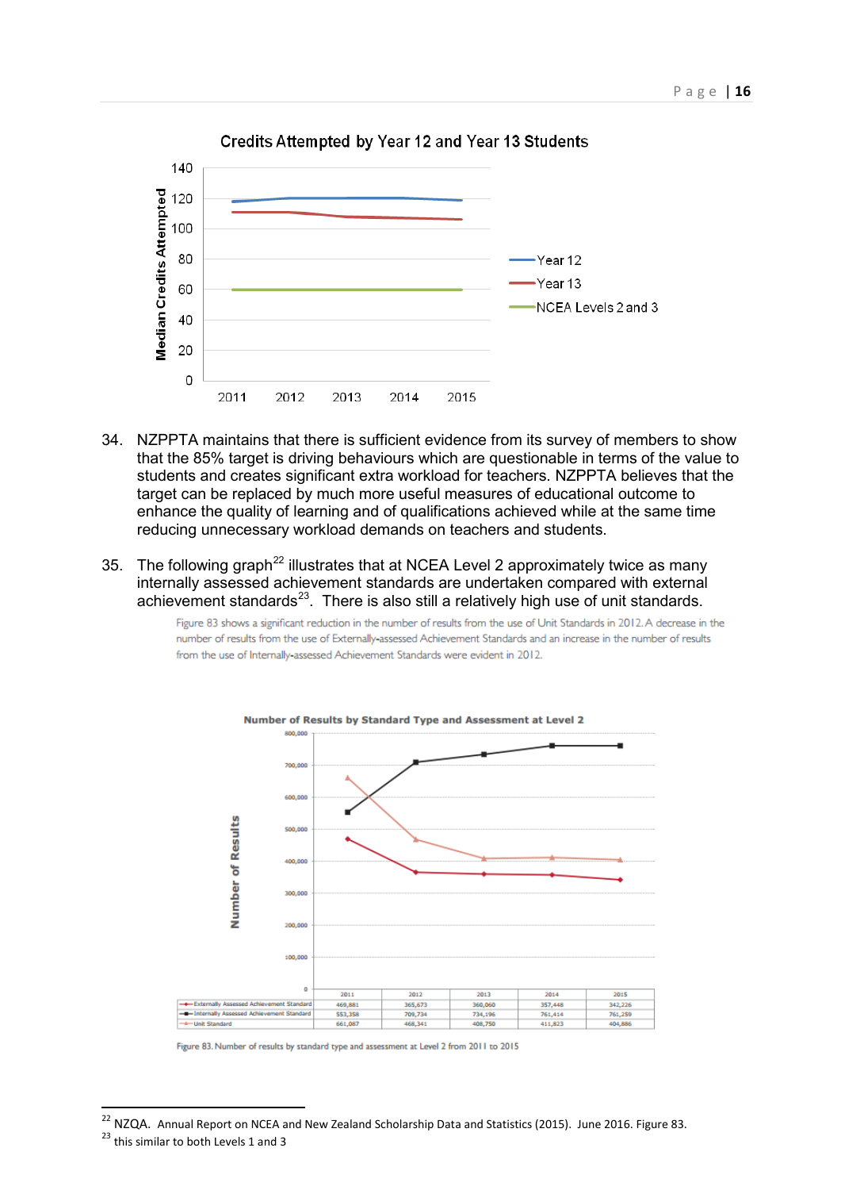**Credits Attempted by Year 12 and Year 13 Students**

34. NZPPTA maintains that there is sufficient evidence from its survey of members to show that the 85% target is driving behaviours which are questionable in terms of the value to students and creates significant extra workload for teachers. NZPPTA believes that the target can be replaced by much more useful measures of educational outcome to enhance the quality of learning and of qualifications achieved while at the same time reducing unnecessary workload demands on teachers and students.

35. The following graph[22] illustrates that at NCEA Level 2 approximately twice as many internally assessed achievement standards are undertaken compared with external achievement standards[23]. There is also still a relatively high use of unit standards.

Figure 83 shows a significant reduction in the number of results from the use of Unit Standards in 2012. A decrease in the number of results from the use of Externally-assessed Achievement Standards and an increase in the number of results from the use of Internally-assessed Achievement Standards were evident in 2012.

**Number of Results by Standard Type and Assessment at Level 2**

| | 2011 | 2012 | 2013 | 2014 | 2015 |
|---|---|---|---|---|---|
| Externally Assessed Achievement Standard | 469,881 | 365,673 | 360,060 | 357,448 | 342,226 |
| Internally Assessed Achievement Standard | 553,358 | 709,734 | 734,196 | 761,414 | 761,259 |
| Unit Standard | 661,087 | 468,341 | 408,750 | 411,823 | 404,886 |

Figure 83. Number of results by standard type and assessment at Level 2 from 2011 to 2015

---

[22] NZQA. Annual Report on NCEA and New Zealand Scholarship Data and Statistics (2015). June 2016. Figure 83.

[23] this similar to both Levels 1 and 3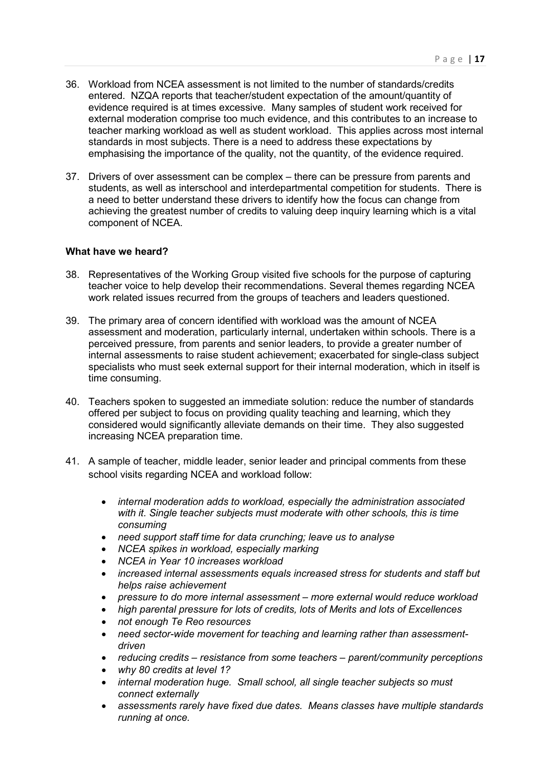36. Workload from NCEA assessment is not limited to the number of standards/credits entered. NZQA reports that teacher/student expectation of the amount/quantity of evidence required is at times excessive. Many samples of student work received for external moderation comprise too much evidence, and this contributes to an increase to teacher marking workload as well as student workload. This applies across most internal standards in most subjects. There is a need to address these expectations by emphasising the importance of the quality, not the quantity, of the evidence required.

37. Drivers of over assessment can be complex – there can be pressure from parents and students, as well as interschool and interdepartmental competition for students. There is a need to better understand these drivers to identify how the focus can change from achieving the greatest number of credits to valuing deep inquiry learning which is a vital component of NCEA.

**What have we heard?**

38. Representatives of the Working Group visited five schools for the purpose of capturing teacher voice to help develop their recommendations. Several themes regarding NCEA work related issues recurred from the groups of teachers and leaders questioned.

39. The primary area of concern identified with workload was the amount of NCEA assessment and moderation, particularly internal, undertaken within schools. There is a perceived pressure, from parents and senior leaders, to provide a greater number of internal assessments to raise student achievement; exacerbated for single-class subject specialists who must seek external support for their internal moderation, which in itself is time consuming.

40. Teachers spoken to suggested an immediate solution: reduce the number of standards offered per subject to focus on providing quality teaching and learning, which they considered would significantly alleviate demands on their time. They also suggested increasing NCEA preparation time.

41. A sample of teacher, middle leader, senior leader and principal comments from these school visits regarding NCEA and workload follow:

    - *internal moderation adds to workload, especially the administration associated with it. Single teacher subjects must moderate with other schools, this is time consuming*
    - *need support staff time for data crunching; leave us to analyse*
    - *NCEA spikes in workload, especially marking*
    - *NCEA in Year 10 increases workload*
    - *increased internal assessments equals increased stress for students and staff but helps raise achievement*
    - *pressure to do more internal assessment – more external would reduce workload*
    - *high parental pressure for lots of credits, lots of Merits and lots of Excellences*
    - *not enough Te Reo resources*
    - *need sector-wide movement for teaching and learning rather than assessment-driven*
    - *reducing credits – resistance from some teachers – parent/community perceptions*
    - *why 80 credits at level 1?*
    - *internal moderation huge. Small school, all single teacher subjects so must connect externally*
    - *assessments rarely have fixed due dates. Means classes have multiple standards running at once.*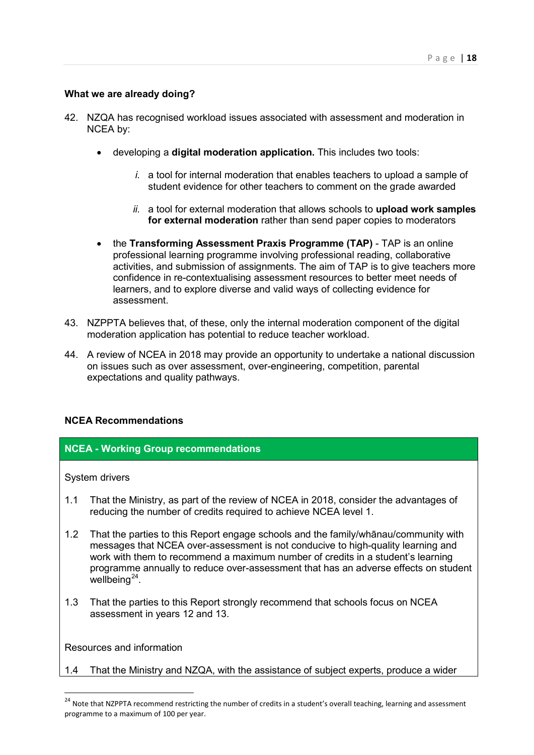**What we are already doing?**

42. NZQA has recognised workload issues associated with assessment and moderation in NCEA by:

    - developing a **digital moderation application.** This includes two tools:

        *i.* a tool for internal moderation that enables teachers to upload a sample of student evidence for other teachers to comment on the grade awarded

        *ii.* a tool for external moderation that allows schools to **upload work samples for external moderation** rather than send paper copies to moderators

    - the **Transforming Assessment Praxis Programme (TAP)** - TAP is an online professional learning programme involving professional reading, collaborative activities, and submission of assignments. The aim of TAP is to give teachers more confidence in re-contextualising assessment resources to better meet needs of learners, and to explore diverse and valid ways of collecting evidence for assessment.

43. NZPPTA believes that, of these, only the internal moderation component of the digital moderation application has potential to reduce teacher workload.

44. A review of NCEA in 2018 may provide an opportunity to undertake a national discussion on issues such as over assessment, over-engineering, competition, parental expectations and quality pathways.

**NCEA Recommendations**

**NCEA - Working Group recommendations**

System drivers

1.1 That the Ministry, as part of the review of NCEA in 2018, consider the advantages of reducing the number of credits required to achieve NCEA level 1.

1.2 That the parties to this Report engage schools and the family/whānau/community with messages that NCEA over-assessment is not conducive to high-quality learning and work with them to recommend a maximum number of credits in a student's learning programme annually to reduce over-assessment that has an adverse effects on student wellbeing[24].

1.3 That the parties to this Report strongly recommend that schools focus on NCEA assessment in years 12 and 13.

Resources and information

1.4 That the Ministry and NZQA, with the assistance of subject experts, produce a wider

[24] Note that NZPPTA recommend restricting the number of credits in a student's overall teaching, learning and assessment programme to a maximum of 100 per year.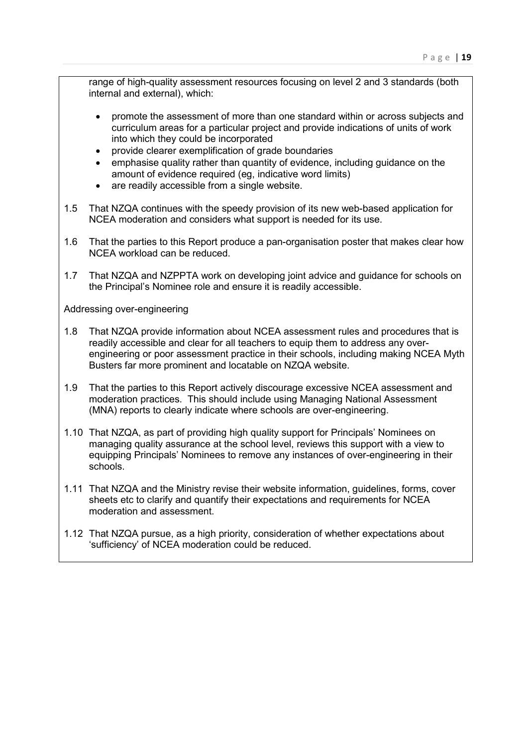range of high-quality assessment resources focusing on level 2 and 3 standards (both internal and external), which:

- promote the assessment of more than one standard within or across subjects and curriculum areas for a particular project and provide indications of units of work into which they could be incorporated
- provide clearer exemplification of grade boundaries
- emphasise quality rather than quantity of evidence, including guidance on the amount of evidence required (eg, indicative word limits)
- are readily accessible from a single website.

1.5 That NZQA continues with the speedy provision of its new web-based application for NCEA moderation and considers what support is needed for its use.

1.6 That the parties to this Report produce a pan-organisation poster that makes clear how NCEA workload can be reduced.

1.7 That NZQA and NZPPTA work on developing joint advice and guidance for schools on the Principal's Nominee role and ensure it is readily accessible.

Addressing over-engineering

1.8 That NZQA provide information about NCEA assessment rules and procedures that is readily accessible and clear for all teachers to equip them to address any over-engineering or poor assessment practice in their schools, including making NCEA Myth Busters far more prominent and locatable on NZQA website.

1.9 That the parties to this Report actively discourage excessive NCEA assessment and moderation practices. This should include using Managing National Assessment (MNA) reports to clearly indicate where schools are over-engineering.

1.10 That NZQA, as part of providing high quality support for Principals' Nominees on managing quality assurance at the school level, reviews this support with a view to equipping Principals' Nominees to remove any instances of over-engineering in their schools.

1.11 That NZQA and the Ministry revise their website information, guidelines, forms, cover sheets etc to clarify and quantify their expectations and requirements for NCEA moderation and assessment.

1.12 That NZQA pursue, as a high priority, consideration of whether expectations about 'sufficiency' of NCEA moderation could be reduced.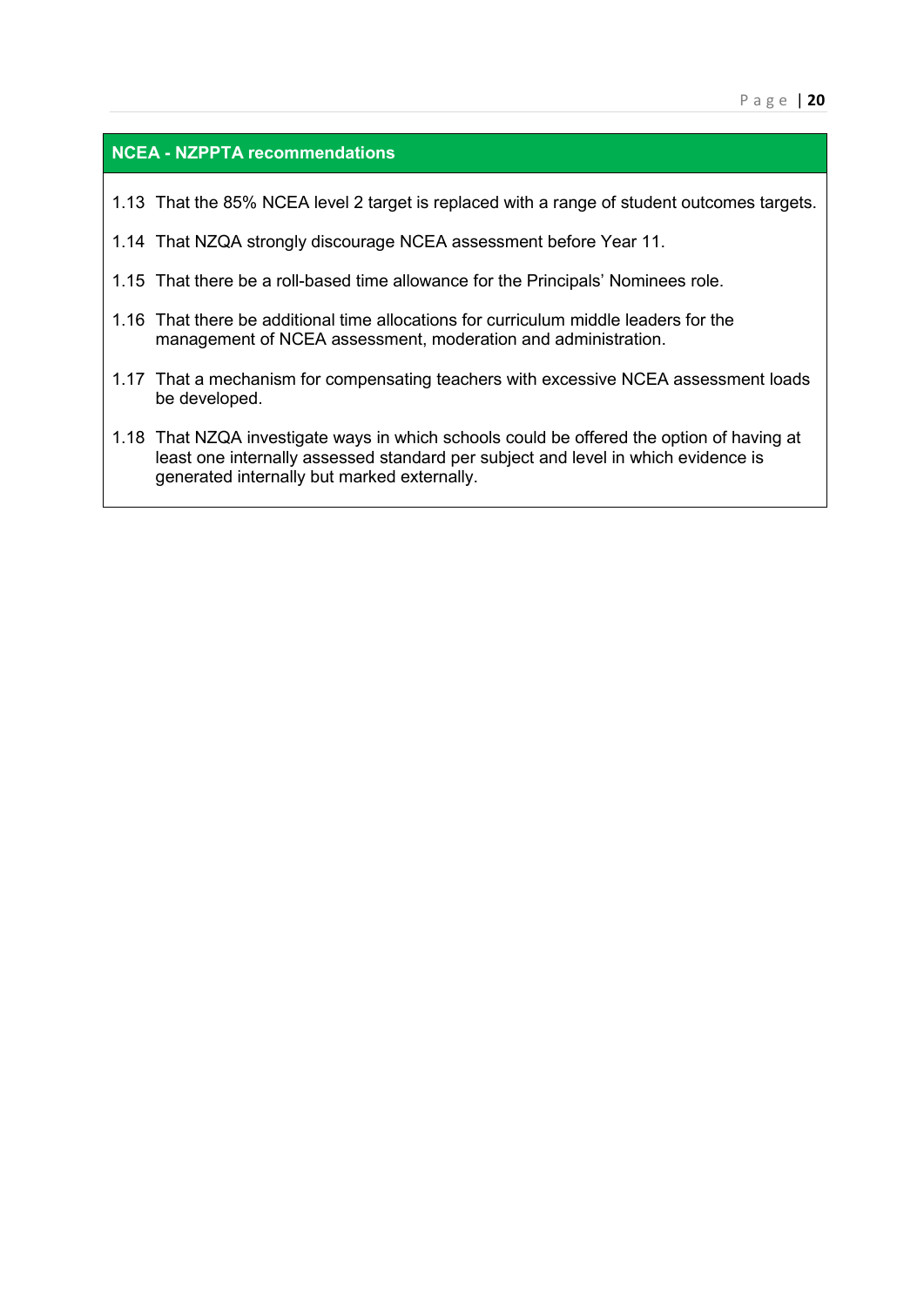**NCEA - NZPPTA recommendations**

1.13 That the 85% NCEA level 2 target is replaced with a range of student outcomes targets.

1.14 That NZQA strongly discourage NCEA assessment before Year 11.

1.15 That there be a roll-based time allowance for the Principals' Nominees role.

1.16 That there be additional time allocations for curriculum middle leaders for the management of NCEA assessment, moderation and administration.

1.17 That a mechanism for compensating teachers with excessive NCEA assessment loads be developed.

1.18 That NZQA investigate ways in which schools could be offered the option of having at least one internally assessed standard per subject and level in which evidence is generated internally but marked externally.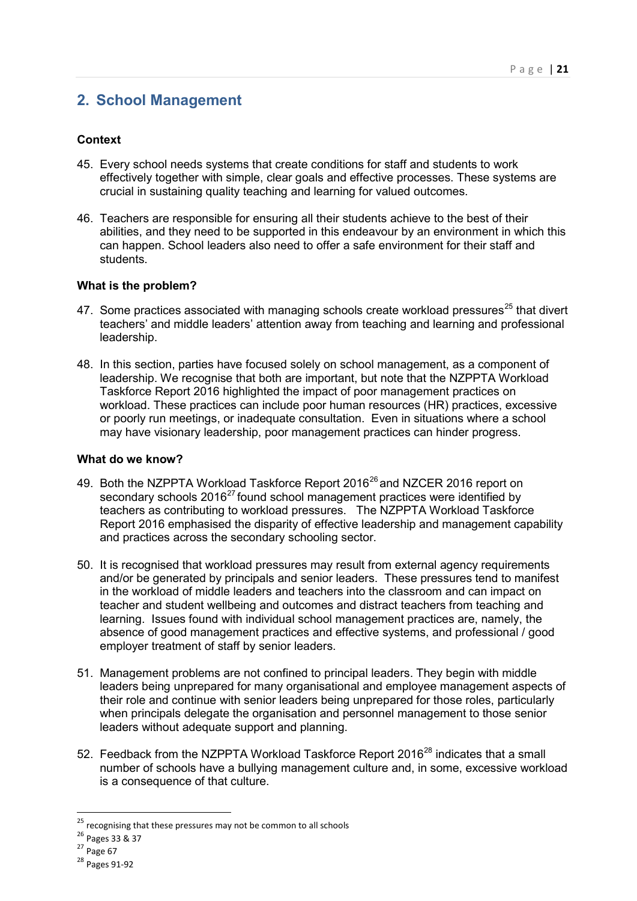## 2. School Management

### Context

45. Every school needs systems that create conditions for staff and students to work effectively together with simple, clear goals and effective processes. These systems are crucial in sustaining quality teaching and learning for valued outcomes.

46. Teachers are responsible for ensuring all their students achieve to the best of their abilities, and they need to be supported in this endeavour by an environment in which this can happen. School leaders also need to offer a safe environment for their staff and students.

### What is the problem?

47. Some practices associated with managing schools create workload pressures[25] that divert teachers' and middle leaders' attention away from teaching and learning and professional leadership.

48. In this section, parties have focused solely on school management, as a component of leadership. We recognise that both are important, but note that the NZPPTA Workload Taskforce Report 2016 highlighted the impact of poor management practices on workload. These practices can include poor human resources (HR) practices, excessive or poorly run meetings, or inadequate consultation. Even in situations where a school may have visionary leadership, poor management practices can hinder progress.

### What do we know?

49. Both the NZPPTA Workload Taskforce Report 2016[26] and NZCER 2016 report on secondary schools 2016[27] found school management practices were identified by teachers as contributing to workload pressures. The NZPPTA Workload Taskforce Report 2016 emphasised the disparity of effective leadership and management capability and practices across the secondary schooling sector.

50. It is recognised that workload pressures may result from external agency requirements and/or be generated by principals and senior leaders. These pressures tend to manifest in the workload of middle leaders and teachers into the classroom and can impact on teacher and student wellbeing and outcomes and distract teachers from teaching and learning. Issues found with individual school management practices are, namely, the absence of good management practices and effective systems, and professional / good employer treatment of staff by senior leaders.

51. Management problems are not confined to principal leaders. They begin with middle leaders being unprepared for many organisational and employee management aspects of their role and continue with senior leaders being unprepared for those roles, particularly when principals delegate the organisation and personnel management to those senior leaders without adequate support and planning.

52. Feedback from the NZPPTA Workload Taskforce Report 2016[28] indicates that a small number of schools have a bullying management culture and, in some, excessive workload is a consequence of that culture.

---

[25] recognising that these pressures may not be common to all schools

[26] Pages 33 & 37

[27] Page 67

[28] Pages 91-92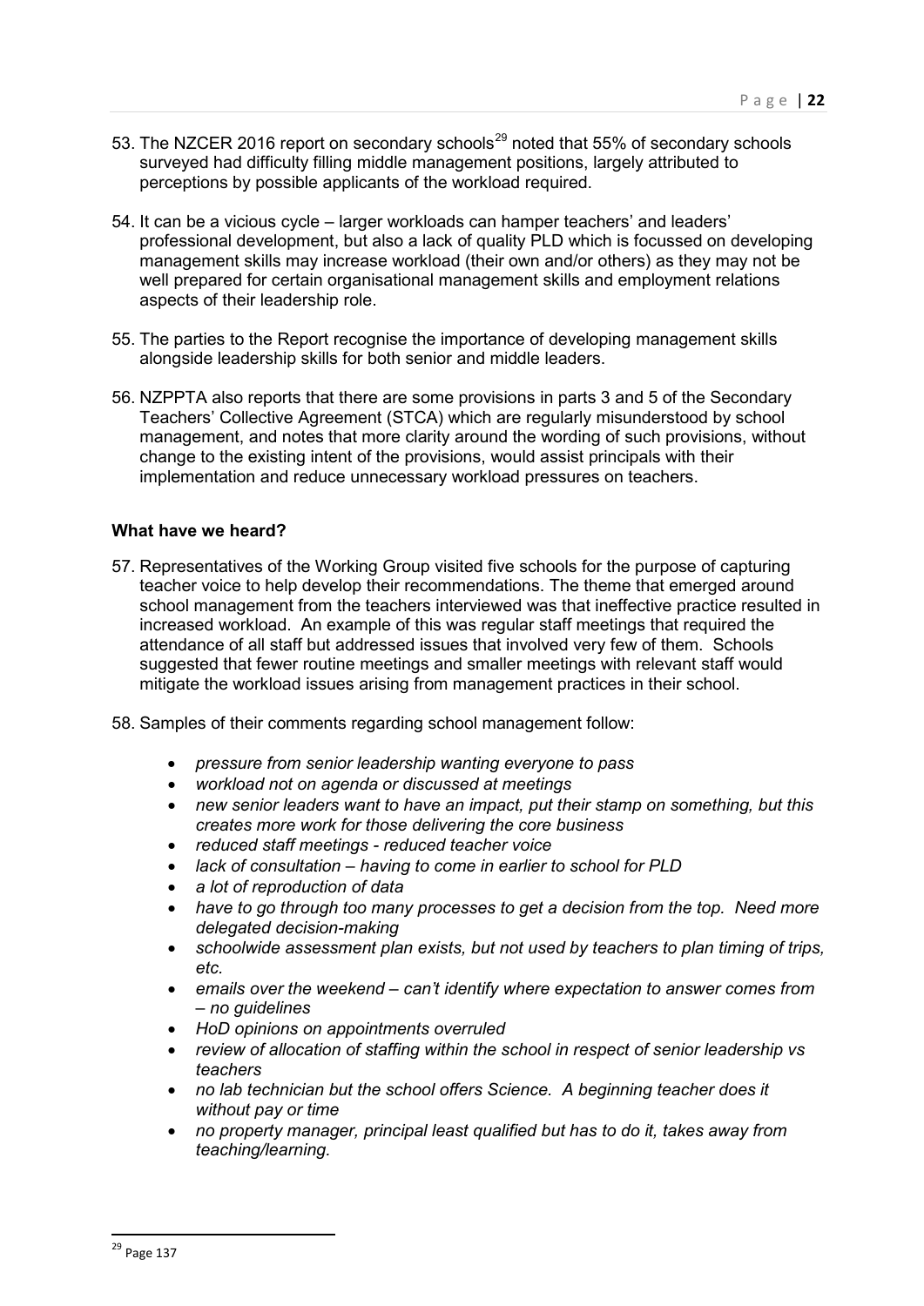53. The NZCER 2016 report on secondary schools[29] noted that 55% of secondary schools surveyed had difficulty filling middle management positions, largely attributed to perceptions by possible applicants of the workload required.

54. It can be a vicious cycle – larger workloads can hamper teachers' and leaders' professional development, but also a lack of quality PLD which is focussed on developing management skills may increase workload (their own and/or others) as they may not be well prepared for certain organisational management skills and employment relations aspects of their leadership role.

55. The parties to the Report recognise the importance of developing management skills alongside leadership skills for both senior and middle leaders.

56. NZPPTA also reports that there are some provisions in parts 3 and 5 of the Secondary Teachers' Collective Agreement (STCA) which are regularly misunderstood by school management, and notes that more clarity around the wording of such provisions, without change to the existing intent of the provisions, would assist principals with their implementation and reduce unnecessary workload pressures on teachers.

**What have we heard?**

57. Representatives of the Working Group visited five schools for the purpose of capturing teacher voice to help develop their recommendations. The theme that emerged around school management from the teachers interviewed was that ineffective practice resulted in increased workload. An example of this was regular staff meetings that required the attendance of all staff but addressed issues that involved very few of them. Schools suggested that fewer routine meetings and smaller meetings with relevant staff would mitigate the workload issues arising from management practices in their school.

58. Samples of their comments regarding school management follow:

- *pressure from senior leadership wanting everyone to pass*
- *workload not on agenda or discussed at meetings*
- *new senior leaders want to have an impact, put their stamp on something, but this creates more work for those delivering the core business*
- *reduced staff meetings - reduced teacher voice*
- *lack of consultation – having to come in earlier to school for PLD*
- *a lot of reproduction of data*
- *have to go through too many processes to get a decision from the top. Need more delegated decision-making*
- *schoolwide assessment plan exists, but not used by teachers to plan timing of trips, etc.*
- *emails over the weekend – can't identify where expectation to answer comes from – no guidelines*
- *HoD opinions on appointments overruled*
- *review of allocation of staffing within the school in respect of senior leadership vs teachers*
- *no lab technician but the school offers Science. A beginning teacher does it without pay or time*
- *no property manager, principal least qualified but has to do it, takes away from teaching/learning.*

[29] Page 137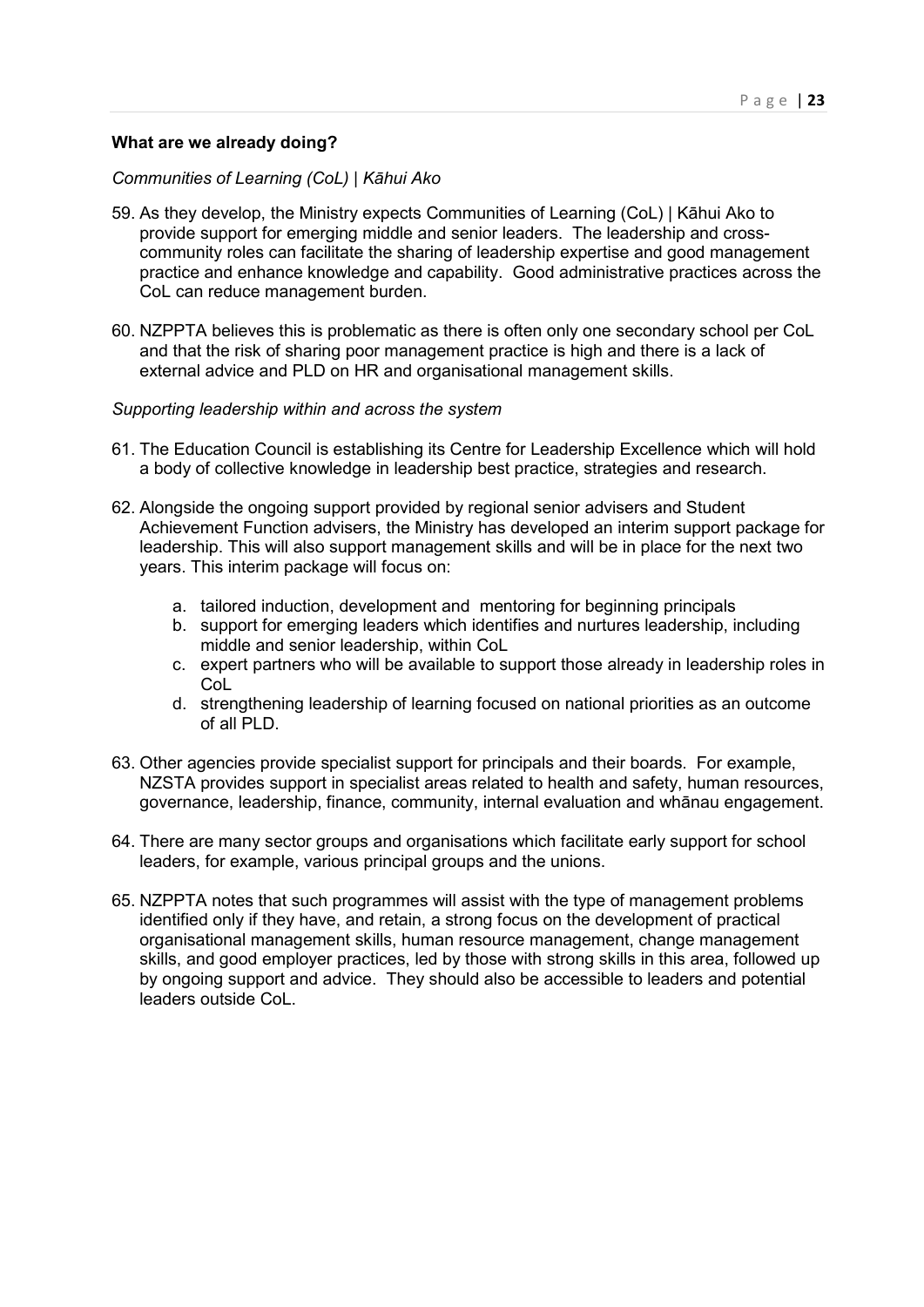**What are we already doing?**

*Communities of Learning (CoL) | Kāhui Ako*

59. As they develop, the Ministry expects Communities of Learning (CoL) | Kāhui Ako to provide support for emerging middle and senior leaders. The leadership and cross-community roles can facilitate the sharing of leadership expertise and good management practice and enhance knowledge and capability. Good administrative practices across the CoL can reduce management burden.

60. NZPPTA believes this is problematic as there is often only one secondary school per CoL and that the risk of sharing poor management practice is high and there is a lack of external advice and PLD on HR and organisational management skills.

*Supporting leadership within and across the system*

61. The Education Council is establishing its Centre for Leadership Excellence which will hold a body of collective knowledge in leadership best practice, strategies and research.

62. Alongside the ongoing support provided by regional senior advisers and Student Achievement Function advisers, the Ministry has developed an interim support package for leadership. This will also support management skills and will be in place for the next two years. This interim package will focus on:

    a. tailored induction, development and mentoring for beginning principals
    b. support for emerging leaders which identifies and nurtures leadership, including middle and senior leadership, within CoL
    c. expert partners who will be available to support those already in leadership roles in CoL
    d. strengthening leadership of learning focused on national priorities as an outcome of all PLD.

63. Other agencies provide specialist support for principals and their boards. For example, NZSTA provides support in specialist areas related to health and safety, human resources, governance, leadership, finance, community, internal evaluation and whānau engagement.

64. There are many sector groups and organisations which facilitate early support for school leaders, for example, various principal groups and the unions.

65. NZPPTA notes that such programmes will assist with the type of management problems identified only if they have, and retain, a strong focus on the development of practical organisational management skills, human resource management, change management skills, and good employer practices, led by those with strong skills in this area, followed up by ongoing support and advice. They should also be accessible to leaders and potential leaders outside CoL.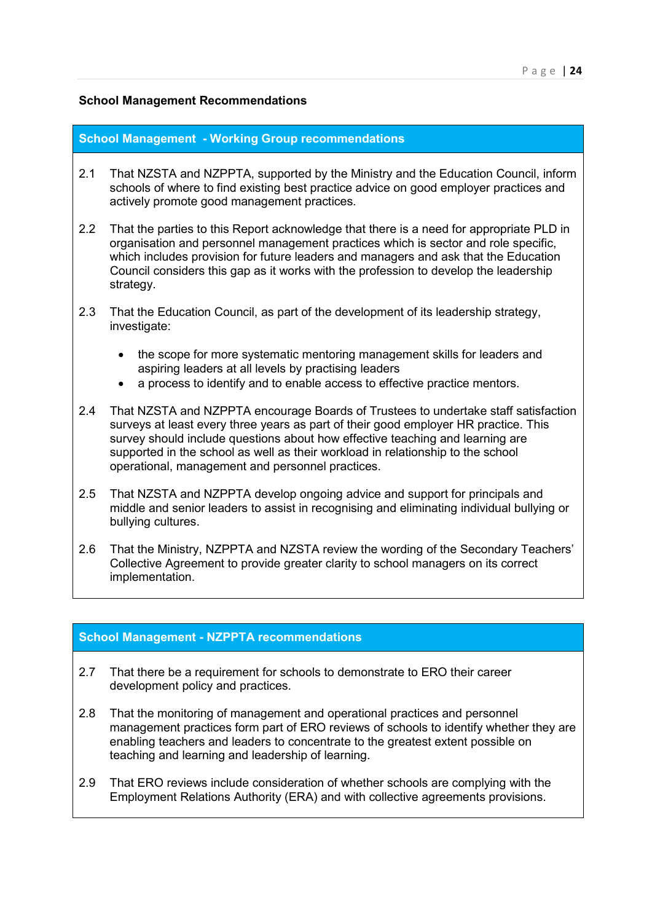## School Management Recommendations

### School Management - Working Group recommendations

2.1 That NZSTA and NZPPTA, supported by the Ministry and the Education Council, inform schools of where to find existing best practice advice on good employer practices and actively promote good management practices.

2.2 That the parties to this Report acknowledge that there is a need for appropriate PLD in organisation and personnel management practices which is sector and role specific, which includes provision for future leaders and managers and ask that the Education Council considers this gap as it works with the profession to develop the leadership strategy.

2.3 That the Education Council, as part of the development of its leadership strategy, investigate:

- the scope for more systematic mentoring management skills for leaders and aspiring leaders at all levels by practising leaders
- a process to identify and to enable access to effective practice mentors.

2.4 That NZSTA and NZPPTA encourage Boards of Trustees to undertake staff satisfaction surveys at least every three years as part of their good employer HR practice. This survey should include questions about how effective teaching and learning are supported in the school as well as their workload in relationship to the school operational, management and personnel practices.

2.5 That NZSTA and NZPPTA develop ongoing advice and support for principals and middle and senior leaders to assist in recognising and eliminating individual bullying or bullying cultures.

2.6 That the Ministry, NZPPTA and NZSTA review the wording of the Secondary Teachers' Collective Agreement to provide greater clarity to school managers on its correct implementation.

### School Management - NZPPTA recommendations

2.7 That there be a requirement for schools to demonstrate to ERO their career development policy and practices.

2.8 That the monitoring of management and operational practices and personnel management practices form part of ERO reviews of schools to identify whether they are enabling teachers and leaders to concentrate to the greatest extent possible on teaching and learning and leadership of learning.

2.9 That ERO reviews include consideration of whether schools are complying with the Employment Relations Authority (ERA) and with collective agreements provisions.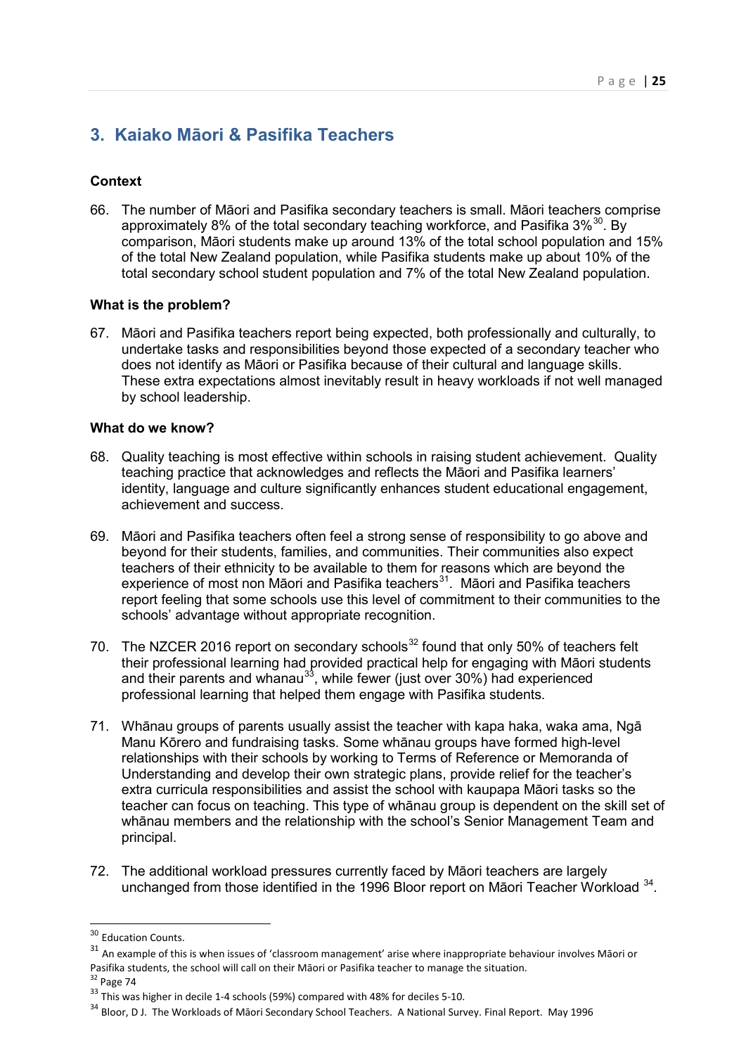## 3. Kaiako Māori & Pasifika Teachers

### Context

66. The number of Māori and Pasifika secondary teachers is small. Māori teachers comprise approximately 8% of the total secondary teaching workforce, and Pasifika 3%[30]. By comparison, Māori students make up around 13% of the total school population and 15% of the total New Zealand population, while Pasifika students make up about 10% of the total secondary school student population and 7% of the total New Zealand population.

### What is the problem?

67. Māori and Pasifika teachers report being expected, both professionally and culturally, to undertake tasks and responsibilities beyond those expected of a secondary teacher who does not identify as Māori or Pasifika because of their cultural and language skills. These extra expectations almost inevitably result in heavy workloads if not well managed by school leadership.

### What do we know?

68. Quality teaching is most effective within schools in raising student achievement. Quality teaching practice that acknowledges and reflects the Māori and Pasifika learners' identity, language and culture significantly enhances student educational engagement, achievement and success.

69. Māori and Pasifika teachers often feel a strong sense of responsibility to go above and beyond for their students, families, and communities. Their communities also expect teachers of their ethnicity to be available to them for reasons which are beyond the experience of most non Māori and Pasifika teachers[31]. Māori and Pasifika teachers report feeling that some schools use this level of commitment to their communities to the schools' advantage without appropriate recognition.

70. The NZCER 2016 report on secondary schools[32] found that only 50% of teachers felt their professional learning had provided practical help for engaging with Māori students and their parents and whanau[33], while fewer (just over 30%) had experienced professional learning that helped them engage with Pasifika students.

71. Whānau groups of parents usually assist the teacher with kapa haka, waka ama, Ngā Manu Kōrero and fundraising tasks. Some whānau groups have formed high-level relationships with their schools by working to Terms of Reference or Memoranda of Understanding and develop their own strategic plans, provide relief for the teacher's extra curricula responsibilities and assist the school with kaupapa Māori tasks so the teacher can focus on teaching. This type of whānau group is dependent on the skill set of whānau members and the relationship with the school's Senior Management Team and principal.

72. The additional workload pressures currently faced by Māori teachers are largely unchanged from those identified in the 1996 Bloor report on Māori Teacher Workload [34].

---

[30] Education Counts.

[31] An example of this is when issues of 'classroom management' arise where inappropriate behaviour involves Māori or Pasifika students, the school will call on their Māori or Pasifika teacher to manage the situation.

[32] Page 74

[33] This was higher in decile 1-4 schools (59%) compared with 48% for deciles 5-10.

[34] Bloor, D J. The Workloads of Māori Secondary School Teachers. A National Survey. Final Report. May 1996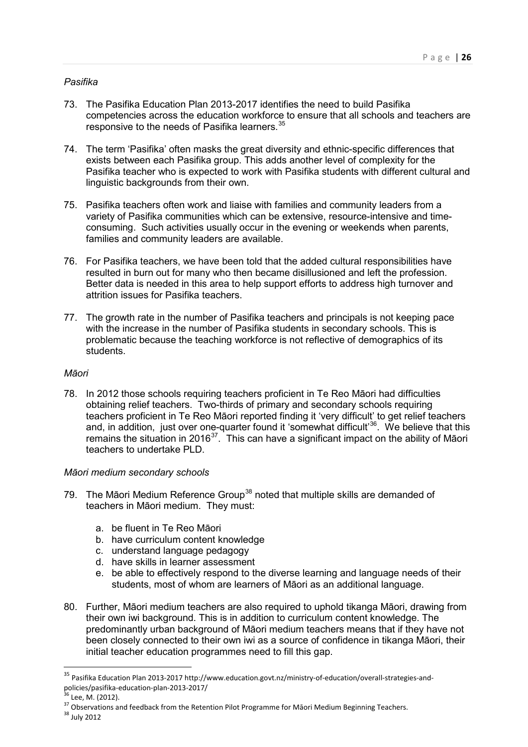*Pasifika*

73. The Pasifika Education Plan 2013-2017 identifies the need to build Pasifika competencies across the education workforce to ensure that all schools and teachers are responsive to the needs of Pasifika learners.[35]

74. The term 'Pasifika' often masks the great diversity and ethnic-specific differences that exists between each Pasifika group. This adds another level of complexity for the Pasifika teacher who is expected to work with Pasifika students with different cultural and linguistic backgrounds from their own.

75. Pasifika teachers often work and liaise with families and community leaders from a variety of Pasifika communities which can be extensive, resource-intensive and time-consuming. Such activities usually occur in the evening or weekends when parents, families and community leaders are available.

76. For Pasifika teachers, we have been told that the added cultural responsibilities have resulted in burn out for many who then became disillusioned and left the profession. Better data is needed in this area to help support efforts to address high turnover and attrition issues for Pasifika teachers.

77. The growth rate in the number of Pasifika teachers and principals is not keeping pace with the increase in the number of Pasifika students in secondary schools. This is problematic because the teaching workforce is not reflective of demographics of its students.

*Māori*

78. In 2012 those schools requiring teachers proficient in Te Reo Māori had difficulties obtaining relief teachers. Two-thirds of primary and secondary schools requiring teachers proficient in Te Reo Māori reported finding it 'very difficult' to get relief teachers and, in addition, just over one-quarter found it 'somewhat difficult'[36]. We believe that this remains the situation in 2016[37]. This can have a significant impact on the ability of Māori teachers to undertake PLD.

*Māori medium secondary schools*

79. The Māori Medium Reference Group[38] noted that multiple skills are demanded of teachers in Māori medium. They must:

    a. be fluent in Te Reo Māori
    b. have curriculum content knowledge
    c. understand language pedagogy
    d. have skills in learner assessment
    e. be able to effectively respond to the diverse learning and language needs of their students, most of whom are learners of Māori as an additional language.

80. Further, Māori medium teachers are also required to uphold tikanga Māori, drawing from their own iwi background. This is in addition to curriculum content knowledge. The predominantly urban background of Māori medium teachers means that if they have not been closely connected to their own iwi as a source of confidence in tikanga Māori, their initial teacher education programmes need to fill this gap.

---

[35] Pasifika Education Plan 2013-2017 http://www.education.govt.nz/ministry-of-education/overall-strategies-and-policies/pasifika-education-plan-2013-2017/

[36] Lee, M. (2012).

[37] Observations and feedback from the Retention Pilot Programme for Māori Medium Beginning Teachers.

[38] July 2012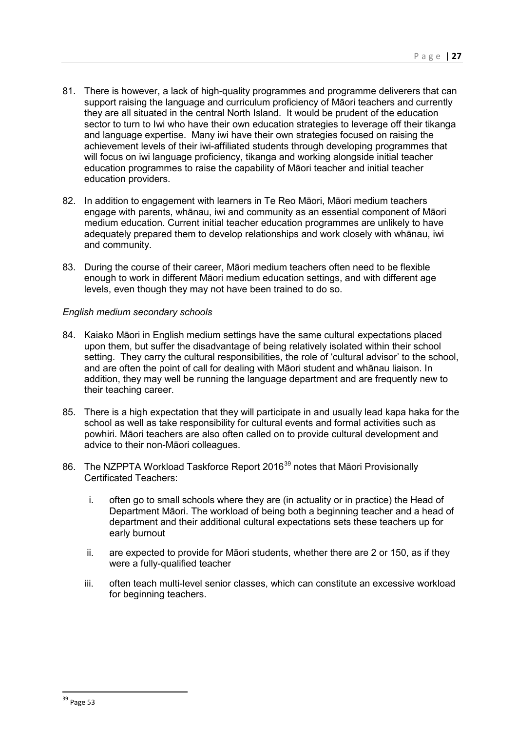81. There is however, a lack of high-quality programmes and programme deliverers that can support raising the language and curriculum proficiency of Māori teachers and currently they are all situated in the central North Island. It would be prudent of the education sector to turn to Iwi who have their own education strategies to leverage off their tikanga and language expertise. Many iwi have their own strategies focused on raising the achievement levels of their iwi-affiliated students through developing programmes that will focus on iwi language proficiency, tikanga and working alongside initial teacher education programmes to raise the capability of Māori teacher and initial teacher education providers.

82. In addition to engagement with learners in Te Reo Māori, Māori medium teachers engage with parents, whānau, iwi and community as an essential component of Māori medium education. Current initial teacher education programmes are unlikely to have adequately prepared them to develop relationships and work closely with whānau, iwi and community.

83. During the course of their career, Māori medium teachers often need to be flexible enough to work in different Māori medium education settings, and with different age levels, even though they may not have been trained to do so.

*English medium secondary schools*

84. Kaiako Māori in English medium settings have the same cultural expectations placed upon them, but suffer the disadvantage of being relatively isolated within their school setting. They carry the cultural responsibilities, the role of 'cultural advisor' to the school, and are often the point of call for dealing with Māori student and whānau liaison. In addition, they may well be running the language department and are frequently new to their teaching career.

85. There is a high expectation that they will participate in and usually lead kapa haka for the school as well as take responsibility for cultural events and formal activities such as powhiri. Māori teachers are also often called on to provide cultural development and advice to their non-Māori colleagues.

86. The NZPPTA Workload Taskforce Report 2016[39] notes that Māori Provisionally Certificated Teachers:

    i. often go to small schools where they are (in actuality or in practice) the Head of Department Māori. The workload of being both a beginning teacher and a head of department and their additional cultural expectations sets these teachers up for early burnout

    ii. are expected to provide for Māori students, whether there are 2 or 150, as if they were a fully-qualified teacher

    iii. often teach multi-level senior classes, which can constitute an excessive workload for beginning teachers.

---

[39] Page 53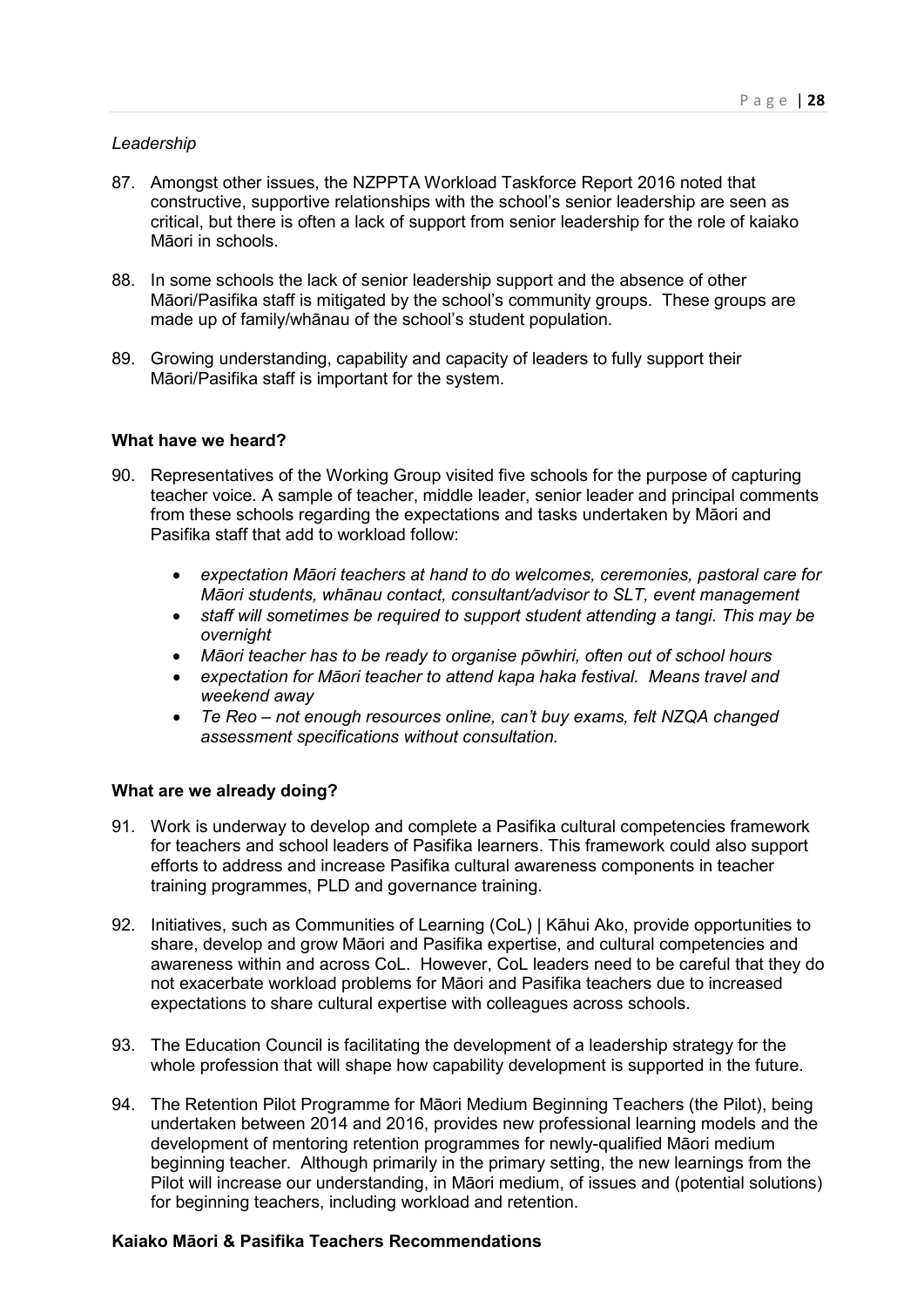*Leadership*

87. Amongst other issues, the NZPPTA Workload Taskforce Report 2016 noted that constructive, supportive relationships with the school's senior leadership are seen as critical, but there is often a lack of support from senior leadership for the role of kaiako Māori in schools.

88. In some schools the lack of senior leadership support and the absence of other Māori/Pasifika staff is mitigated by the school's community groups. These groups are made up of family/whānau of the school's student population.

89. Growing understanding, capability and capacity of leaders to fully support their Māori/Pasifika staff is important for the system.

**What have we heard?**

90. Representatives of the Working Group visited five schools for the purpose of capturing teacher voice. A sample of teacher, middle leader, senior leader and principal comments from these schools regarding the expectations and tasks undertaken by Māori and Pasifika staff that add to workload follow:

    - *expectation Māori teachers at hand to do welcomes, ceremonies, pastoral care for Māori students, whānau contact, consultant/advisor to SLT, event management*
    - *staff will sometimes be required to support student attending a tangi. This may be overnight*
    - *Māori teacher has to be ready to organise pōwhiri, often out of school hours*
    - *expectation for Māori teacher to attend kapa haka festival. Means travel and weekend away*
    - *Te Reo – not enough resources online, can't buy exams, felt NZQA changed assessment specifications without consultation.*

**What are we already doing?**

91. Work is underway to develop and complete a Pasifika cultural competencies framework for teachers and school leaders of Pasifika learners. This framework could also support efforts to address and increase Pasifika cultural awareness components in teacher training programmes, PLD and governance training.

92. Initiatives, such as Communities of Learning (CoL) | Kāhui Ako, provide opportunities to share, develop and grow Māori and Pasifika expertise, and cultural competencies and awareness within and across CoL. However, CoL leaders need to be careful that they do not exacerbate workload problems for Māori and Pasifika teachers due to increased expectations to share cultural expertise with colleagues across schools.

93. The Education Council is facilitating the development of a leadership strategy for the whole profession that will shape how capability development is supported in the future.

94. The Retention Pilot Programme for Māori Medium Beginning Teachers (the Pilot), being undertaken between 2014 and 2016, provides new professional learning models and the development of mentoring retention programmes for newly-qualified Māori medium beginning teacher. Although primarily in the primary setting, the new learnings from the Pilot will increase our understanding, in Māori medium, of issues and (potential solutions) for beginning teachers, including workload and retention.

**Kaiako Māori & Pasifika Teachers Recommendations**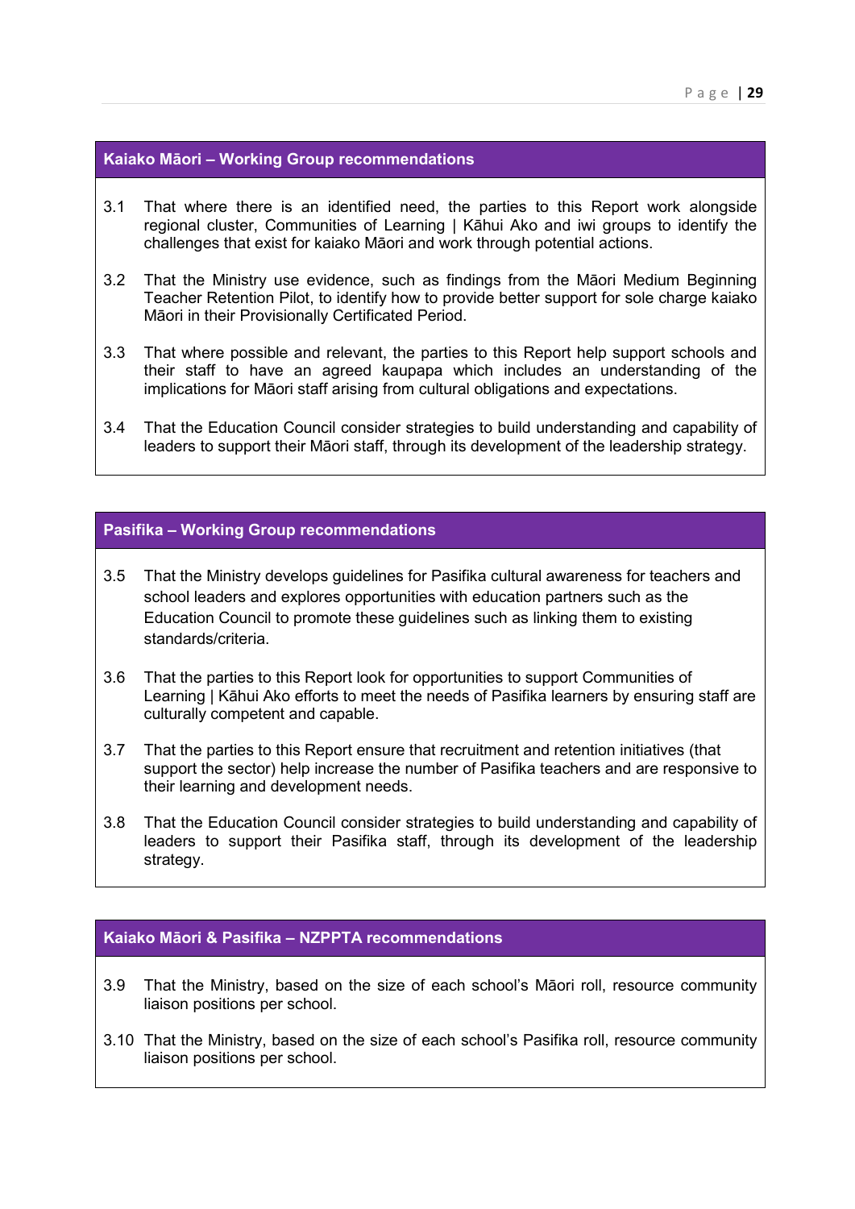### Kaiako Māori – Working Group recommendations

3.1 That where there is an identified need, the parties to this Report work alongside regional cluster, Communities of Learning | Kāhui Ako and iwi groups to identify the challenges that exist for kaiako Māori and work through potential actions.

3.2 That the Ministry use evidence, such as findings from the Māori Medium Beginning Teacher Retention Pilot, to identify how to provide better support for sole charge kaiako Māori in their Provisionally Certificated Period.

3.3 That where possible and relevant, the parties to this Report help support schools and their staff to have an agreed kaupapa which includes an understanding of the implications for Māori staff arising from cultural obligations and expectations.

3.4 That the Education Council consider strategies to build understanding and capability of leaders to support their Māori staff, through its development of the leadership strategy.

### Pasifika – Working Group recommendations

3.5 That the Ministry develops guidelines for Pasifika cultural awareness for teachers and school leaders and explores opportunities with education partners such as the Education Council to promote these guidelines such as linking them to existing standards/criteria.

3.6 That the parties to this Report look for opportunities to support Communities of Learning | Kāhui Ako efforts to meet the needs of Pasifika learners by ensuring staff are culturally competent and capable.

3.7 That the parties to this Report ensure that recruitment and retention initiatives (that support the sector) help increase the number of Pasifika teachers and are responsive to their learning and development needs.

3.8 That the Education Council consider strategies to build understanding and capability of leaders to support their Pasifika staff, through its development of the leadership strategy.

### Kaiako Māori & Pasifika – NZPPTA recommendations

3.9 That the Ministry, based on the size of each school's Māori roll, resource community liaison positions per school.

3.10 That the Ministry, based on the size of each school's Pasifika roll, resource community liaison positions per school.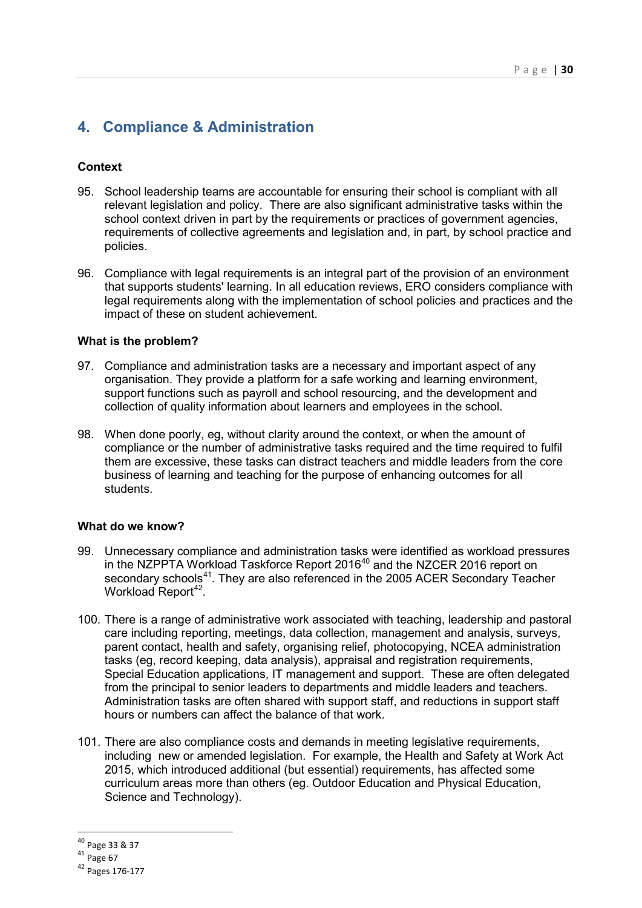## 4. Compliance & Administration

**Context**

95. School leadership teams are accountable for ensuring their school is compliant with all relevant legislation and policy. There are also significant administrative tasks within the school context driven in part by the requirements or practices of government agencies, requirements of collective agreements and legislation and, in part, by school practice and policies.

96. Compliance with legal requirements is an integral part of the provision of an environment that supports students' learning. In all education reviews, ERO considers compliance with legal requirements along with the implementation of school policies and practices and the impact of these on student achievement.

**What is the problem?**

97. Compliance and administration tasks are a necessary and important aspect of any organisation. They provide a platform for a safe working and learning environment, support functions such as payroll and school resourcing, and the development and collection of quality information about learners and employees in the school.

98. When done poorly, eg, without clarity around the context, or when the amount of compliance or the number of administrative tasks required and the time required to fulfil them are excessive, these tasks can distract teachers and middle leaders from the core business of learning and teaching for the purpose of enhancing outcomes for all students.

**What do we know?**

99. Unnecessary compliance and administration tasks were identified as workload pressures in the NZPPTA Workload Taskforce Report 2016[40] and the NZCER 2016 report on secondary schools[41]. They are also referenced in the 2005 ACER Secondary Teacher Workload Report[42].

100. There is a range of administrative work associated with teaching, leadership and pastoral care including reporting, meetings, data collection, management and analysis, surveys, parent contact, health and safety, organising relief, photocopying, NCEA administration tasks (eg, record keeping, data analysis), appraisal and registration requirements, Special Education applications, IT management and support. These are often delegated from the principal to senior leaders to departments and middle leaders and teachers. Administration tasks are often shared with support staff, and reductions in support staff hours or numbers can affect the balance of that work.

101. There are also compliance costs and demands in meeting legislative requirements, including new or amended legislation. For example, the Health and Safety at Work Act 2015, which introduced additional (but essential) requirements, has affected some curriculum areas more than others (eg. Outdoor Education and Physical Education, Science and Technology).

---

[40] Page 33 & 37

[41] Page 67

[42] Pages 176-177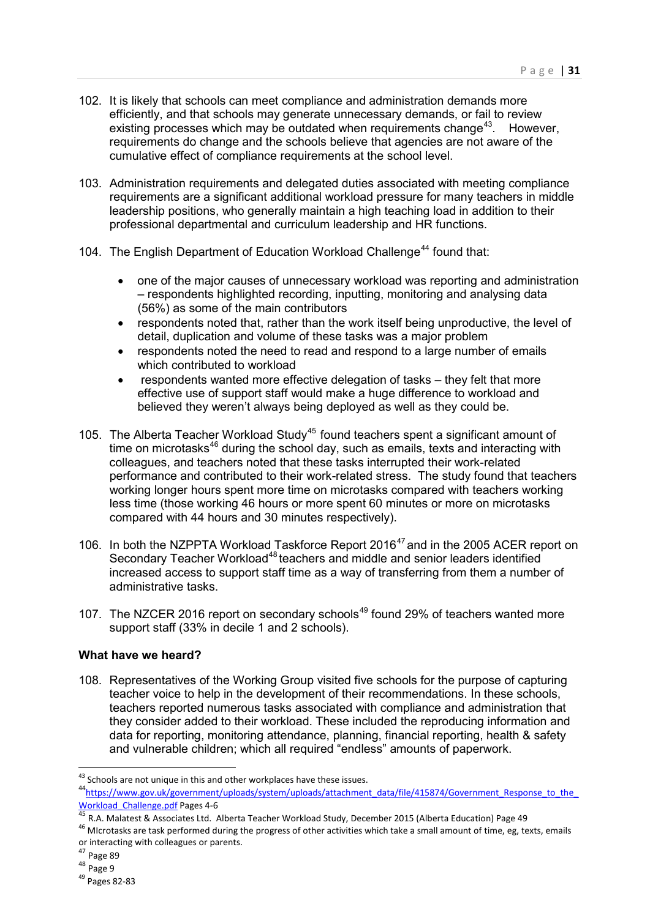102. It is likely that schools can meet compliance and administration demands more efficiently, and that schools may generate unnecessary demands, or fail to review existing processes which may be outdated when requirements change[43]. However, requirements do change and the schools believe that agencies are not aware of the cumulative effect of compliance requirements at the school level.

103. Administration requirements and delegated duties associated with meeting compliance requirements are a significant additional workload pressure for many teachers in middle leadership positions, who generally maintain a high teaching load in addition to their professional departmental and curriculum leadership and HR functions.

104. The English Department of Education Workload Challenge[44] found that:

- one of the major causes of unnecessary workload was reporting and administration – respondents highlighted recording, inputting, monitoring and analysing data (56%) as some of the main contributors
- respondents noted that, rather than the work itself being unproductive, the level of detail, duplication and volume of these tasks was a major problem
- respondents noted the need to read and respond to a large number of emails which contributed to workload
- respondents wanted more effective delegation of tasks – they felt that more effective use of support staff would make a huge difference to workload and believed they weren't always being deployed as well as they could be.

105. The Alberta Teacher Workload Study[45] found teachers spent a significant amount of time on microtasks[46] during the school day, such as emails, texts and interacting with colleagues, and teachers noted that these tasks interrupted their work-related performance and contributed to their work-related stress. The study found that teachers working longer hours spent more time on microtasks compared with teachers working less time (those working 46 hours or more spent 60 minutes or more on microtasks compared with 44 hours and 30 minutes respectively).

106. In both the NZPPTA Workload Taskforce Report 2016[47] and in the 2005 ACER report on Secondary Teacher Workload[48] teachers and middle and senior leaders identified increased access to support staff time as a way of transferring from them a number of administrative tasks.

107. The NZCER 2016 report on secondary schools[49] found 29% of teachers wanted more support staff (33% in decile 1 and 2 schools).

**What have we heard?**

108. Representatives of the Working Group visited five schools for the purpose of capturing teacher voice to help in the development of their recommendations. In these schools, teachers reported numerous tasks associated with compliance and administration that they consider added to their workload. These included the reproducing information and data for reporting, monitoring attendance, planning, financial reporting, health & safety and vulnerable children; which all required "endless" amounts of paperwork.

---

[43] Schools are not unique in this and other workplaces have these issues.

[44] https://www.gov.uk/government/uploads/system/uploads/attachment_data/file/415874/Government_Response_to_the_Workload_Challenge.pdf Pages 4-6

[45] R.A. Malatest & Associates Ltd. Alberta Teacher Workload Study, December 2015 (Alberta Education) Page 49

[46] MIcrotasks are task performed during the progress of other activities which take a small amount of time, eg, texts, emails or interacting with colleagues or parents.

[47] Page 89

[48] Page 9

[49] Pages 82-83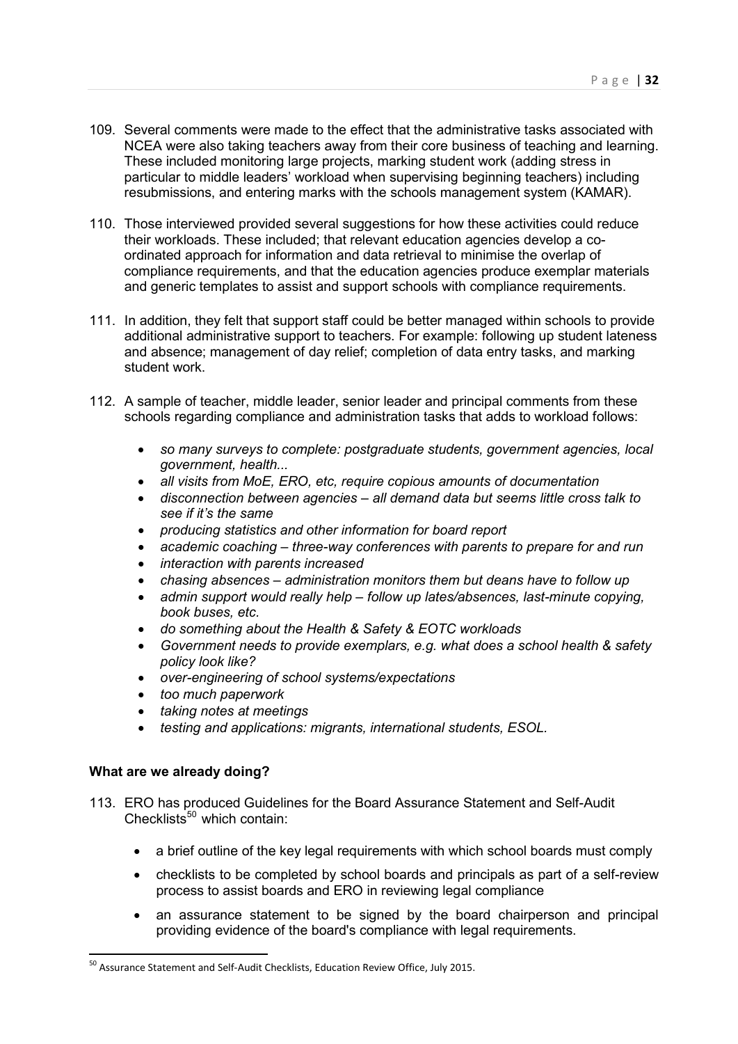109. Several comments were made to the effect that the administrative tasks associated with NCEA were also taking teachers away from their core business of teaching and learning. These included monitoring large projects, marking student work (adding stress in particular to middle leaders' workload when supervising beginning teachers) including resubmissions, and entering marks with the schools management system (KAMAR).

110. Those interviewed provided several suggestions for how these activities could reduce their workloads. These included; that relevant education agencies develop a co-ordinated approach for information and data retrieval to minimise the overlap of compliance requirements, and that the education agencies produce exemplar materials and generic templates to assist and support schools with compliance requirements.

111. In addition, they felt that support staff could be better managed within schools to provide additional administrative support to teachers. For example: following up student lateness and absence; management of day relief; completion of data entry tasks, and marking student work.

112. A sample of teacher, middle leader, senior leader and principal comments from these schools regarding compliance and administration tasks that adds to workload follows:

- *so many surveys to complete: postgraduate students, government agencies, local government, health...*
- *all visits from MoE, ERO, etc, require copious amounts of documentation*
- *disconnection between agencies – all demand data but seems little cross talk to see if it's the same*
- *producing statistics and other information for board report*
- *academic coaching – three-way conferences with parents to prepare for and run*
- *interaction with parents increased*
- *chasing absences – administration monitors them but deans have to follow up*
- *admin support would really help – follow up lates/absences, last-minute copying, book buses, etc.*
- *do something about the Health & Safety & EOTC workloads*
- *Government needs to provide exemplars, e.g. what does a school health & safety policy look like?*
- *over-engineering of school systems/expectations*
- *too much paperwork*
- *taking notes at meetings*
- *testing and applications: migrants, international students, ESOL.*

**What are we already doing?**

113. ERO has produced Guidelines for the Board Assurance Statement and Self-Audit Checklists[50] which contain:

- a brief outline of the key legal requirements with which school boards must comply
- checklists to be completed by school boards and principals as part of a self-review process to assist boards and ERO in reviewing legal compliance
- an assurance statement to be signed by the board chairperson and principal providing evidence of the board's compliance with legal requirements.

[50] Assurance Statement and Self-Audit Checklists, Education Review Office, July 2015.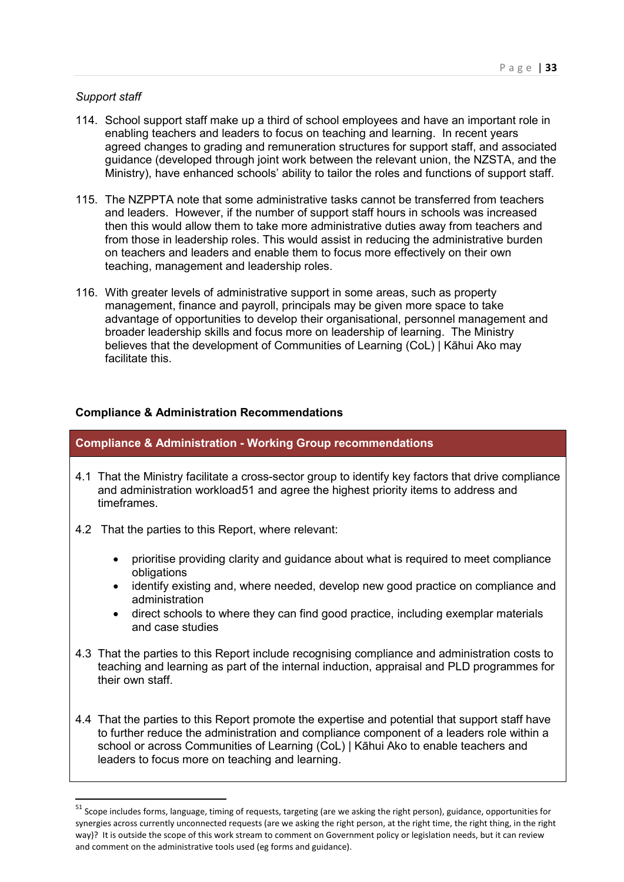*Support staff*

114. School support staff make up a third of school employees and have an important role in enabling teachers and leaders to focus on teaching and learning. In recent years agreed changes to grading and remuneration structures for support staff, and associated guidance (developed through joint work between the relevant union, the NZSTA, and the Ministry), have enhanced schools' ability to tailor the roles and functions of support staff.

115. The NZPPTA note that some administrative tasks cannot be transferred from teachers and leaders. However, if the number of support staff hours in schools was increased then this would allow them to take more administrative duties away from teachers and from those in leadership roles. This would assist in reducing the administrative burden on teachers and leaders and enable them to focus more effectively on their own teaching, management and leadership roles.

116. With greater levels of administrative support in some areas, such as property management, finance and payroll, principals may be given more space to take advantage of opportunities to develop their organisational, personnel management and broader leadership skills and focus more on leadership of learning. The Ministry believes that the development of Communities of Learning (CoL) | Kāhui Ako may facilitate this.

**Compliance & Administration Recommendations**

**Compliance & Administration - Working Group recommendations**

4.1 That the Ministry facilitate a cross-sector group to identify key factors that drive compliance and administration workload[51] and agree the highest priority items to address and timeframes.

4.2 That the parties to this Report, where relevant:

- prioritise providing clarity and guidance about what is required to meet compliance obligations
- identify existing and, where needed, develop new good practice on compliance and administration
- direct schools to where they can find good practice, including exemplar materials and case studies

4.3 That the parties to this Report include recognising compliance and administration costs to teaching and learning as part of the internal induction, appraisal and PLD programmes for their own staff.

4.4 That the parties to this Report promote the expertise and potential that support staff have to further reduce the administration and compliance component of a leaders role within a school or across Communities of Learning (CoL) | Kāhui Ako to enable teachers and leaders to focus more on teaching and learning.

---

[51] Scope includes forms, language, timing of requests, targeting (are we asking the right person), guidance, opportunities for synergies across currently unconnected requests (are we asking the right person, at the right time, the right thing, in the right way)? It is outside the scope of this work stream to comment on Government policy or legislation needs, but it can review and comment on the administrative tools used (eg forms and guidance).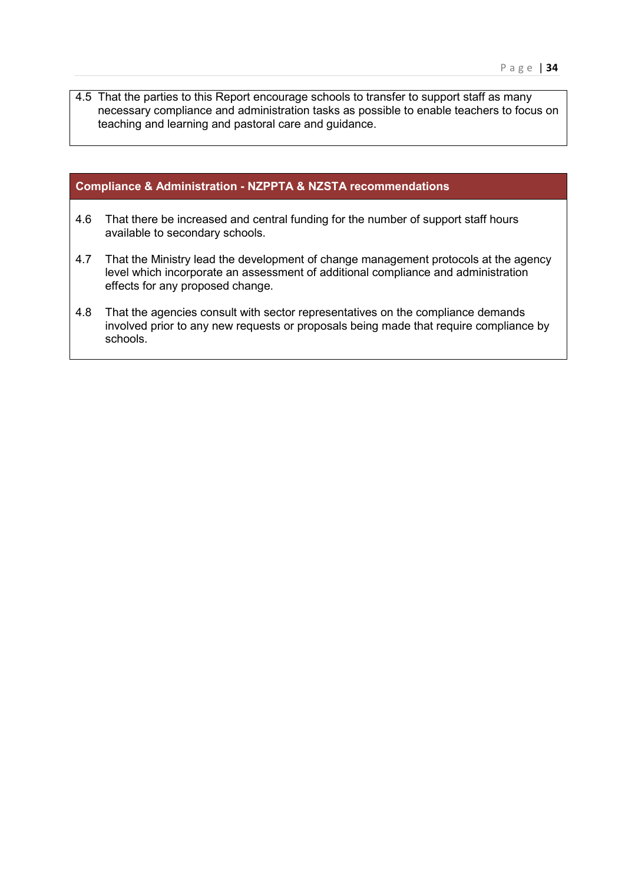4.5 That the parties to this Report encourage schools to transfer to support staff as many necessary compliance and administration tasks as possible to enable teachers to focus on teaching and learning and pastoral care and guidance.

**Compliance & Administration - NZPPTA & NZSTA recommendations**

4.6 That there be increased and central funding for the number of support staff hours available to secondary schools.

4.7 That the Ministry lead the development of change management protocols at the agency level which incorporate an assessment of additional compliance and administration effects for any proposed change.

4.8 That the agencies consult with sector representatives on the compliance demands involved prior to any new requests or proposals being made that require compliance by schools.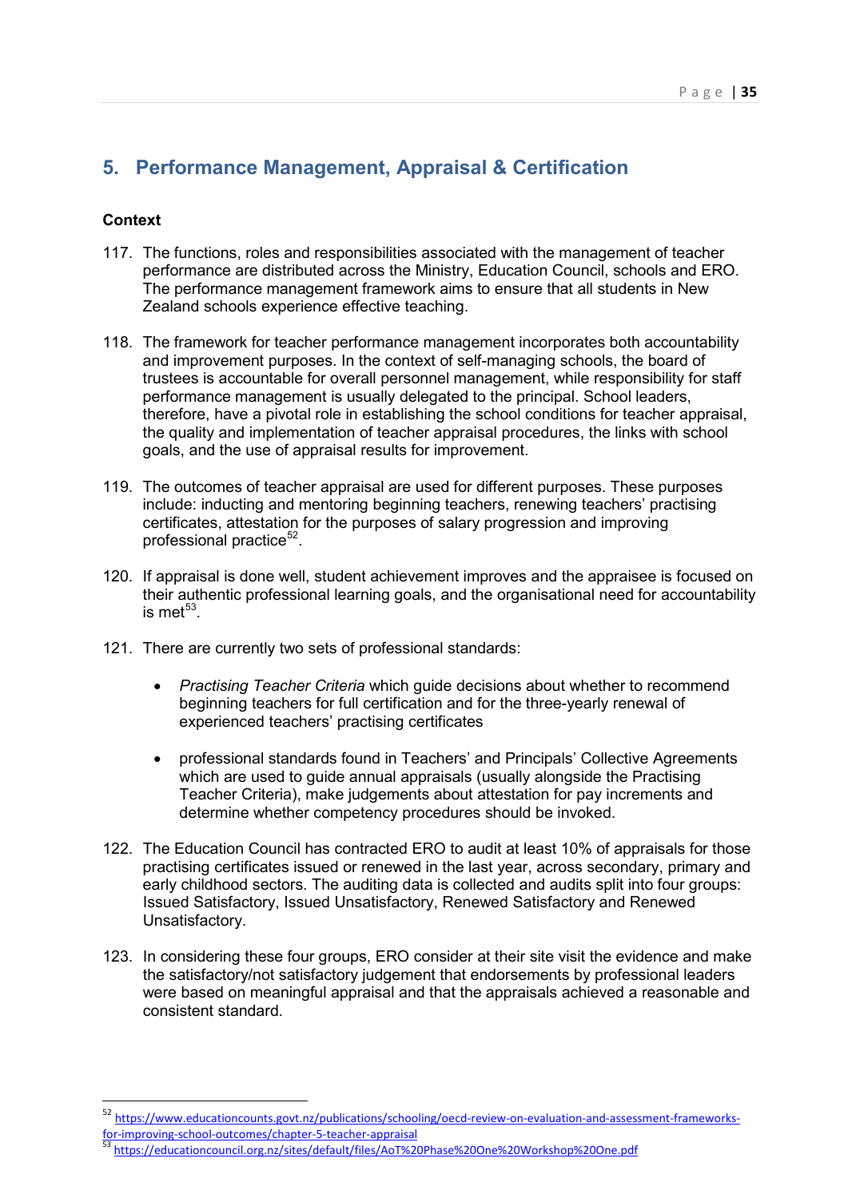## 5. Performance Management, Appraisal & Certification

**Context**

117. The functions, roles and responsibilities associated with the management of teacher performance are distributed across the Ministry, Education Council, schools and ERO. The performance management framework aims to ensure that all students in New Zealand schools experience effective teaching.

118. The framework for teacher performance management incorporates both accountability and improvement purposes. In the context of self-managing schools, the board of trustees is accountable for overall personnel management, while responsibility for staff performance management is usually delegated to the principal. School leaders, therefore, have a pivotal role in establishing the school conditions for teacher appraisal, the quality and implementation of teacher appraisal procedures, the links with school goals, and the use of appraisal results for improvement.

119. The outcomes of teacher appraisal are used for different purposes. These purposes include: inducting and mentoring beginning teachers, renewing teachers' practising certificates, attestation for the purposes of salary progression and improving professional practice[52].

120. If appraisal is done well, student achievement improves and the appraisee is focused on their authentic professional learning goals, and the organisational need for accountability is met[53].

121. There are currently two sets of professional standards:

    - *Practising Teacher Criteria* which guide decisions about whether to recommend beginning teachers for full certification and for the three-yearly renewal of experienced teachers' practising certificates

    - professional standards found in Teachers' and Principals' Collective Agreements which are used to guide annual appraisals (usually alongside the Practising Teacher Criteria), make judgements about attestation for pay increments and determine whether competency procedures should be invoked.

122. The Education Council has contracted ERO to audit at least 10% of appraisals for those practising certificates issued or renewed in the last year, across secondary, primary and early childhood sectors. The auditing data is collected and audits split into four groups: Issued Satisfactory, Issued Unsatisfactory, Renewed Satisfactory and Renewed Unsatisfactory.

123. In considering these four groups, ERO consider at their site visit the evidence and make the satisfactory/not satisfactory judgement that endorsements by professional leaders were based on meaningful appraisal and that the appraisals achieved a reasonable and consistent standard.

---

[52] https://www.educationcounts.govt.nz/publications/schooling/oecd-review-on-evaluation-and-assessment-frameworks-for-improving-school-outcomes/chapter-5-teacher-appraisal

[53] https://educationcouncil.org.nz/sites/default/files/AoT%20Phase%20One%20Workshop%20One.pdf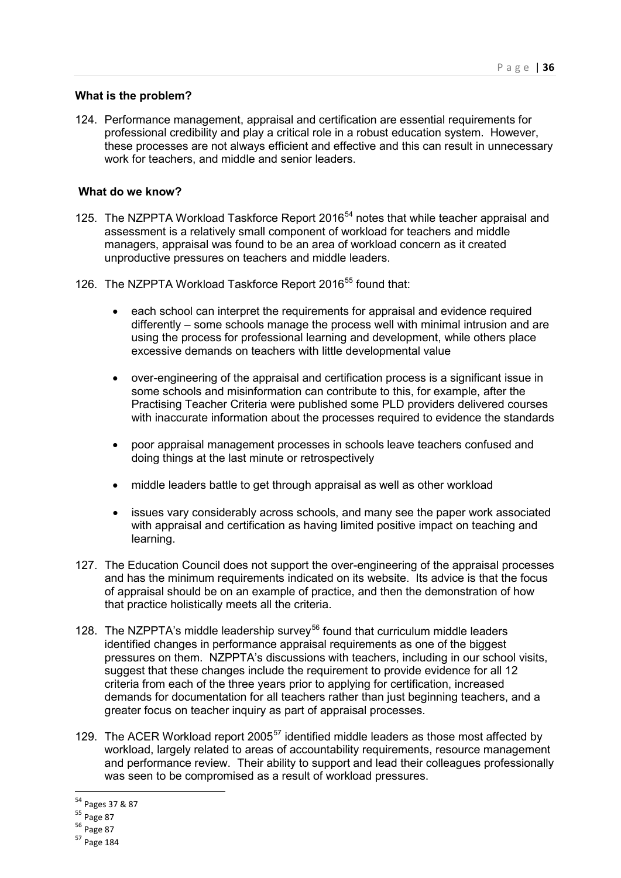### What is the problem?

124. Performance management, appraisal and certification are essential requirements for professional credibility and play a critical role in a robust education system. However, these processes are not always efficient and effective and this can result in unnecessary work for teachers, and middle and senior leaders.

### What do we know?

125. The NZPPTA Workload Taskforce Report 2016[54] notes that while teacher appraisal and assessment is a relatively small component of workload for teachers and middle managers, appraisal was found to be an area of workload concern as it created unproductive pressures on teachers and middle leaders.

126. The NZPPTA Workload Taskforce Report 2016[55] found that:

    - each school can interpret the requirements for appraisal and evidence required differently – some schools manage the process well with minimal intrusion and are using the process for professional learning and development, while others place excessive demands on teachers with little developmental value

    - over-engineering of the appraisal and certification process is a significant issue in some schools and misinformation can contribute to this, for example, after the Practising Teacher Criteria were published some PLD providers delivered courses with inaccurate information about the processes required to evidence the standards

    - poor appraisal management processes in schools leave teachers confused and doing things at the last minute or retrospectively

    - middle leaders battle to get through appraisal as well as other workload

    - issues vary considerably across schools, and many see the paper work associated with appraisal and certification as having limited positive impact on teaching and learning.

127. The Education Council does not support the over-engineering of the appraisal processes and has the minimum requirements indicated on its website. Its advice is that the focus of appraisal should be on an example of practice, and then the demonstration of how that practice holistically meets all the criteria.

128. The NZPPTA's middle leadership survey[56] found that curriculum middle leaders identified changes in performance appraisal requirements as one of the biggest pressures on them. NZPPTA's discussions with teachers, including in our school visits, suggest that these changes include the requirement to provide evidence for all 12 criteria from each of the three years prior to applying for certification, increased demands for documentation for all teachers rather than just beginning teachers, and a greater focus on teacher inquiry as part of appraisal processes.

129. The ACER Workload report 2005[57] identified middle leaders as those most affected by workload, largely related to areas of accountability requirements, resource management and performance review. Their ability to support and lead their colleagues professionally was seen to be compromised as a result of workload pressures.

---

[54] Pages 37 & 87

[55] Page 87

[56] Page 87

[57] Page 184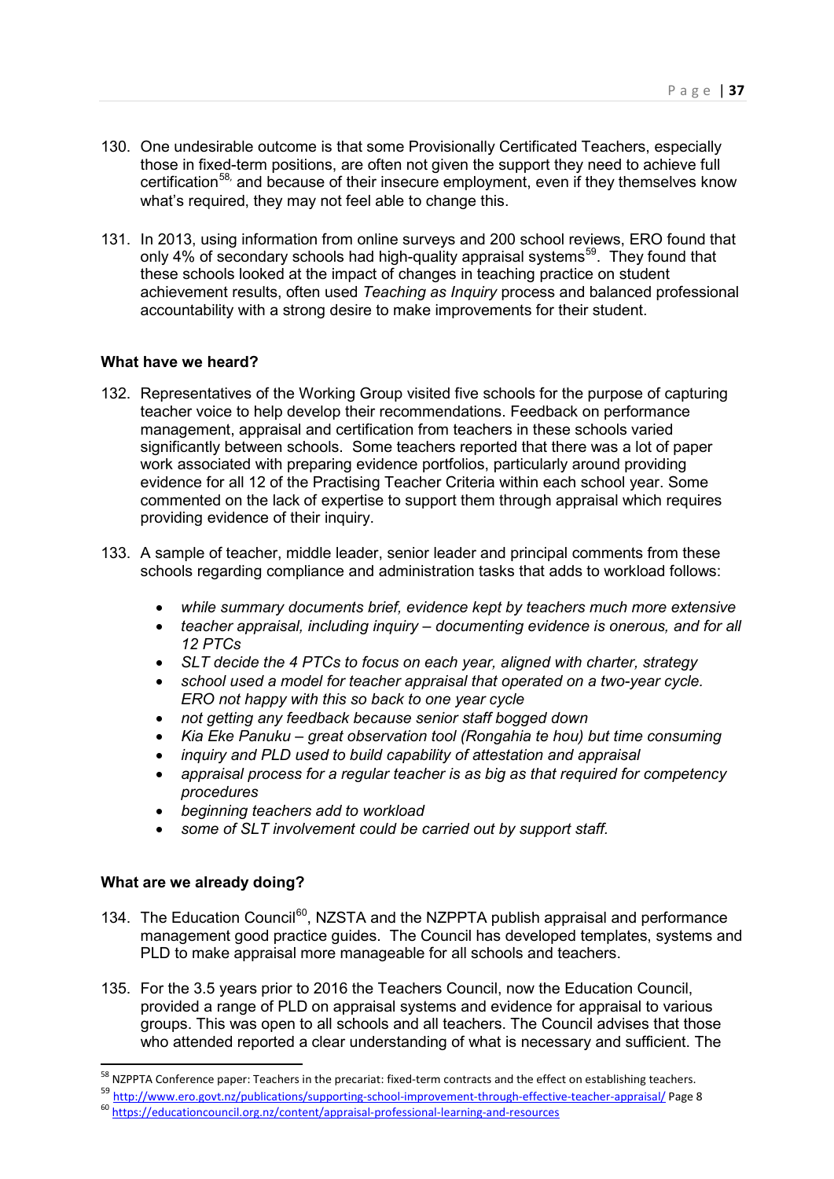130. One undesirable outcome is that some Provisionally Certificated Teachers, especially those in fixed-term positions, are often not given the support they need to achieve full certification[58] and because of their insecure employment, even if they themselves know what's required, they may not feel able to change this.

131. In 2013, using information from online surveys and 200 school reviews, ERO found that only 4% of secondary schools had high-quality appraisal systems[59]. They found that these schools looked at the impact of changes in teaching practice on student achievement results, often used *Teaching as Inquiry* process and balanced professional accountability with a strong desire to make improvements for their student.

**What have we heard?**

132. Representatives of the Working Group visited five schools for the purpose of capturing teacher voice to help develop their recommendations. Feedback on performance management, appraisal and certification from teachers in these schools varied significantly between schools. Some teachers reported that there was a lot of paper work associated with preparing evidence portfolios, particularly around providing evidence for all 12 of the Practising Teacher Criteria within each school year. Some commented on the lack of expertise to support them through appraisal which requires providing evidence of their inquiry.

133. A sample of teacher, middle leader, senior leader and principal comments from these schools regarding compliance and administration tasks that adds to workload follows:

- *while summary documents brief, evidence kept by teachers much more extensive*
- *teacher appraisal, including inquiry – documenting evidence is onerous, and for all 12 PTCs*
- *SLT decide the 4 PTCs to focus on each year, aligned with charter, strategy*
- *school used a model for teacher appraisal that operated on a two-year cycle. ERO not happy with this so back to one year cycle*
- *not getting any feedback because senior staff bogged down*
- *Kia Eke Panuku – great observation tool (Rongahia te hou) but time consuming*
- *inquiry and PLD used to build capability of attestation and appraisal*
- *appraisal process for a regular teacher is as big as that required for competency procedures*
- *beginning teachers add to workload*
- *some of SLT involvement could be carried out by support staff.*

**What are we already doing?**

134. The Education Council[60], NZSTA and the NZPPTA publish appraisal and performance management good practice guides. The Council has developed templates, systems and PLD to make appraisal more manageable for all schools and teachers.

135. For the 3.5 years prior to 2016 the Teachers Council, now the Education Council, provided a range of PLD on appraisal systems and evidence for appraisal to various groups. This was open to all schools and all teachers. The Council advises that those who attended reported a clear understanding of what is necessary and sufficient. The

---

[58] NZPPTA Conference paper: Teachers in the precariat: fixed-term contracts and the effect on establishing teachers.

[59] http://www.ero.govt.nz/publications/supporting-school-improvement-through-effective-teacher-appraisal/ Page 8

[60] https://educationcouncil.org.nz/content/appraisal-professional-learning-and-resources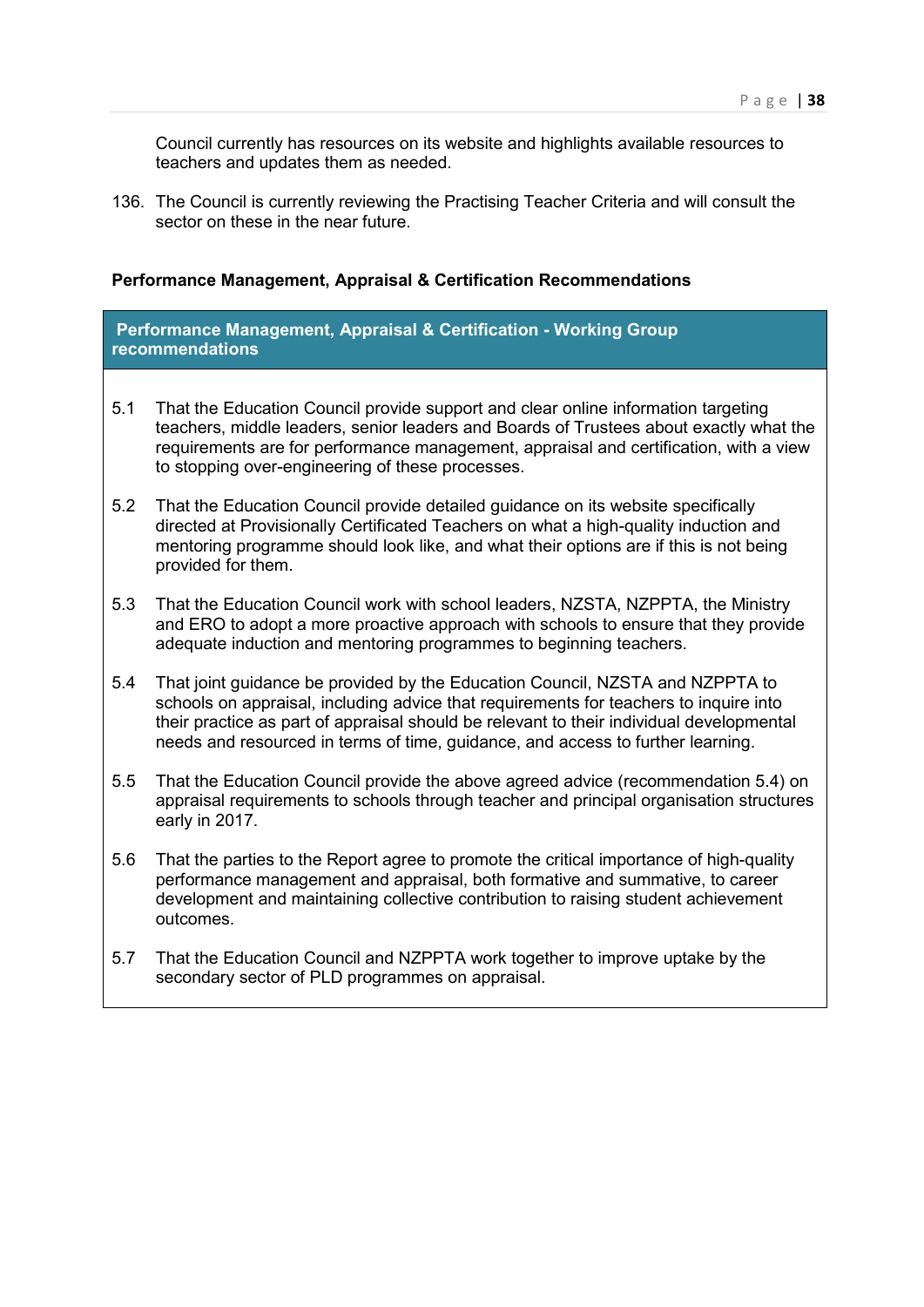Council currently has resources on its website and highlights available resources to teachers and updates them as needed.

136. The Council is currently reviewing the Practising Teacher Criteria and will consult the sector on these in the near future.

**Performance Management, Appraisal & Certification Recommendations**

| **Performance Management, Appraisal & Certification - Working Group recommendations** |
|---|
| 5.1 That the Education Council provide support and clear online information targeting teachers, middle leaders, senior leaders and Boards of Trustees about exactly what the requirements are for performance management, appraisal and certification, with a view to stopping over-engineering of these processes.<br><br>5.2 That the Education Council provide detailed guidance on its website specifically directed at Provisionally Certificated Teachers on what a high-quality induction and mentoring programme should look like, and what their options are if this is not being provided for them.<br><br>5.3 That the Education Council work with school leaders, NZSTA, NZPPTA, the Ministry and ERO to adopt a more proactive approach with schools to ensure that they provide adequate induction and mentoring programmes to beginning teachers.<br><br>5.4 That joint guidance be provided by the Education Council, NZSTA and NZPPTA to schools on appraisal, including advice that requirements for teachers to inquire into their practice as part of appraisal should be relevant to their individual developmental needs and resourced in terms of time, guidance, and access to further learning.<br><br>5.5 That the Education Council provide the above agreed advice (recommendation 5.4) on appraisal requirements to schools through teacher and principal organisation structures early in 2017.<br><br>5.6 That the parties to the Report agree to promote the critical importance of high-quality performance management and appraisal, both formative and summative, to career development and maintaining collective contribution to raising student achievement outcomes.<br><br>5.7 That the Education Council and NZPPTA work together to improve uptake by the secondary sector of PLD programmes on appraisal. |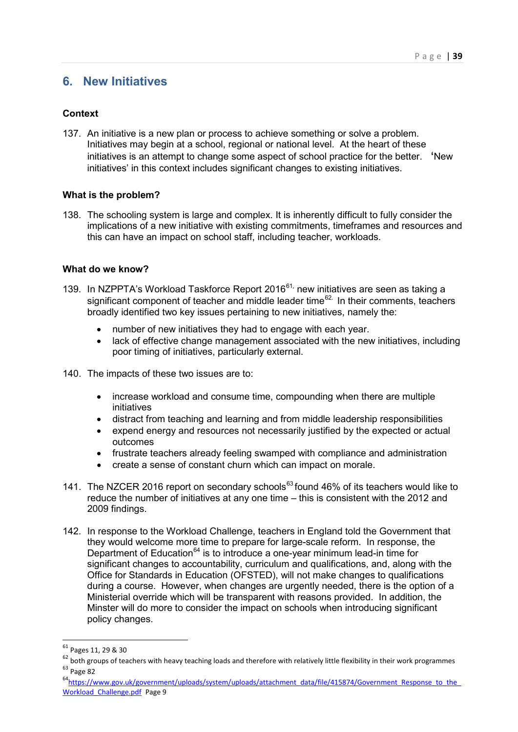## 6. New Initiatives

### Context

137. An initiative is a new plan or process to achieve something or solve a problem. Initiatives may begin at a school, regional or national level. At the heart of these initiatives is an attempt to change some aspect of school practice for the better. 'New initiatives' in this context includes significant changes to existing initiatives.

### What is the problem?

138. The schooling system is large and complex. It is inherently difficult to fully consider the implications of a new initiative with existing commitments, timeframes and resources and this can have an impact on school staff, including teacher, workloads.

### What do we know?

139. In NZPPTA's Workload Taskforce Report 2016[61], new initiatives are seen as taking a significant component of teacher and middle leader time[62]. In their comments, teachers broadly identified two key issues pertaining to new initiatives, namely the:

    - number of new initiatives they had to engage with each year.
    - lack of effective change management associated with the new initiatives, including poor timing of initiatives, particularly external.

140. The impacts of these two issues are to:

    - increase workload and consume time, compounding when there are multiple initiatives
    - distract from teaching and learning and from middle leadership responsibilities
    - expend energy and resources not necessarily justified by the expected or actual outcomes
    - frustrate teachers already feeling swamped with compliance and administration
    - create a sense of constant churn which can impact on morale.

141. The NZCER 2016 report on secondary schools[63] found 46% of its teachers would like to reduce the number of initiatives at any one time – this is consistent with the 2012 and 2009 findings.

142. In response to the Workload Challenge, teachers in England told the Government that they would welcome more time to prepare for large-scale reform. In response, the Department of Education[64] is to introduce a one-year minimum lead-in time for significant changes to accountability, curriculum and qualifications, and, along with the Office for Standards in Education (OFSTED), will not make changes to qualifications during a course. However, when changes are urgently needed, there is the option of a Ministerial override which will be transparent with reasons provided. In addition, the Minster will do more to consider the impact on schools when introducing significant policy changes.

---

[61] Pages 11, 29 & 30

[62] both groups of teachers with heavy teaching loads and therefore with relatively little flexibility in their work programmes

[63] Page 82

[64] https://www.gov.uk/government/uploads/system/uploads/attachment_data/file/415874/Government_Response_to_the_Workload_Challenge.pdf Page 9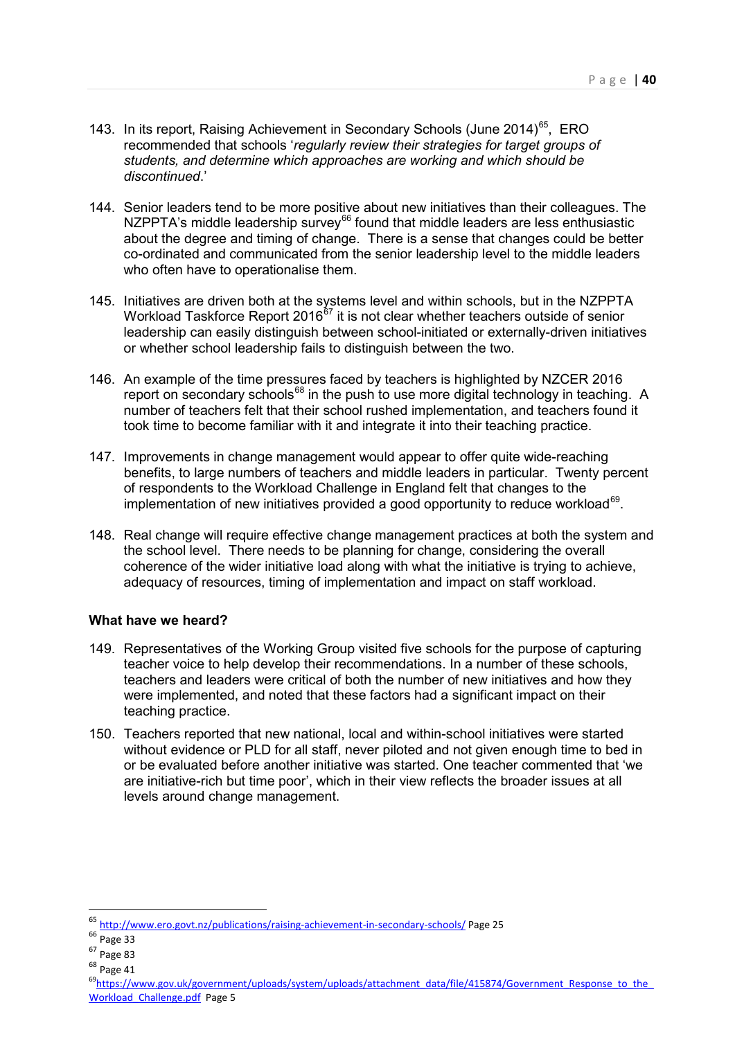143. In its report, Raising Achievement in Secondary Schools (June 2014)[65], ERO recommended that schools '*regularly review their strategies for target groups of students, and determine which approaches are working and which should be discontinued*.'

144. Senior leaders tend to be more positive about new initiatives than their colleagues. The NZPPTA's middle leadership survey[66] found that middle leaders are less enthusiastic about the degree and timing of change. There is a sense that changes could be better co-ordinated and communicated from the senior leadership level to the middle leaders who often have to operationalise them.

145. Initiatives are driven both at the systems level and within schools, but in the NZPPTA Workload Taskforce Report 2016[67] it is not clear whether teachers outside of senior leadership can easily distinguish between school-initiated or externally-driven initiatives or whether school leadership fails to distinguish between the two.

146. An example of the time pressures faced by teachers is highlighted by NZCER 2016 report on secondary schools[68] in the push to use more digital technology in teaching. A number of teachers felt that their school rushed implementation, and teachers found it took time to become familiar with it and integrate it into their teaching practice.

147. Improvements in change management would appear to offer quite wide-reaching benefits, to large numbers of teachers and middle leaders in particular. Twenty percent of respondents to the Workload Challenge in England felt that changes to the implementation of new initiatives provided a good opportunity to reduce workload[69].

148. Real change will require effective change management practices at both the system and the school level. There needs to be planning for change, considering the overall coherence of the wider initiative load along with what the initiative is trying to achieve, adequacy of resources, timing of implementation and impact on staff workload.

**What have we heard?**

149. Representatives of the Working Group visited five schools for the purpose of capturing teacher voice to help develop their recommendations. In a number of these schools, teachers and leaders were critical of both the number of new initiatives and how they were implemented, and noted that these factors had a significant impact on their teaching practice.

150. Teachers reported that new national, local and within-school initiatives were started without evidence or PLD for all staff, never piloted and not given enough time to bed in or be evaluated before another initiative was started. One teacher commented that 'we are initiative-rich but time poor', which in their view reflects the broader issues at all levels around change management.

---

[65] http://www.ero.govt.nz/publications/raising-achievement-in-secondary-schools/ Page 25

[66] Page 33

[67] Page 83

[68] Page 41

[69] https://www.gov.uk/government/uploads/system/uploads/attachment_data/file/415874/Government_Response_to_the_Workload_Challenge.pdf Page 5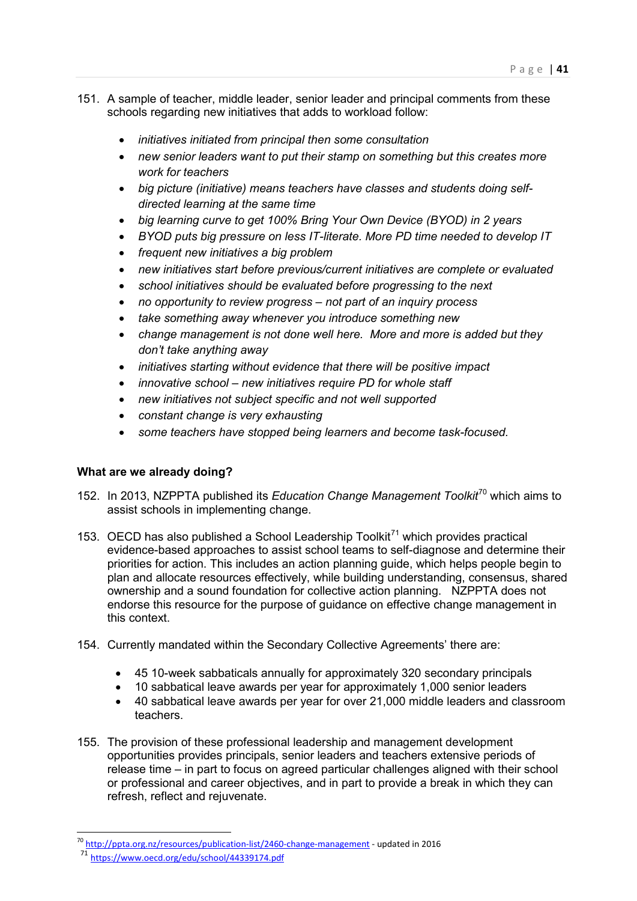151. A sample of teacher, middle leader, senior leader and principal comments from these schools regarding new initiatives that adds to workload follow:

   - *initiatives initiated from principal then some consultation*
   - *new senior leaders want to put their stamp on something but this creates more work for teachers*
   - *big picture (initiative) means teachers have classes and students doing self-directed learning at the same time*
   - *big learning curve to get 100% Bring Your Own Device (BYOD) in 2 years*
   - *BYOD puts big pressure on less IT-literate. More PD time needed to develop IT*
   - *frequent new initiatives a big problem*
   - *new initiatives start before previous/current initiatives are complete or evaluated*
   - *school initiatives should be evaluated before progressing to the next*
   - *no opportunity to review progress – not part of an inquiry process*
   - *take something away whenever you introduce something new*
   - *change management is not done well here. More and more is added but they don't take anything away*
   - *initiatives starting without evidence that there will be positive impact*
   - *innovative school – new initiatives require PD for whole staff*
   - *new initiatives not subject specific and not well supported*
   - *constant change is very exhausting*
   - *some teachers have stopped being learners and become task-focused.*

**What are we already doing?**

152. In 2013, NZPPTA published its *Education Change Management Toolkit*[70] which aims to assist schools in implementing change.

153. OECD has also published a School Leadership Toolkit[71] which provides practical evidence-based approaches to assist school teams to self-diagnose and determine their priorities for action. This includes an action planning guide, which helps people begin to plan and allocate resources effectively, while building understanding, consensus, shared ownership and a sound foundation for collective action planning. NZPPTA does not endorse this resource for the purpose of guidance on effective change management in this context.

154. Currently mandated within the Secondary Collective Agreements' there are:

   - 45 10-week sabbaticals annually for approximately 320 secondary principals
   - 10 sabbatical leave awards per year for approximately 1,000 senior leaders
   - 40 sabbatical leave awards per year for over 21,000 middle leaders and classroom teachers.

155. The provision of these professional leadership and management development opportunities provides principals, senior leaders and teachers extensive periods of release time – in part to focus on agreed particular challenges aligned with their school or professional and career objectives, and in part to provide a break in which they can refresh, reflect and rejuvenate.

---

[70] http://ppta.org.nz/resources/publication-list/2460-change-management - updated in 2016

[71] https://www.oecd.org/edu/school/44339174.pdf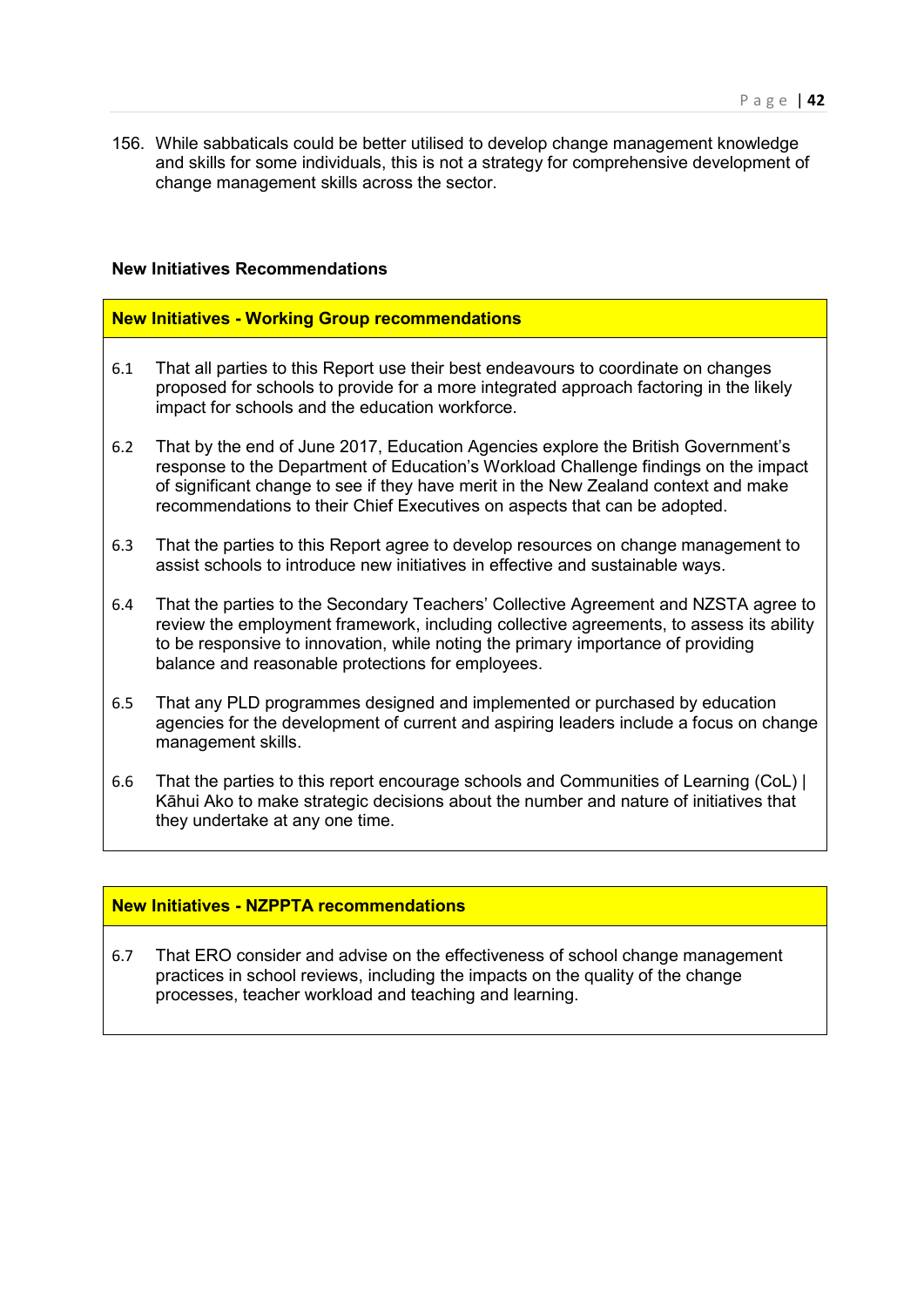156. While sabbaticals could be better utilised to develop change management knowledge and skills for some individuals, this is not a strategy for comprehensive development of change management skills across the sector.

**New Initiatives Recommendations**

**New Initiatives - Working Group recommendations**

6.1 That all parties to this Report use their best endeavours to coordinate on changes proposed for schools to provide for a more integrated approach factoring in the likely impact for schools and the education workforce.

6.2 That by the end of June 2017, Education Agencies explore the British Government's response to the Department of Education's Workload Challenge findings on the impact of significant change to see if they have merit in the New Zealand context and make recommendations to their Chief Executives on aspects that can be adopted.

6.3 That the parties to this Report agree to develop resources on change management to assist schools to introduce new initiatives in effective and sustainable ways.

6.4 That the parties to the Secondary Teachers' Collective Agreement and NZSTA agree to review the employment framework, including collective agreements, to assess its ability to be responsive to innovation, while noting the primary importance of providing balance and reasonable protections for employees.

6.5 That any PLD programmes designed and implemented or purchased by education agencies for the development of current and aspiring leaders include a focus on change management skills.

6.6 That the parties to this report encourage schools and Communities of Learning (CoL) | Kāhui Ako to make strategic decisions about the number and nature of initiatives that they undertake at any one time.

**New Initiatives - NZPPTA recommendations**

6.7 That ERO consider and advise on the effectiveness of school change management practices in school reviews, including the impacts on the quality of the change processes, teacher workload and teaching and learning.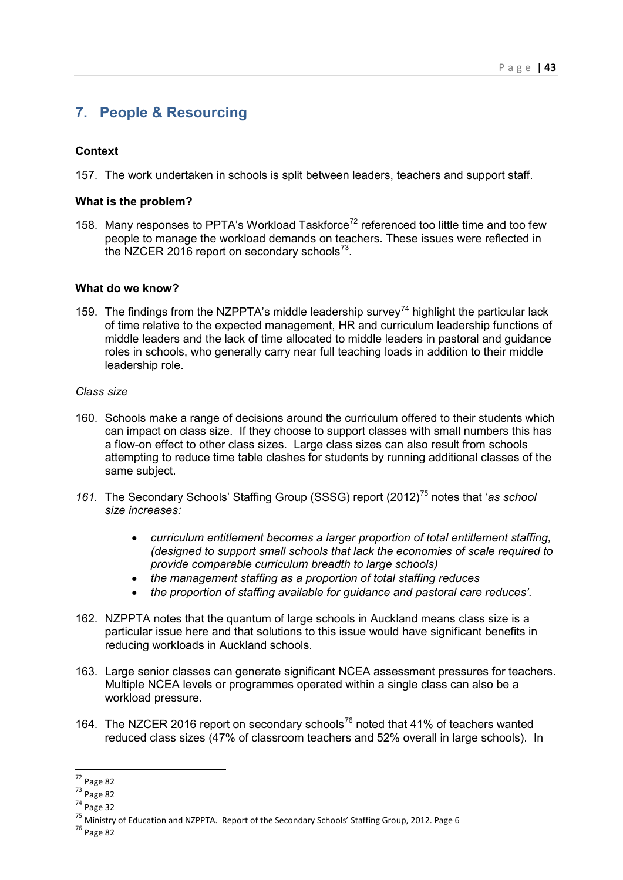## 7. People & Resourcing

**Context**

157. The work undertaken in schools is split between leaders, teachers and support staff.

**What is the problem?**

158. Many responses to PPTA's Workload Taskforce[72] referenced too little time and too few people to manage the workload demands on teachers. These issues were reflected in the NZCER 2016 report on secondary schools[73].

**What do we know?**

159. The findings from the NZPPTA's middle leadership survey[74] highlight the particular lack of time relative to the expected management, HR and curriculum leadership functions of middle leaders and the lack of time allocated to middle leaders in pastoral and guidance roles in schools, who generally carry near full teaching loads in addition to their middle leadership role.

*Class size*

160. Schools make a range of decisions around the curriculum offered to their students which can impact on class size. If they choose to support classes with small numbers this has a flow-on effect to other class sizes. Large class sizes can also result from schools attempting to reduce time table clashes for students by running additional classes of the same subject.

*161.* The Secondary Schools' Staffing Group (SSSG) report (2012)[75] notes that '*as school size increases:*

- *curriculum entitlement becomes a larger proportion of total entitlement staffing, (designed to support small schools that lack the economies of scale required to provide comparable curriculum breadth to large schools)*
- *the management staffing as a proportion of total staffing reduces*
- *the proportion of staffing available for guidance and pastoral care reduces'*.

162. NZPPTA notes that the quantum of large schools in Auckland means class size is a particular issue here and that solutions to this issue would have significant benefits in reducing workloads in Auckland schools.

163. Large senior classes can generate significant NCEA assessment pressures for teachers. Multiple NCEA levels or programmes operated within a single class can also be a workload pressure.

164. The NZCER 2016 report on secondary schools[76] noted that 41% of teachers wanted reduced class sizes (47% of classroom teachers and 52% overall in large schools). In

---

[72] Page 82

[73] Page 82

[74] Page 32

[75] Ministry of Education and NZPPTA. Report of the Secondary Schools' Staffing Group, 2012. Page 6

[76] Page 82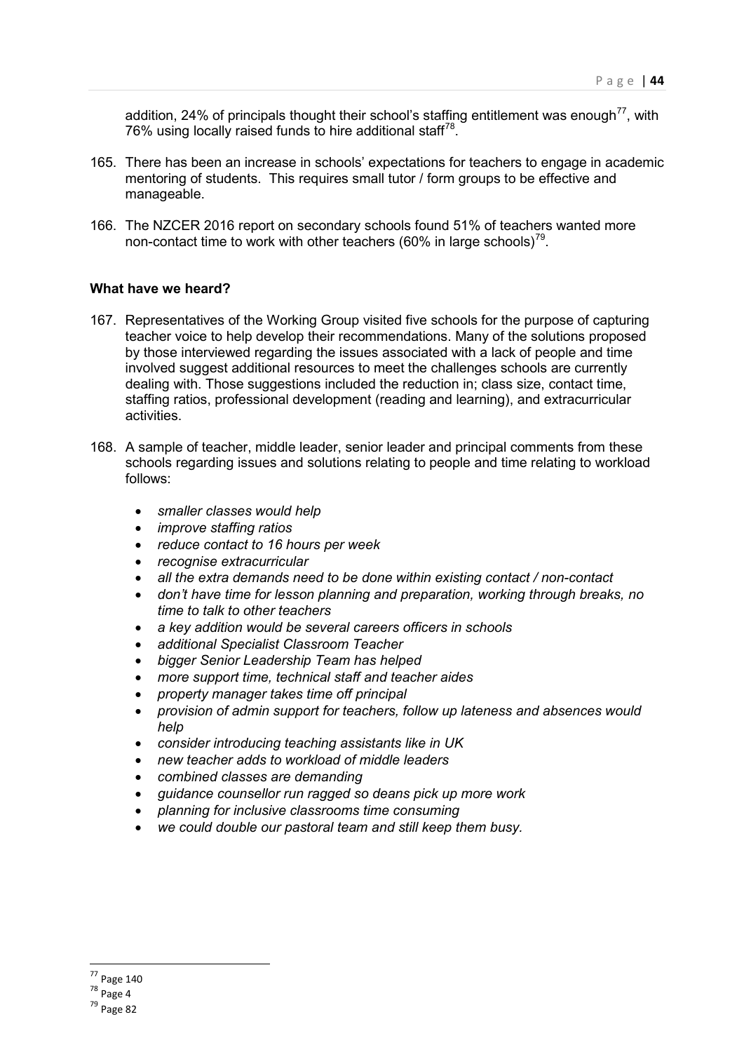addition, 24% of principals thought their school's staffing entitlement was enough[77], with 76% using locally raised funds to hire additional staff[78].

165. There has been an increase in schools' expectations for teachers to engage in academic mentoring of students. This requires small tutor / form groups to be effective and manageable.

166. The NZCER 2016 report on secondary schools found 51% of teachers wanted more non-contact time to work with other teachers (60% in large schools)[79].

**What have we heard?**

167. Representatives of the Working Group visited five schools for the purpose of capturing teacher voice to help develop their recommendations. Many of the solutions proposed by those interviewed regarding the issues associated with a lack of people and time involved suggest additional resources to meet the challenges schools are currently dealing with. Those suggestions included the reduction in; class size, contact time, staffing ratios, professional development (reading and learning), and extracurricular activities.

168. A sample of teacher, middle leader, senior leader and principal comments from these schools regarding issues and solutions relating to people and time relating to workload follows:

- *smaller classes would help*
- *improve staffing ratios*
- *reduce contact to 16 hours per week*
- *recognise extracurricular*
- *all the extra demands need to be done within existing contact / non-contact*
- *don't have time for lesson planning and preparation, working through breaks, no time to talk to other teachers*
- *a key addition would be several careers officers in schools*
- *additional Specialist Classroom Teacher*
- *bigger Senior Leadership Team has helped*
- *more support time, technical staff and teacher aides*
- *property manager takes time off principal*
- *provision of admin support for teachers, follow up lateness and absences would help*
- *consider introducing teaching assistants like in UK*
- *new teacher adds to workload of middle leaders*
- *combined classes are demanding*
- *guidance counsellor run ragged so deans pick up more work*
- *planning for inclusive classrooms time consuming*
- *we could double our pastoral team and still keep them busy.*

---

[77] Page 140

[78] Page 4

[79] Page 82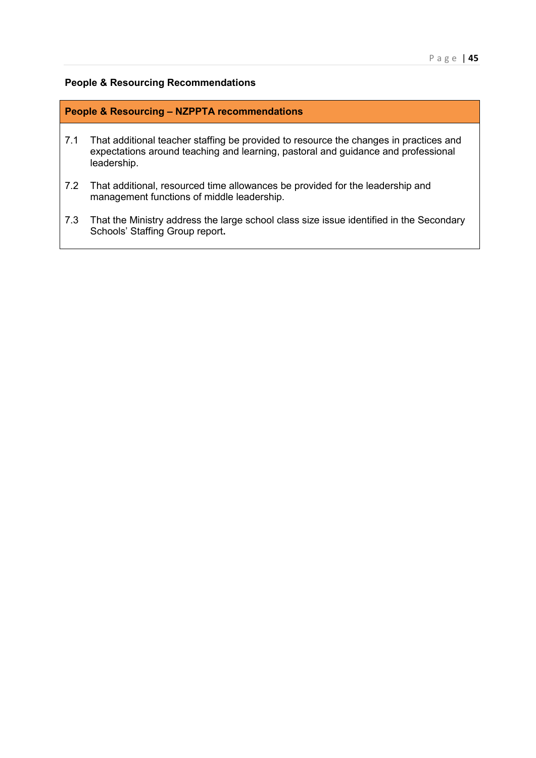### People & Resourcing Recommendations

**People & Resourcing – NZPPTA recommendations**

7.1 That additional teacher staffing be provided to resource the changes in practices and expectations around teaching and learning, pastoral and guidance and professional leadership.

7.2 That additional, resourced time allowances be provided for the leadership and management functions of middle leadership.

7.3 That the Ministry address the large school class size issue identified in the Secondary Schools' Staffing Group report.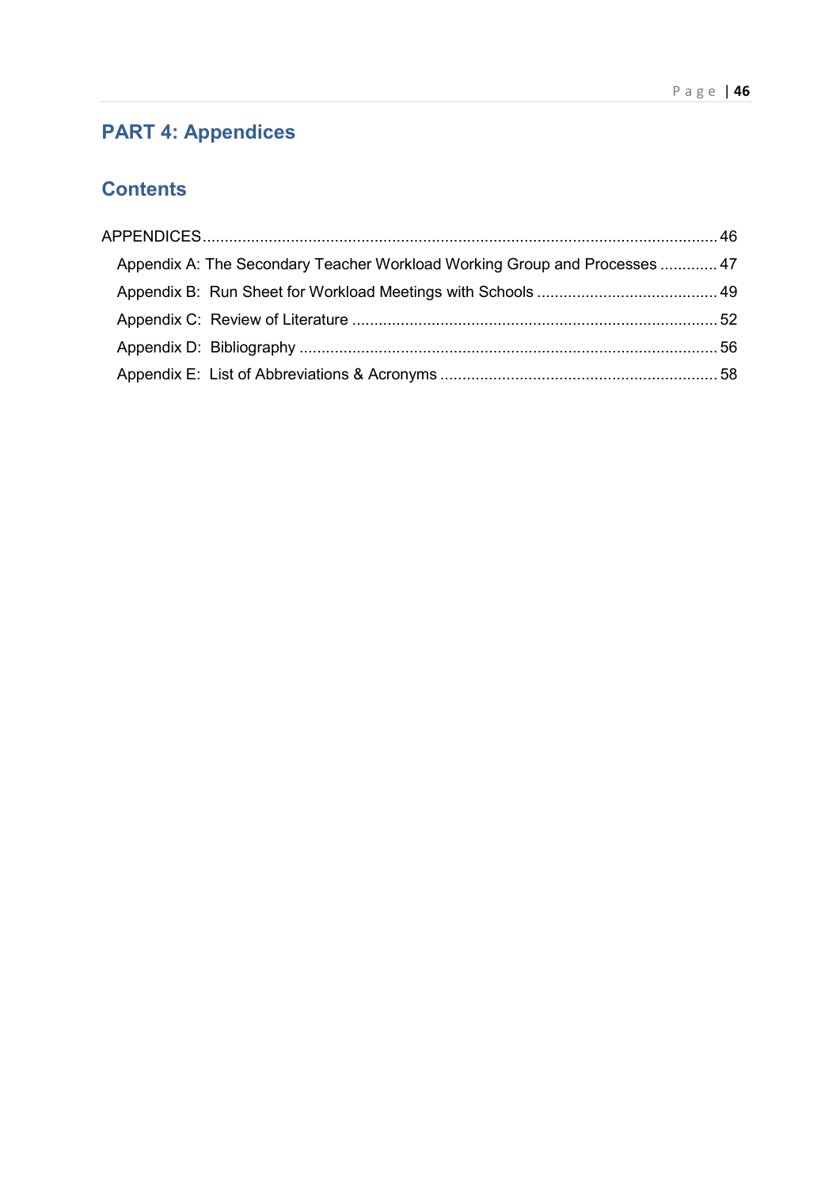# PART 4: Appendices

## Contents

APPENDICES ........................................................................................................................ 46

- Appendix A: The Secondary Teacher Workload Working Group and Processes ............. 47
- Appendix B: Run Sheet for Workload Meetings with Schools ......................................... 49
- Appendix C: Review of Literature .................................................................................. 52
- Appendix D: Bibliography .............................................................................................. 56
- Appendix E: List of Abbreviations & Acronyms ............................................................... 58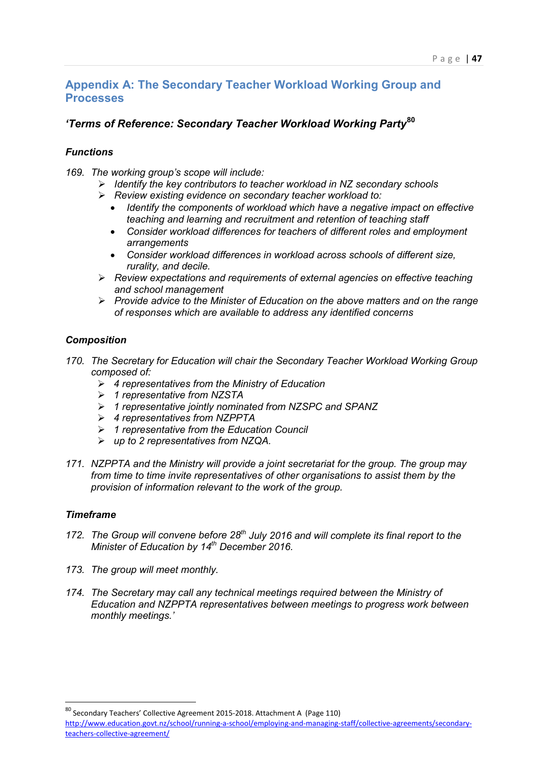## Appendix A: The Secondary Teacher Workload Working Group and Processes

### *'Terms of Reference: Secondary Teacher Workload Working Party*[80]

#### *Functions*

*169. The working group's scope will include:*

- *Identify the key contributors to teacher workload in NZ secondary schools*
- *Review existing evidence on secondary teacher workload to:*
  - *Identify the components of workload which have a negative impact on effective teaching and learning and recruitment and retention of teaching staff*
  - *Consider workload differences for teachers of different roles and employment arrangements*
  - *Consider workload differences in workload across schools of different size, rurality, and decile.*
- *Review expectations and requirements of external agencies on effective teaching and school management*
- *Provide advice to the Minister of Education on the above matters and on the range of responses which are available to address any identified concerns*

#### *Composition*

*170. The Secretary for Education will chair the Secondary Teacher Workload Working Group composed of:*

- *4 representatives from the Ministry of Education*
- *1 representative from NZSTA*
- *1 representative jointly nominated from NZSPC and SPANZ*
- *4 representatives from NZPPTA*
- *1 representative from the Education Council*
- *up to 2 representatives from NZQA.*

*171. NZPPTA and the Ministry will provide a joint secretariat for the group. The group may from time to time invite representatives of other organisations to assist them by the provision of information relevant to the work of the group.*

#### *Timeframe*

*172. The Group will convene before 28th July 2016 and will complete its final report to the Minister of Education by 14th December 2016.*

*173. The group will meet monthly.*

*174. The Secretary may call any technical meetings required between the Ministry of Education and NZPPTA representatives between meetings to progress work between monthly meetings.'*

---

[80] Secondary Teachers' Collective Agreement 2015-2018. Attachment A (Page 110) http://www.education.govt.nz/school/running-a-school/employing-and-managing-staff/collective-agreements/secondary-teachers-collective-agreement/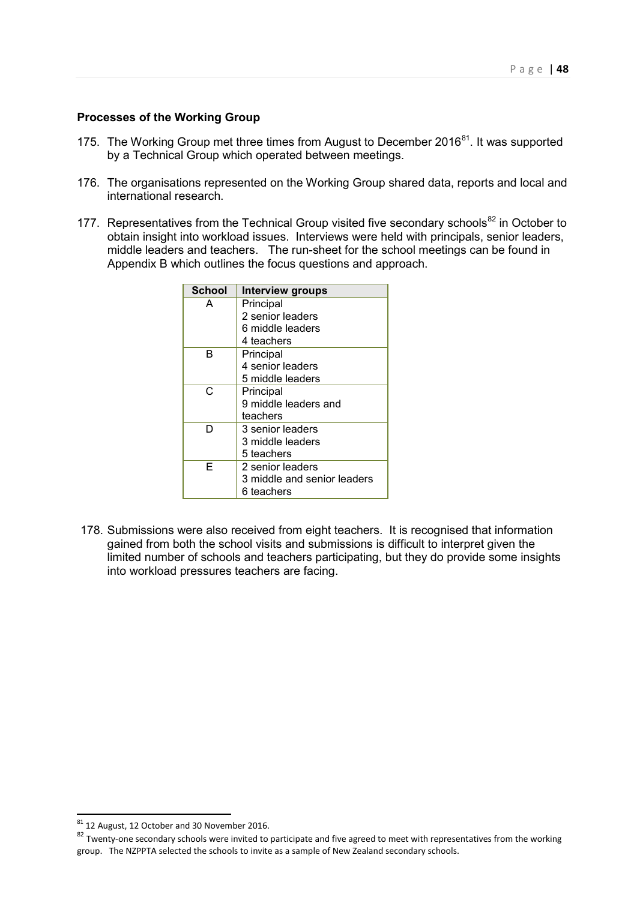### Processes of the Working Group

175. The Working Group met three times from August to December 2016[81]. It was supported by a Technical Group which operated between meetings.

176. The organisations represented on the Working Group shared data, reports and local and international research.

177. Representatives from the Technical Group visited five secondary schools[82] in October to obtain insight into workload issues. Interviews were held with principals, senior leaders, middle leaders and teachers. The run-sheet for the school meetings can be found in Appendix B which outlines the focus questions and approach.

| School | Interview groups |
|---|---|
| A | Principal<br>2 senior leaders<br>6 middle leaders<br>4 teachers |
| B | Principal<br>4 senior leaders<br>5 middle leaders |
| C | Principal<br>9 middle leaders and teachers |
| D | 3 senior leaders<br>3 middle leaders<br>5 teachers |
| E | 2 senior leaders<br>3 middle and senior leaders<br>6 teachers |

178. Submissions were also received from eight teachers. It is recognised that information gained from both the school visits and submissions is difficult to interpret given the limited number of schools and teachers participating, but they do provide some insights into workload pressures teachers are facing.

---

[81] 12 August, 12 October and 30 November 2016.

[82] Twenty-one secondary schools were invited to participate and five agreed to meet with representatives from the working group. The NZPPTA selected the schools to invite as a sample of New Zealand secondary schools.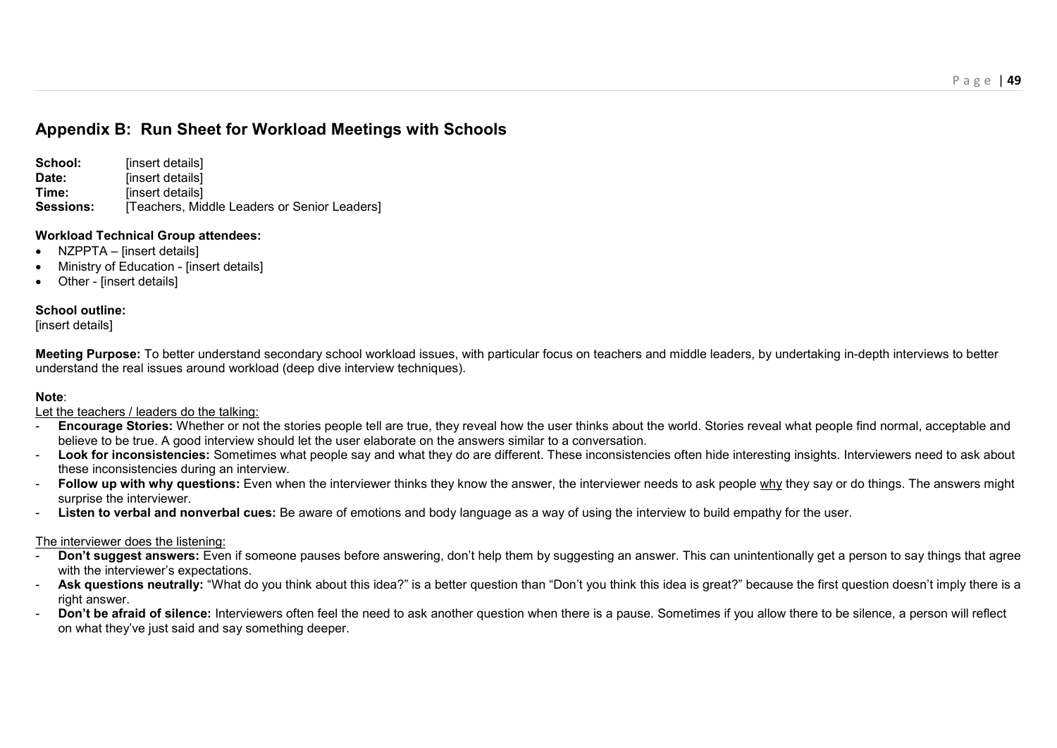## Appendix B: Run Sheet for Workload Meetings with Schools

**School:** [insert details]
**Date:** [insert details]
**Time:** [insert details]
**Sessions:** [Teachers, Middle Leaders or Senior Leaders]

**Workload Technical Group attendees:**

- NZPPTA – [insert details]
- Ministry of Education - [insert details]
- Other - [insert details]

**School outline:**
[insert details]

**Meeting Purpose:** To better understand secondary school workload issues, with particular focus on teachers and middle leaders, by undertaking in-depth interviews to better understand the real issues around workload (deep dive interview techniques).

**Note**:

<u>Let the teachers / leaders do the talking:</u>

- **Encourage Stories:** Whether or not the stories people tell are true, they reveal how the user thinks about the world. Stories reveal what people find normal, acceptable and believe to be true. A good interview should let the user elaborate on the answers similar to a conversation.
- **Look for inconsistencies:** Sometimes what people say and what they do are different. These inconsistencies often hide interesting insights. Interviewers need to ask about these inconsistencies during an interview.
- **Follow up with why questions:** Even when the interviewer thinks they know the answer, the interviewer needs to ask people <u>why</u> they say or do things. The answers might surprise the interviewer.
- **Listen to verbal and nonverbal cues:** Be aware of emotions and body language as a way of using the interview to build empathy for the user.

<u>The interviewer does the listening:</u>

- **Don't suggest answers:** Even if someone pauses before answering, don't help them by suggesting an answer. This can unintentionally get a person to say things that agree with the interviewer's expectations.
- **Ask questions neutrally:** "What do you think about this idea?" is a better question than "Don't you think this idea is great?" because the first question doesn't imply there is a right answer.
- **Don't be afraid of silence:** Interviewers often feel the need to ask another question when there is a pause. Sometimes if you allow there to be silence, a person will reflect on what they've just said and say something deeper.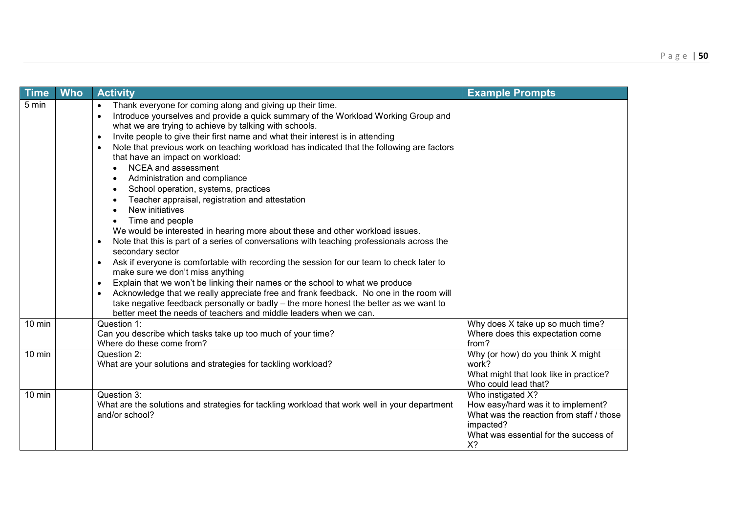| Time | Who | Activity | Example Prompts |
|---|---|---|---|
| 5 min | | • Thank everyone for coming along and giving up their time.<br>• Introduce yourselves and provide a quick summary of the Workload Working Group and what we are trying to achieve by talking with schools.<br>• Invite people to give their first name and what their interest is in attending<br>• Note that previous work on teaching workload has indicated that the following are factors that have an impact on workload:<br>&nbsp;&nbsp;• NCEA and assessment<br>&nbsp;&nbsp;• Administration and compliance<br>&nbsp;&nbsp;• School operation, systems, practices<br>&nbsp;&nbsp;• Teacher appraisal, registration and attestation<br>&nbsp;&nbsp;• New initiatives<br>&nbsp;&nbsp;• Time and people<br>We would be interested in hearing more about these and other workload issues.<br>• Note that this is part of a series of conversations with teaching professionals across the secondary sector<br>• Ask if everyone is comfortable with recording the session for our team to check later to make sure we don't miss anything<br>• Explain that we won't be linking their names or the school to what we produce<br>• Acknowledge that we really appreciate free and frank feedback. No one in the room will take negative feedback personally or badly – the more honest the better as we want to better meet the needs of teachers and middle leaders when we can. | |
| 10 min | | Question 1:<br>Can you describe which tasks take up too much of your time?<br>Where do these come from? | Why does X take up so much time?<br>Where does this expectation come from? |
| 10 min | | Question 2:<br>What are your solutions and strategies for tackling workload? | Why (or how) do you think X might work?<br>What might that look like in practice?<br>Who could lead that? |
| 10 min | | Question 3:<br>What are the solutions and strategies for tackling workload that work well in your department and/or school? | Who instigated X?<br>How easy/hard was it to implement?<br>What was the reaction from staff / those impacted?<br>What was essential for the success of X? |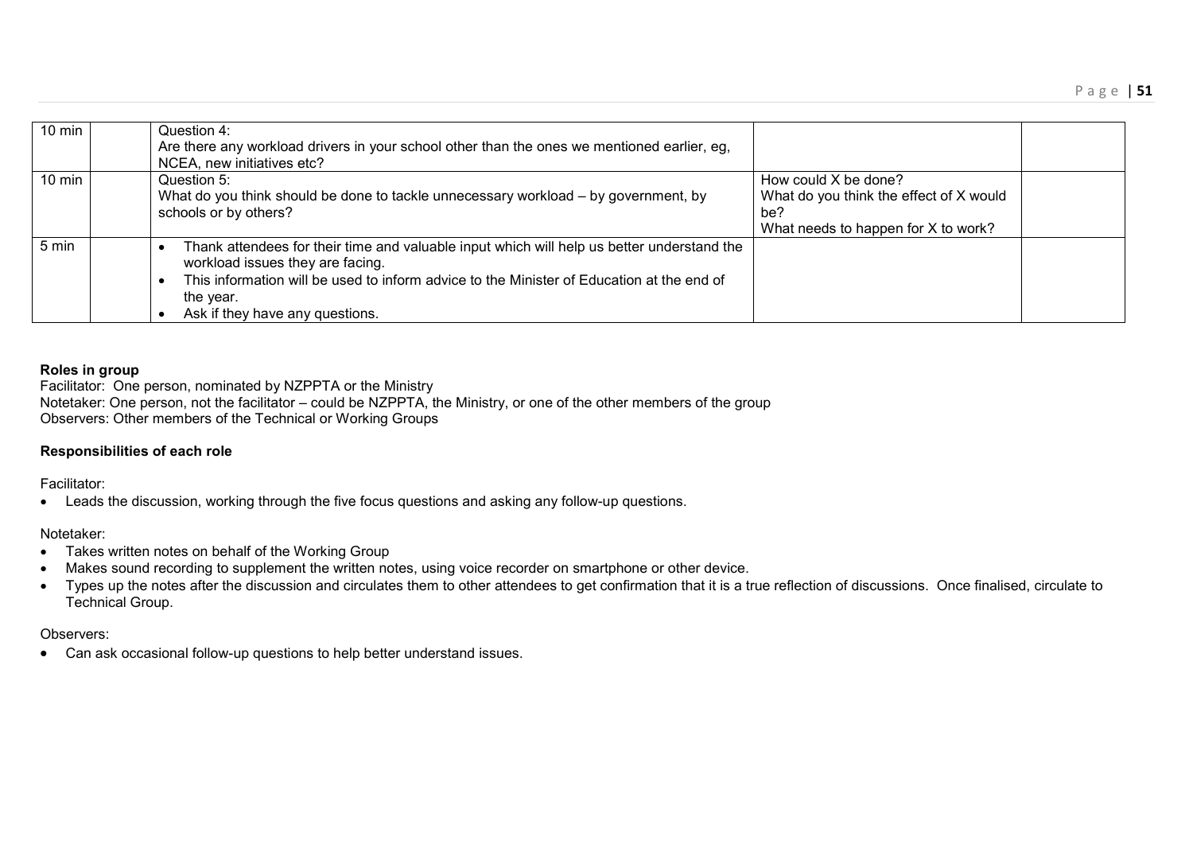| | | | | |
|---|---|---|---|---|
| 10 min | | Question 4:<br>Are there any workload drivers in your school other than the ones we mentioned earlier, eg, NCEA, new initiatives etc? | | |
| 10 min | | Question 5:<br>What do you think should be done to tackle unnecessary workload – by government, by schools or by others? | How could X be done?<br>What do you think the effect of X would be?<br>What needs to happen for X to work? | |
| 5 min | | • Thank attendees for their time and valuable input which will help us better understand the workload issues they are facing.<br>• This information will be used to inform advice to the Minister of Education at the end of the year.<br>• Ask if they have any questions. | | |

**Roles in group**

Facilitator: One person, nominated by NZPPTA or the Ministry
Notetaker: One person, not the facilitator – could be NZPPTA, the Ministry, or one of the other members of the group
Observers: Other members of the Technical or Working Groups

**Responsibilities of each role**

Facilitator:

- Leads the discussion, working through the five focus questions and asking any follow-up questions.

Notetaker:

- Takes written notes on behalf of the Working Group
- Makes sound recording to supplement the written notes, using voice recorder on smartphone or other device.
- Types up the notes after the discussion and circulates them to other attendees to get confirmation that it is a true reflection of discussions. Once finalised, circulate to Technical Group.

Observers:

- Can ask occasional follow-up questions to help better understand issues.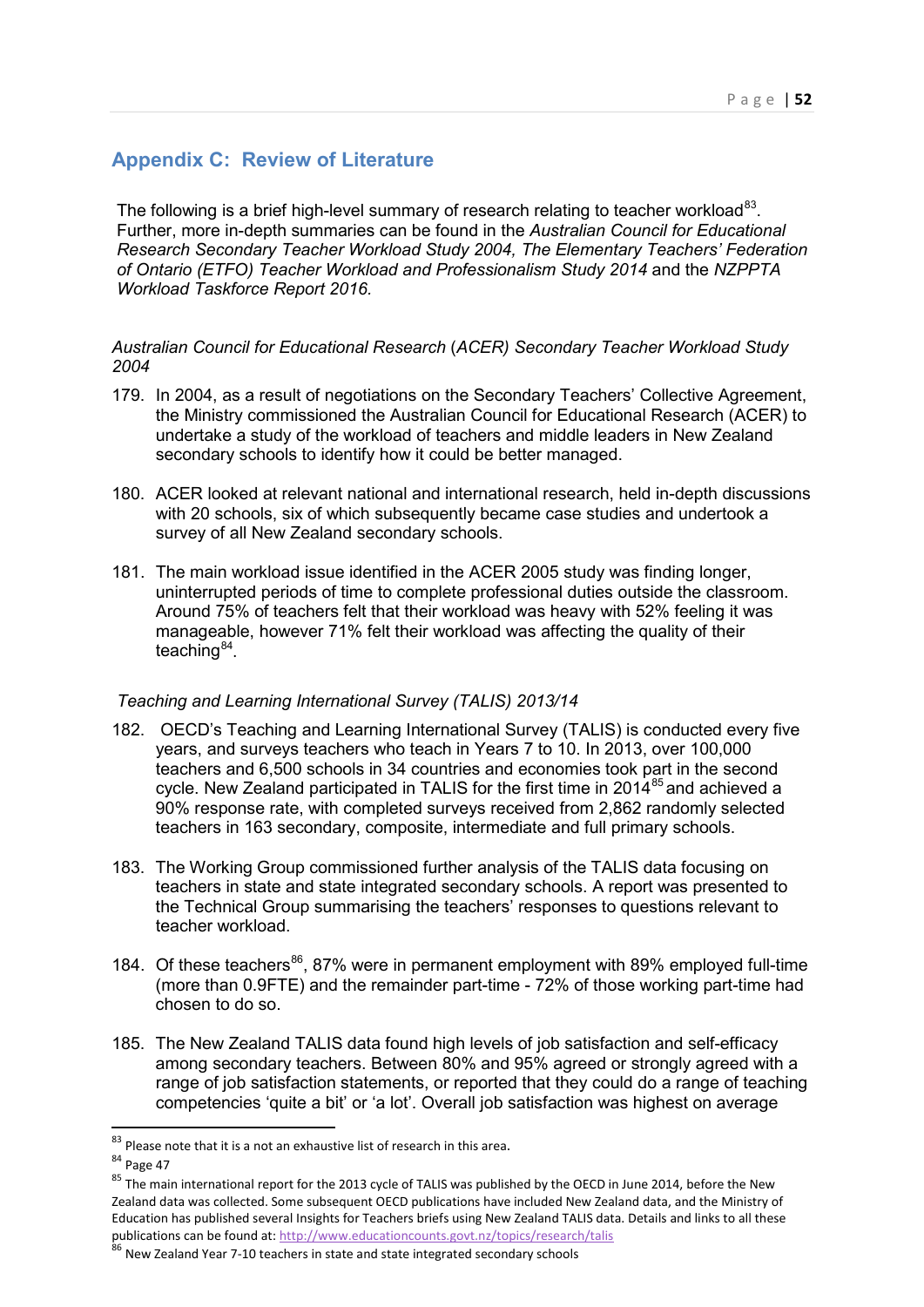## Appendix C: Review of Literature

The following is a brief high-level summary of research relating to teacher workload[83]. Further, more in-depth summaries can be found in the *Australian Council for Educational Research Secondary Teacher Workload Study 2004, The Elementary Teachers' Federation of Ontario (ETFO) Teacher Workload and Professionalism Study 2014* and the *NZPPTA Workload Taskforce Report 2016.*

*Australian Council for Educational Research (ACER) Secondary Teacher Workload Study 2004*

179. In 2004, as a result of negotiations on the Secondary Teachers' Collective Agreement, the Ministry commissioned the Australian Council for Educational Research (ACER) to undertake a study of the workload of teachers and middle leaders in New Zealand secondary schools to identify how it could be better managed.

180. ACER looked at relevant national and international research, held in-depth discussions with 20 schools, six of which subsequently became case studies and undertook a survey of all New Zealand secondary schools.

181. The main workload issue identified in the ACER 2005 study was finding longer, uninterrupted periods of time to complete professional duties outside the classroom. Around 75% of teachers felt that their workload was heavy with 52% feeling it was manageable, however 71% felt their workload was affecting the quality of their teaching[84].

*Teaching and Learning International Survey (TALIS) 2013/14*

182. OECD's Teaching and Learning International Survey (TALIS) is conducted every five years, and surveys teachers who teach in Years 7 to 10. In 2013, over 100,000 teachers and 6,500 schools in 34 countries and economies took part in the second cycle. New Zealand participated in TALIS for the first time in 2014[85] and achieved a 90% response rate, with completed surveys received from 2,862 randomly selected teachers in 163 secondary, composite, intermediate and full primary schools.

183. The Working Group commissioned further analysis of the TALIS data focusing on teachers in state and state integrated secondary schools. A report was presented to the Technical Group summarising the teachers' responses to questions relevant to teacher workload.

184. Of these teachers[86], 87% were in permanent employment with 89% employed full-time (more than 0.9FTE) and the remainder part-time - 72% of those working part-time had chosen to do so.

185. The New Zealand TALIS data found high levels of job satisfaction and self-efficacy among secondary teachers. Between 80% and 95% agreed or strongly agreed with a range of job satisfaction statements, or reported that they could do a range of teaching competencies 'quite a bit' or 'a lot'. Overall job satisfaction was highest on average

---

[83] Please note that it is a not an exhaustive list of research in this area.

[84] Page 47

[85] The main international report for the 2013 cycle of TALIS was published by the OECD in June 2014, before the New Zealand data was collected. Some subsequent OECD publications have included New Zealand data, and the Ministry of Education has published several Insights for Teachers briefs using New Zealand TALIS data. Details and links to all these publications can be found at: http://www.educationcounts.govt.nz/topics/research/talis

[86] New Zealand Year 7-10 teachers in state and state integrated secondary schools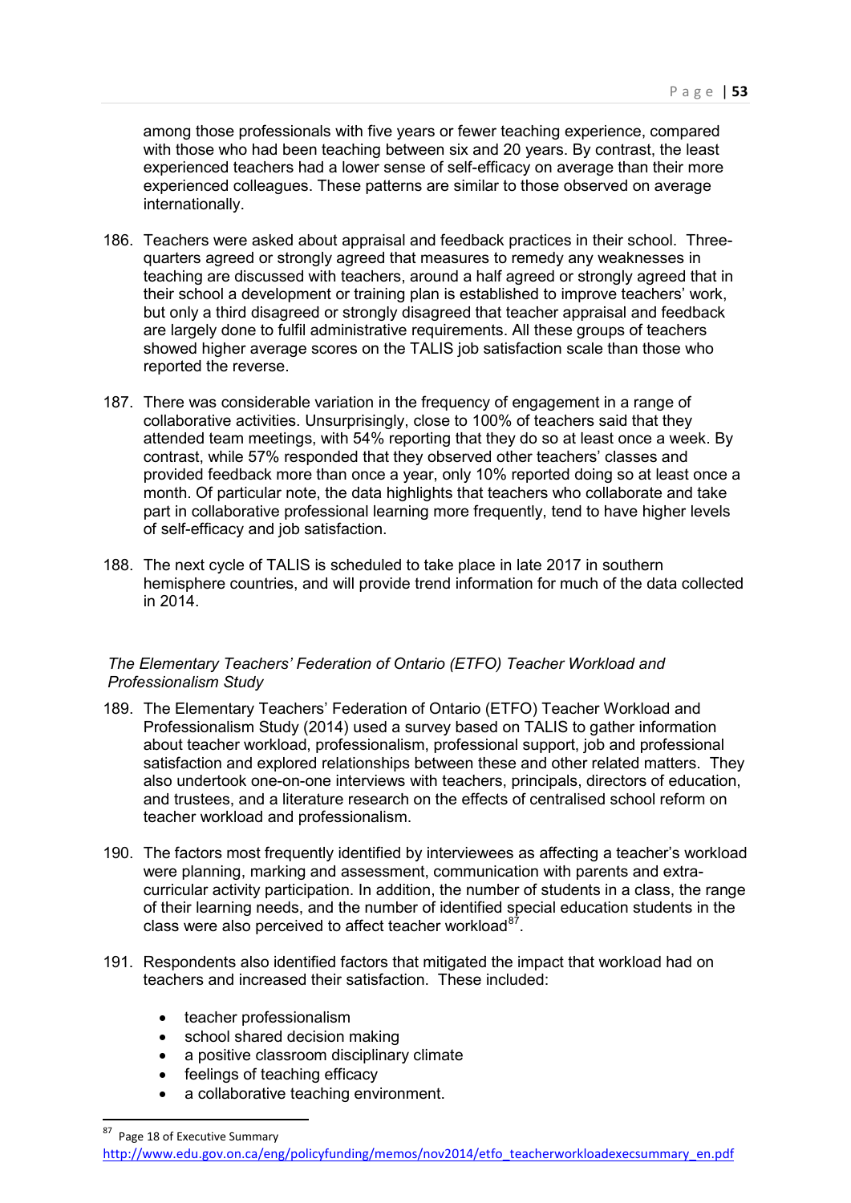among those professionals with five years or fewer teaching experience, compared with those who had been teaching between six and 20 years. By contrast, the least experienced teachers had a lower sense of self-efficacy on average than their more experienced colleagues. These patterns are similar to those observed on average internationally.

186. Teachers were asked about appraisal and feedback practices in their school. Three-quarters agreed or strongly agreed that measures to remedy any weaknesses in teaching are discussed with teachers, around a half agreed or strongly agreed that in their school a development or training plan is established to improve teachers' work, but only a third disagreed or strongly disagreed that teacher appraisal and feedback are largely done to fulfil administrative requirements. All these groups of teachers showed higher average scores on the TALIS job satisfaction scale than those who reported the reverse.

187. There was considerable variation in the frequency of engagement in a range of collaborative activities. Unsurprisingly, close to 100% of teachers said that they attended team meetings, with 54% reporting that they do so at least once a week. By contrast, while 57% responded that they observed other teachers' classes and provided feedback more than once a year, only 10% reported doing so at least once a month. Of particular note, the data highlights that teachers who collaborate and take part in collaborative professional learning more frequently, tend to have higher levels of self-efficacy and job satisfaction.

188. The next cycle of TALIS is scheduled to take place in late 2017 in southern hemisphere countries, and will provide trend information for much of the data collected in 2014.

*The Elementary Teachers' Federation of Ontario (ETFO) Teacher Workload and Professionalism Study*

189. The Elementary Teachers' Federation of Ontario (ETFO) Teacher Workload and Professionalism Study (2014) used a survey based on TALIS to gather information about teacher workload, professionalism, professional support, job and professional satisfaction and explored relationships between these and other related matters. They also undertook one-on-one interviews with teachers, principals, directors of education, and trustees, and a literature research on the effects of centralised school reform on teacher workload and professionalism.

190. The factors most frequently identified by interviewees as affecting a teacher's workload were planning, marking and assessment, communication with parents and extra-curricular activity participation. In addition, the number of students in a class, the range of their learning needs, and the number of identified special education students in the class were also perceived to affect teacher workload[87].

191. Respondents also identified factors that mitigated the impact that workload had on teachers and increased their satisfaction. These included:

- teacher professionalism
- school shared decision making
- a positive classroom disciplinary climate
- feelings of teaching efficacy
- a collaborative teaching environment.

---

[87] Page 18 of Executive Summary
http://www.edu.gov.on.ca/eng/policyfunding/memos/nov2014/etfo_teacherworkloadexecsummary_en.pdf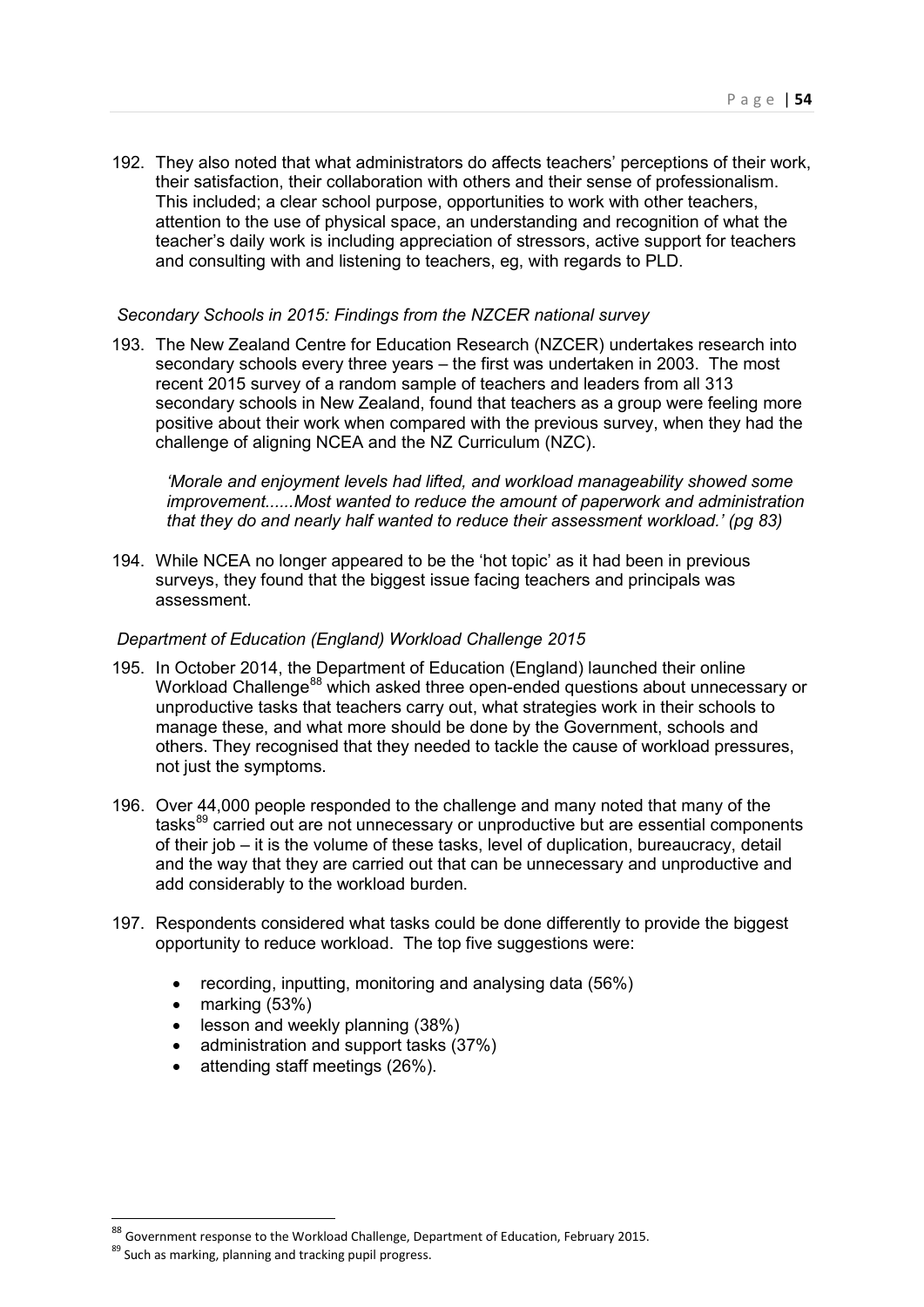192. They also noted that what administrators do affects teachers' perceptions of their work, their satisfaction, their collaboration with others and their sense of professionalism. This included; a clear school purpose, opportunities to work with other teachers, attention to the use of physical space, an understanding and recognition of what the teacher's daily work is including appreciation of stressors, active support for teachers and consulting with and listening to teachers, eg, with regards to PLD.

*Secondary Schools in 2015: Findings from the NZCER national survey*

193. The New Zealand Centre for Education Research (NZCER) undertakes research into secondary schools every three years – the first was undertaken in 2003. The most recent 2015 survey of a random sample of teachers and leaders from all 313 secondary schools in New Zealand, found that teachers as a group were feeling more positive about their work when compared with the previous survey, when they had the challenge of aligning NCEA and the NZ Curriculum (NZC).

> *'Morale and enjoyment levels had lifted, and workload manageability showed some improvement......Most wanted to reduce the amount of paperwork and administration that they do and nearly half wanted to reduce their assessment workload.' (pg 83)*

194. While NCEA no longer appeared to be the 'hot topic' as it had been in previous surveys, they found that the biggest issue facing teachers and principals was assessment.

*Department of Education (England) Workload Challenge 2015*

195. In October 2014, the Department of Education (England) launched their online Workload Challenge[88] which asked three open-ended questions about unnecessary or unproductive tasks that teachers carry out, what strategies work in their schools to manage these, and what more should be done by the Government, schools and others. They recognised that they needed to tackle the cause of workload pressures, not just the symptoms.

196. Over 44,000 people responded to the challenge and many noted that many of the tasks[89] carried out are not unnecessary or unproductive but are essential components of their job – it is the volume of these tasks, level of duplication, bureaucracy, detail and the way that they are carried out that can be unnecessary and unproductive and add considerably to the workload burden.

197. Respondents considered what tasks could be done differently to provide the biggest opportunity to reduce workload. The top five suggestions were:

- recording, inputting, monitoring and analysing data (56%)
- marking (53%)
- lesson and weekly planning (38%)
- administration and support tasks (37%)
- attending staff meetings (26%).

[88] Government response to the Workload Challenge, Department of Education, February 2015.

[89] Such as marking, planning and tracking pupil progress.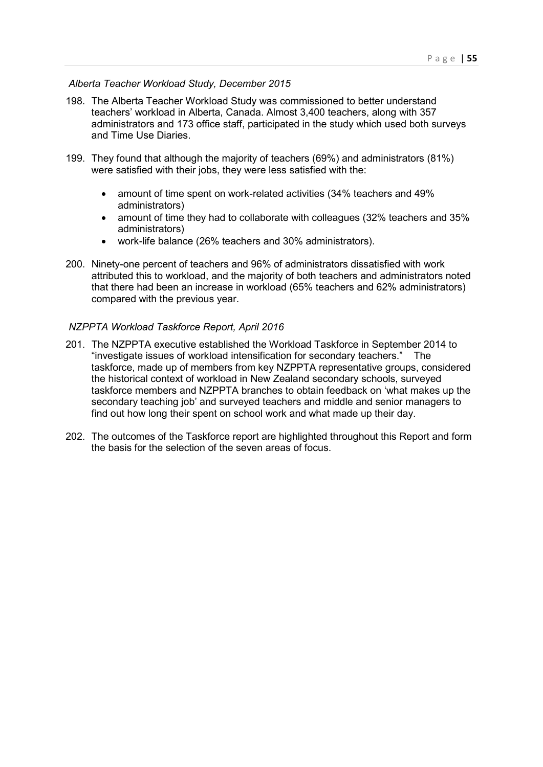*Alberta Teacher Workload Study, December 2015*

198. The Alberta Teacher Workload Study was commissioned to better understand teachers' workload in Alberta, Canada. Almost 3,400 teachers, along with 357 administrators and 173 office staff, participated in the study which used both surveys and Time Use Diaries.

199. They found that although the majority of teachers (69%) and administrators (81%) were satisfied with their jobs, they were less satisfied with the:

    - amount of time spent on work-related activities (34% teachers and 49% administrators)
    - amount of time they had to collaborate with colleagues (32% teachers and 35% administrators)
    - work-life balance (26% teachers and 30% administrators).

200. Ninety-one percent of teachers and 96% of administrators dissatisfied with work attributed this to workload, and the majority of both teachers and administrators noted that there had been an increase in workload (65% teachers and 62% administrators) compared with the previous year.

*NZPPTA Workload Taskforce Report, April 2016*

201. The NZPPTA executive established the Workload Taskforce in September 2014 to "investigate issues of workload intensification for secondary teachers." The taskforce, made up of members from key NZPPTA representative groups, considered the historical context of workload in New Zealand secondary schools, surveyed taskforce members and NZPPTA branches to obtain feedback on 'what makes up the secondary teaching job' and surveyed teachers and middle and senior managers to find out how long their spent on school work and what made up their day.

202. The outcomes of the Taskforce report are highlighted throughout this Report and form the basis for the selection of the seven areas of focus.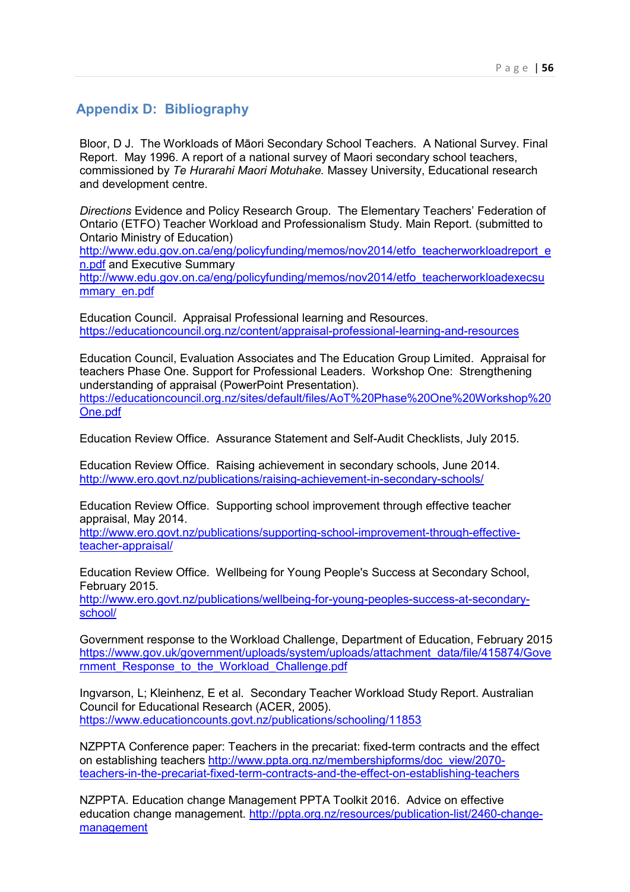## Appendix D: Bibliography

Bloor, D J. The Workloads of Māori Secondary School Teachers. A National Survey. Final Report. May 1996. A report of a national survey of Maori secondary school teachers, commissioned by *Te Hurarahi Maori Motuhake.* Massey University, Educational research and development centre.

*Directions* Evidence and Policy Research Group. The Elementary Teachers' Federation of Ontario (ETFO) Teacher Workload and Professionalism Study. Main Report. (submitted to Ontario Ministry of Education) http://www.edu.gov.on.ca/eng/policyfunding/memos/nov2014/etfo_teacherworkloadreport_en.pdf and Executive Summary http://www.edu.gov.on.ca/eng/policyfunding/memos/nov2014/etfo_teacherworkloadexecsummary_en.pdf

Education Council. Appraisal Professional learning and Resources. https://educationcouncil.org.nz/content/appraisal-professional-learning-and-resources

Education Council, Evaluation Associates and The Education Group Limited. Appraisal for teachers Phase One. Support for Professional Leaders. Workshop One: Strengthening understanding of appraisal (PowerPoint Presentation). https://educationcouncil.org.nz/sites/default/files/AoT%20Phase%20One%20Workshop%20One.pdf

Education Review Office. Assurance Statement and Self-Audit Checklists, July 2015.

Education Review Office. Raising achievement in secondary schools, June 2014. http://www.ero.govt.nz/publications/raising-achievement-in-secondary-schools/

Education Review Office. Supporting school improvement through effective teacher appraisal, May 2014. http://www.ero.govt.nz/publications/supporting-school-improvement-through-effective-teacher-appraisal/

Education Review Office. Wellbeing for Young People's Success at Secondary School, February 2015. http://www.ero.govt.nz/publications/wellbeing-for-young-peoples-success-at-secondary-school/

Government response to the Workload Challenge, Department of Education, February 2015 https://www.gov.uk/government/uploads/system/uploads/attachment_data/file/415874/Government_Response_to_the_Workload_Challenge.pdf

Ingvarson, L; Kleinhenz, E et al. Secondary Teacher Workload Study Report. Australian Council for Educational Research (ACER, 2005). https://www.educationcounts.govt.nz/publications/schooling/11853

NZPPTA Conference paper: Teachers in the precariat: fixed-term contracts and the effect on establishing teachers http://www.ppta.org.nz/membershipforms/doc_view/2070-teachers-in-the-precariat-fixed-term-contracts-and-the-effect-on-establishing-teachers

NZPPTA. Education change Management PPTA Toolkit 2016. Advice on effective education change management. http://ppta.org.nz/resources/publication-list/2460-change-management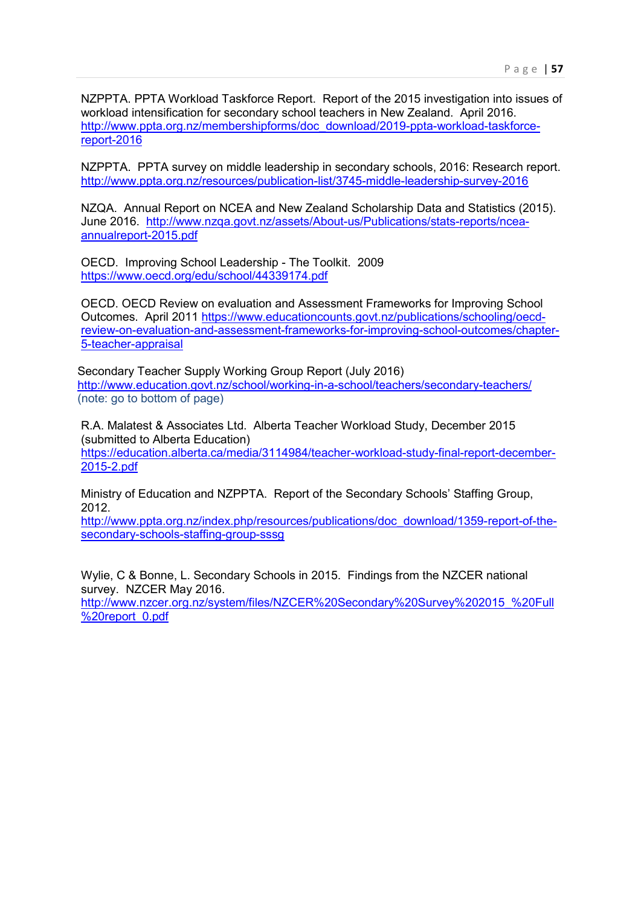NZPPTA. PPTA Workload Taskforce Report. Report of the 2015 investigation into issues of workload intensification for secondary school teachers in New Zealand. April 2016. http://www.ppta.org.nz/membershipforms/doc_download/2019-ppta-workload-taskforce-report-2016

NZPPTA. PPTA survey on middle leadership in secondary schools, 2016: Research report. http://www.ppta.org.nz/resources/publication-list/3745-middle-leadership-survey-2016

NZQA. Annual Report on NCEA and New Zealand Scholarship Data and Statistics (2015). June 2016. http://www.nzqa.govt.nz/assets/About-us/Publications/stats-reports/ncea-annualreport-2015.pdf

OECD. Improving School Leadership - The Toolkit. 2009 https://www.oecd.org/edu/school/44339174.pdf

OECD. OECD Review on evaluation and Assessment Frameworks for Improving School Outcomes. April 2011 https://www.educationcounts.govt.nz/publications/schooling/oecd-review-on-evaluation-and-assessment-frameworks-for-improving-school-outcomes/chapter-5-teacher-appraisal

Secondary Teacher Supply Working Group Report (July 2016) http://www.education.govt.nz/school/working-in-a-school/teachers/secondary-teachers/ (note: go to bottom of page)

R.A. Malatest & Associates Ltd. Alberta Teacher Workload Study, December 2015 (submitted to Alberta Education) https://education.alberta.ca/media/3114984/teacher-workload-study-final-report-december-2015-2.pdf

Ministry of Education and NZPPTA. Report of the Secondary Schools' Staffing Group, 2012. http://www.ppta.org.nz/index.php/resources/publications/doc_download/1359-report-of-the-secondary-schools-staffing-group-sssg

Wylie, C & Bonne, L. Secondary Schools in 2015. Findings from the NZCER national survey. NZCER May 2016. http://www.nzcer.org.nz/system/files/NZCER%20Secondary%20Survey%202015_%20Full%20report_0.pdf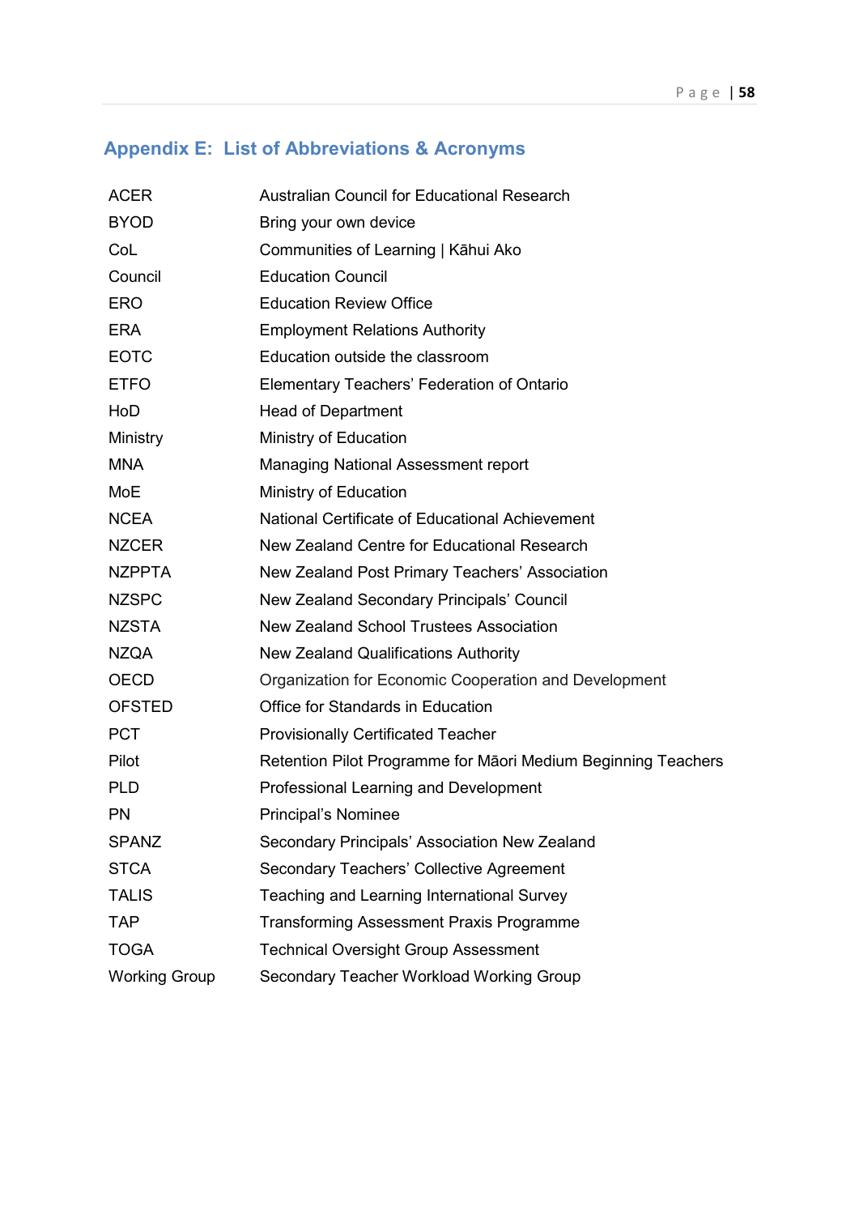## Appendix E: List of Abbreviations & Acronyms

| | |
|---|---|
| ACER | Australian Council for Educational Research |
| BYOD | Bring your own device |
| CoL | Communities of Learning \| Kāhui Ako |
| Council | Education Council |
| ERO | Education Review Office |
| ERA | Employment Relations Authority |
| EOTC | Education outside the classroom |
| ETFO | Elementary Teachers' Federation of Ontario |
| HoD | Head of Department |
| Ministry | Ministry of Education |
| MNA | Managing National Assessment report |
| MoE | Ministry of Education |
| NCEA | National Certificate of Educational Achievement |
| NZCER | New Zealand Centre for Educational Research |
| NZPPTA | New Zealand Post Primary Teachers' Association |
| NZSPC | New Zealand Secondary Principals' Council |
| NZSTA | New Zealand School Trustees Association |
| NZQA | New Zealand Qualifications Authority |
| OECD | Organization for Economic Cooperation and Development |
| OFSTED | Office for Standards in Education |
| PCT | Provisionally Certificated Teacher |
| Pilot | Retention Pilot Programme for Māori Medium Beginning Teachers |
| PLD | Professional Learning and Development |
| PN | Principal's Nominee |
| SPANZ | Secondary Principals' Association New Zealand |
| STCA | Secondary Teachers' Collective Agreement |
| TALIS | Teaching and Learning International Survey |
| TAP | Transforming Assessment Praxis Programme |
| TOGA | Technical Oversight Group Assessment |
| Working Group | Secondary Teacher Workload Working Group |